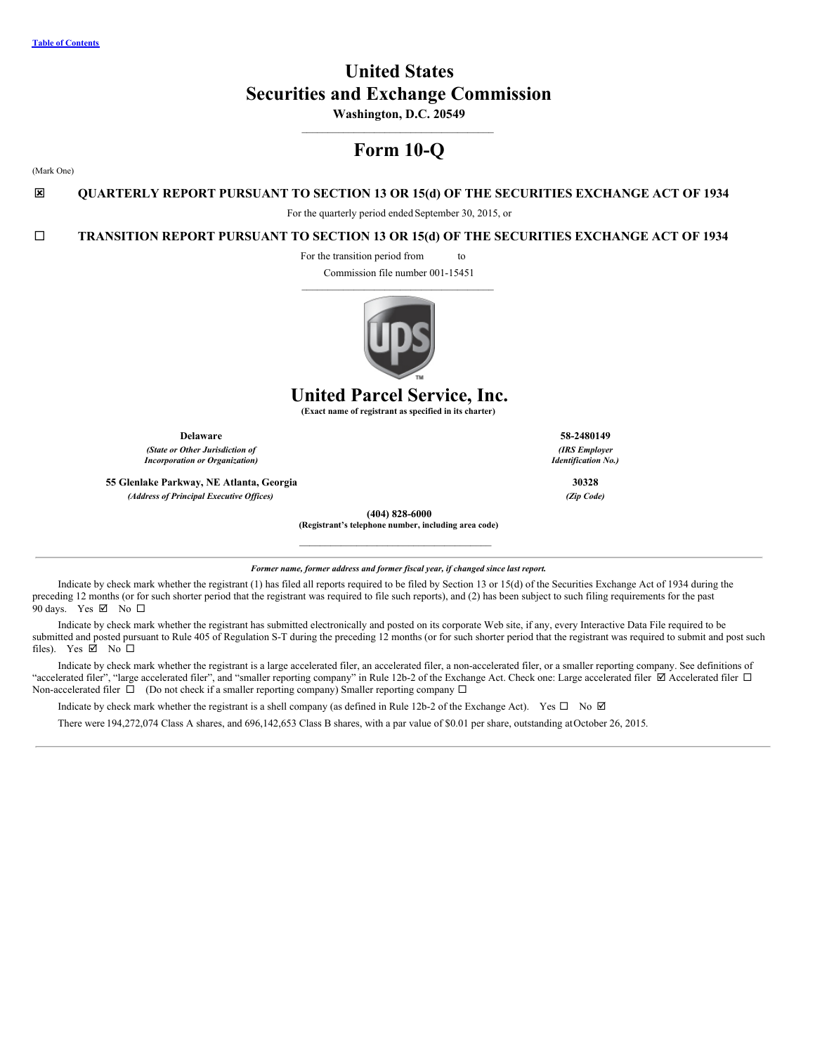Table of Contents

# United States
# Securities and Exchange Commission
**Washington, D.C. 20549**

# Form 10-Q

(Mark One)

☒ **QUARTERLY REPORT PURSUANT TO SECTION 13 OR 15(d) OF THE SECURITIES EXCHANGE ACT OF 1934**

For the quarterly period ended September 30, 2015, or

☐ **TRANSITION REPORT PURSUANT TO SECTION 13 OR 15(d) OF THE SECURITIES EXCHANGE ACT OF 1934**

For the transition period from to

Commission file number 001-15451

# United Parcel Service, Inc.
**(Exact name of registrant as specified in its charter)**

| | |
|---|---|
| **Delaware** | **58-2480149** |
| ***(State or Other Jurisdiction of Incorporation or Organization)*** | ***(IRS Employer Identification No.)*** |
| **55 Glenlake Parkway, NE Atlanta, Georgia** | **30328** |
| ***(Address of Principal Executive Offices)*** | ***(Zip Code)*** |

**(404) 828-6000**
**(Registrant's telephone number, including area code)**

***Former name, former address and former fiscal year, if changed since last report.***

Indicate by check mark whether the registrant (1) has filed all reports required to be filed by Section 13 or 15(d) of the Securities Exchange Act of 1934 during the preceding 12 months (or for such shorter period that the registrant was required to file such reports), and (2) has been subject to such filing requirements for the past 90 days. Yes ☑ No ☐

Indicate by check mark whether the registrant has submitted electronically and posted on its corporate Web site, if any, every Interactive Data File required to be submitted and posted pursuant to Rule 405 of Regulation S-T during the preceding 12 months (or for such shorter period that the registrant was required to submit and post such files). Yes ☑ No ☐

Indicate by check mark whether the registrant is a large accelerated filer, an accelerated filer, a non-accelerated filer, or a smaller reporting company. See definitions of "accelerated filer", "large accelerated filer", and "smaller reporting company" in Rule 12b-2 of the Exchange Act. Check one: Large accelerated filer ☑ Accelerated filer ☐ Non-accelerated filer ☐ (Do not check if a smaller reporting company) Smaller reporting company ☐

Indicate by check mark whether the registrant is a shell company (as defined in Rule 12b-2 of the Exchange Act). Yes ☐ No ☑

There were 194,272,074 Class A shares, and 696,142,653 Class B shares, with a par value of $0.01 per share, outstanding at October 26, 2015.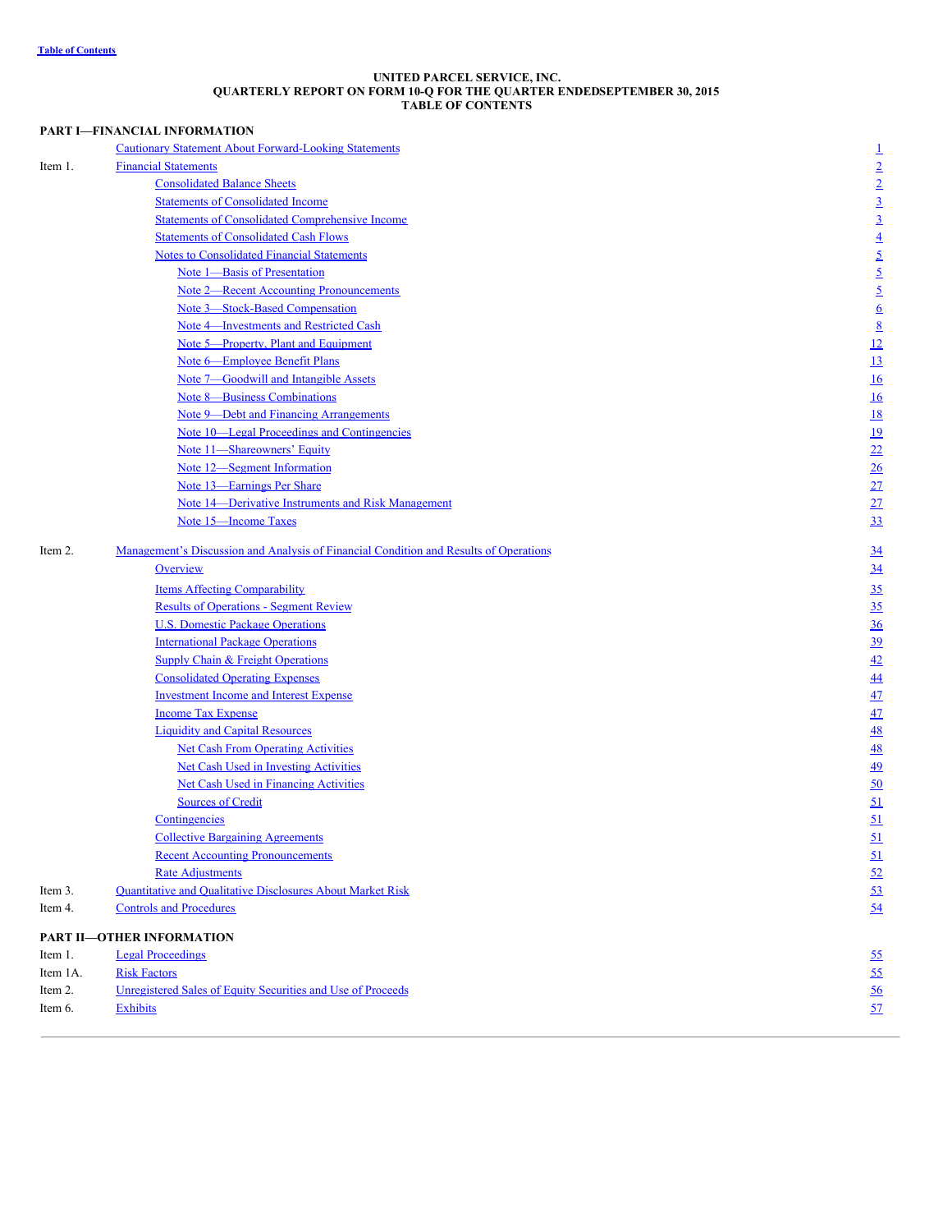Table of Contents

# UNITED PARCEL SERVICE, INC.
## QUARTERLY REPORT ON FORM 10-Q FOR THE QUARTER ENDEDSEPTEMBER 30, 2015
## TABLE OF CONTENTS

### PART I—FINANCIAL INFORMATION

| | | |
|---|---|---|
| | Cautionary Statement About Forward-Looking Statements | 1 |
| Item 1. | Financial Statements | 2 |
| | Consolidated Balance Sheets | 2 |
| | Statements of Consolidated Income | 3 |
| | Statements of Consolidated Comprehensive Income | 3 |
| | Statements of Consolidated Cash Flows | 4 |
| | Notes to Consolidated Financial Statements | 5 |
| | Note 1—Basis of Presentation | 5 |
| | Note 2—Recent Accounting Pronouncements | 5 |
| | Note 3—Stock-Based Compensation | 6 |
| | Note 4—Investments and Restricted Cash | 8 |
| | Note 5—Property, Plant and Equipment | 12 |
| | Note 6—Employee Benefit Plans | 13 |
| | Note 7—Goodwill and Intangible Assets | 16 |
| | Note 8—Business Combinations | 16 |
| | Note 9—Debt and Financing Arrangements | 18 |
| | Note 10—Legal Proceedings and Contingencies | 19 |
| | Note 11—Shareowners' Equity | 22 |
| | Note 12—Segment Information | 26 |
| | Note 13—Earnings Per Share | 27 |
| | Note 14—Derivative Instruments and Risk Management | 27 |
| | Note 15—Income Taxes | 33 |
| Item 2. | Management's Discussion and Analysis of Financial Condition and Results of Operations | 34 |
| | Overview | 34 |
| | Items Affecting Comparability | 35 |
| | Results of Operations - Segment Review | 35 |
| | U.S. Domestic Package Operations | 36 |
| | International Package Operations | 39 |
| | Supply Chain & Freight Operations | 42 |
| | Consolidated Operating Expenses | 44 |
| | Investment Income and Interest Expense | 47 |
| | Income Tax Expense | 47 |
| | Liquidity and Capital Resources | 48 |
| | Net Cash From Operating Activities | 48 |
| | Net Cash Used in Investing Activities | 49 |
| | Net Cash Used in Financing Activities | 50 |
| | Sources of Credit | 51 |
| | Contingencies | 51 |
| | Collective Bargaining Agreements | 51 |
| | Recent Accounting Pronouncements | 51 |
| | Rate Adjustments | 52 |
| Item 3. | Quantitative and Qualitative Disclosures About Market Risk | 53 |
| Item 4. | Controls and Procedures | 54 |

### PART II—OTHER INFORMATION

| | | |
|---|---|---|
| Item 1. | Legal Proceedings | 55 |
| Item 1A. | Risk Factors | 55 |
| Item 2. | Unregistered Sales of Equity Securities and Use of Proceeds | 56 |
| Item 6. | Exhibits | 57 |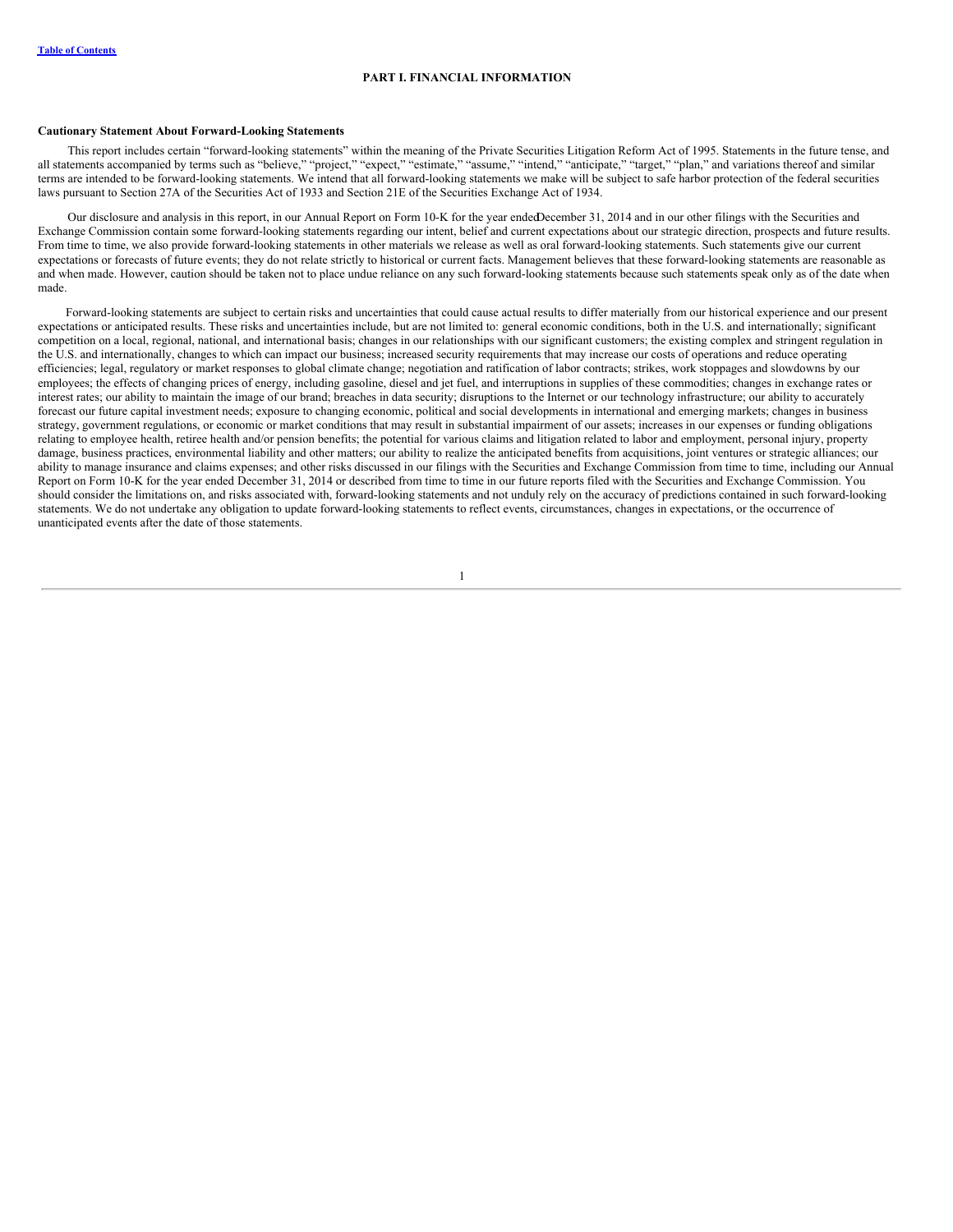# PART I. FINANCIAL INFORMATION

**Cautionary Statement About Forward-Looking Statements**

This report includes certain "forward-looking statements" within the meaning of the Private Securities Litigation Reform Act of 1995. Statements in the future tense, and all statements accompanied by terms such as "believe," "project," "expect," "estimate," "assume," "intend," "anticipate," "target," "plan," and variations thereof and similar terms are intended to be forward-looking statements. We intend that all forward-looking statements we make will be subject to safe harbor protection of the federal securities laws pursuant to Section 27A of the Securities Act of 1933 and Section 21E of the Securities Exchange Act of 1934.

Our disclosure and analysis in this report, in our Annual Report on Form 10-K for the year ended December 31, 2014 and in our other filings with the Securities and Exchange Commission contain some forward-looking statements regarding our intent, belief and current expectations about our strategic direction, prospects and future results. From time to time, we also provide forward-looking statements in other materials we release as well as oral forward-looking statements. Such statements give our current expectations or forecasts of future events; they do not relate strictly to historical or current facts. Management believes that these forward-looking statements are reasonable as and when made. However, caution should be taken not to place undue reliance on any such forward-looking statements because such statements speak only as of the date when made.

Forward-looking statements are subject to certain risks and uncertainties that could cause actual results to differ materially from our historical experience and our present expectations or anticipated results. These risks and uncertainties include, but are not limited to: general economic conditions, both in the U.S. and internationally; significant competition on a local, regional, national, and international basis; changes in our relationships with our significant customers; the existing complex and stringent regulation in the U.S. and internationally, changes to which can impact our business; increased security requirements that may increase our costs of operations and reduce operating efficiencies; legal, regulatory or market responses to global climate change; negotiation and ratification of labor contracts; strikes, work stoppages and slowdowns by our employees; the effects of changing prices of energy, including gasoline, diesel and jet fuel, and interruptions in supplies of these commodities; changes in exchange rates or interest rates; our ability to maintain the image of our brand; breaches in data security; disruptions to the Internet or our technology infrastructure; our ability to accurately forecast our future capital investment needs; exposure to changing economic, political and social developments in international and emerging markets; changes in business strategy, government regulations, or economic or market conditions that may result in substantial impairment of our assets; increases in our expenses or funding obligations relating to employee health, retiree health and/or pension benefits; the potential for various claims and litigation related to labor and employment, personal injury, property damage, business practices, environmental liability and other matters; our ability to realize the anticipated benefits from acquisitions, joint ventures or strategic alliances; our ability to manage insurance and claims expenses; and other risks discussed in our filings with the Securities and Exchange Commission from time to time, including our Annual Report on Form 10-K for the year ended December 31, 2014 or described from time to time in our future reports filed with the Securities and Exchange Commission. You should consider the limitations on, and risks associated with, forward-looking statements and not unduly rely on the accuracy of predictions contained in such forward-looking statements. We do not undertake any obligation to update forward-looking statements to reflect events, circumstances, changes in expectations, or the occurrence of unanticipated events after the date of those statements.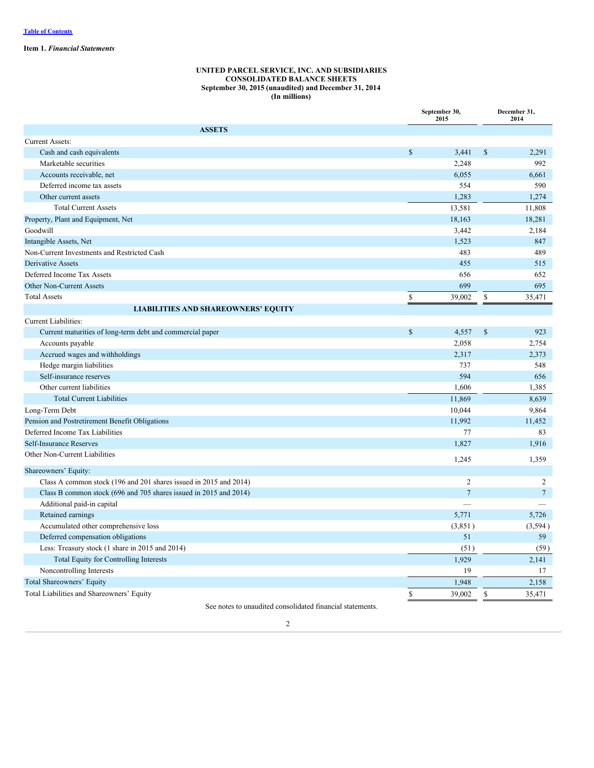Table of Contents

**Item 1.** ***Financial Statements***

**UNITED PARCEL SERVICE, INC. AND SUBSIDIARIES**
**CONSOLIDATED BALANCE SHEETS**
**September 30, 2015 (unaudited) and December 31, 2014**
**(In millions)**

| | September 30, 2015 | December 31, 2014 |
|---|---|---|
| **ASSETS** | | |
| Current Assets: | | |
| Cash and cash equivalents | $ 3,441 | $ 2,291 |
| Marketable securities | 2,248 | 992 |
| Accounts receivable, net | 6,055 | 6,661 |
| Deferred income tax assets | 554 | 590 |
| Other current assets | 1,283 | 1,274 |
| Total Current Assets | 13,581 | 11,808 |
| Property, Plant and Equipment, Net | 18,163 | 18,281 |
| Goodwill | 3,442 | 2,184 |
| Intangible Assets, Net | 1,523 | 847 |
| Non-Current Investments and Restricted Cash | 483 | 489 |
| Derivative Assets | 455 | 515 |
| Deferred Income Tax Assets | 656 | 652 |
| Other Non-Current Assets | 699 | 695 |
| Total Assets | $ 39,002 | $ 35,471 |
| **LIABILITIES AND SHAREOWNERS' EQUITY** | | |
| Current Liabilities: | | |
| Current maturities of long-term debt and commercial paper | $ 4,557 | $ 923 |
| Accounts payable | 2,058 | 2,754 |
| Accrued wages and withholdings | 2,317 | 2,373 |
| Hedge margin liabilities | 737 | 548 |
| Self-insurance reserves | 594 | 656 |
| Other current liabilities | 1,606 | 1,385 |
| Total Current Liabilities | 11,869 | 8,639 |
| Long-Term Debt | 10,044 | 9,864 |
| Pension and Postretirement Benefit Obligations | 11,992 | 11,452 |
| Deferred Income Tax Liabilities | 77 | 83 |
| Self-Insurance Reserves | 1,827 | 1,916 |
| Other Non-Current Liabilities | 1,245 | 1,359 |
| Shareowners' Equity: | | |
| Class A common stock (196 and 201 shares issued in 2015 and 2014) | 2 | 2 |
| Class B common stock (696 and 705 shares issued in 2015 and 2014) | 7 | 7 |
| Additional paid-in capital | — | — |
| Retained earnings | 5,771 | 5,726 |
| Accumulated other comprehensive loss | (3,851) | (3,594) |
| Deferred compensation obligations | 51 | 59 |
| Less: Treasury stock (1 share in 2015 and 2014) | (51) | (59) |
| Total Equity for Controlling Interests | 1,929 | 2,141 |
| Noncontrolling Interests | 19 | 17 |
| Total Shareowners' Equity | 1,948 | 2,158 |
| Total Liabilities and Shareowners' Equity | $ 39,002 | $ 35,471 |

See notes to unaudited consolidated financial statements.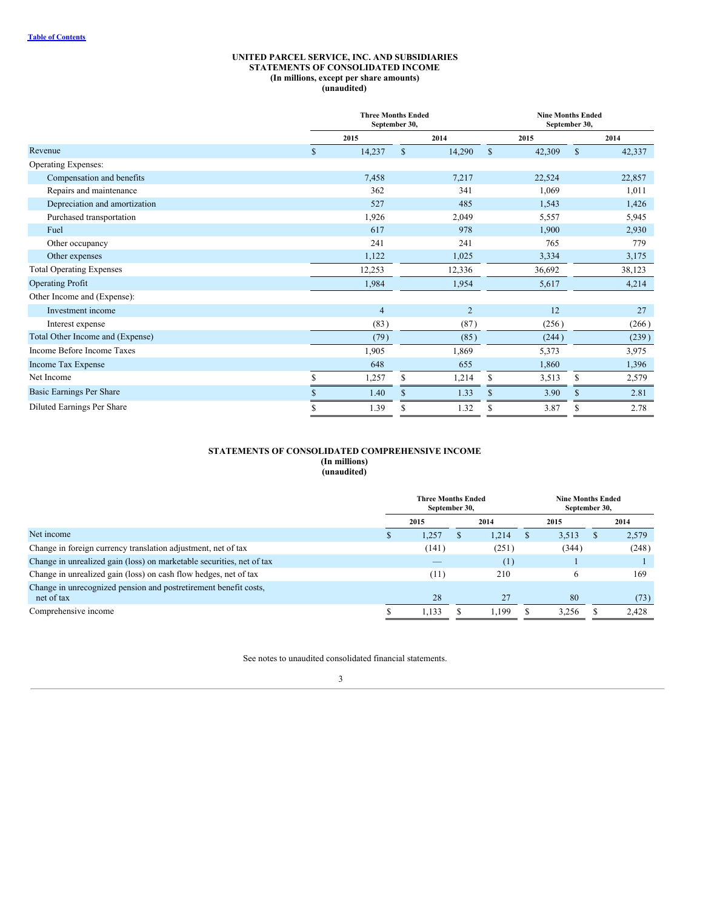**UNITED PARCEL SERVICE, INC. AND SUBSIDIARIES**
**STATEMENTS OF CONSOLIDATED INCOME**
**(In millions, except per share amounts)**
**(unaudited)**

| | Three Months Ended September 30, | | Nine Months Ended September 30, | |
|---|---|---|---|---|
| | 2015 | 2014 | 2015 | 2014 |
| Revenue | $ 14,237 | $ 14,290 | $ 42,309 | $ 42,337 |
| Operating Expenses: | | | | |
| Compensation and benefits | 7,458 | 7,217 | 22,524 | 22,857 |
| Repairs and maintenance | 362 | 341 | 1,069 | 1,011 |
| Depreciation and amortization | 527 | 485 | 1,543 | 1,426 |
| Purchased transportation | 1,926 | 2,049 | 5,557 | 5,945 |
| Fuel | 617 | 978 | 1,900 | 2,930 |
| Other occupancy | 241 | 241 | 765 | 779 |
| Other expenses | 1,122 | 1,025 | 3,334 | 3,175 |
| Total Operating Expenses | 12,253 | 12,336 | 36,692 | 38,123 |
| Operating Profit | 1,984 | 1,954 | 5,617 | 4,214 |
| Other Income and (Expense): | | | | |
| Investment income | 4 | 2 | 12 | 27 |
| Interest expense | (83) | (87) | (256) | (266) |
| Total Other Income and (Expense) | (79) | (85) | (244) | (239) |
| Income Before Income Taxes | 1,905 | 1,869 | 5,373 | 3,975 |
| Income Tax Expense | 648 | 655 | 1,860 | 1,396 |
| Net Income | $ 1,257 | $ 1,214 | $ 3,513 | $ 2,579 |
| Basic Earnings Per Share | $ 1.40 | $ 1.33 | $ 3.90 | $ 2.81 |
| Diluted Earnings Per Share | $ 1.39 | $ 1.32 | $ 3.87 | $ 2.78 |

**STATEMENTS OF CONSOLIDATED COMPREHENSIVE INCOME**
**(In millions)**
**(unaudited)**

| | Three Months Ended September 30, | | Nine Months Ended September 30, | |
|---|---|---|---|---|
| | 2015 | 2014 | 2015 | 2014 |
| Net income | $ 1,257 | $ 1,214 | $ 3,513 | $ 2,579 |
| Change in foreign currency translation adjustment, net of tax | (141) | (251) | (344) | (248) |
| Change in unrealized gain (loss) on marketable securities, net of tax | — | (1) | 1 | 1 |
| Change in unrealized gain (loss) on cash flow hedges, net of tax | (11) | 210 | 6 | 169 |
| Change in unrecognized pension and postretirement benefit costs, net of tax | 28 | 27 | 80 | (73) |
| Comprehensive income | $ 1,133 | $ 1,199 | $ 3,256 | $ 2,428 |

See notes to unaudited consolidated financial statements.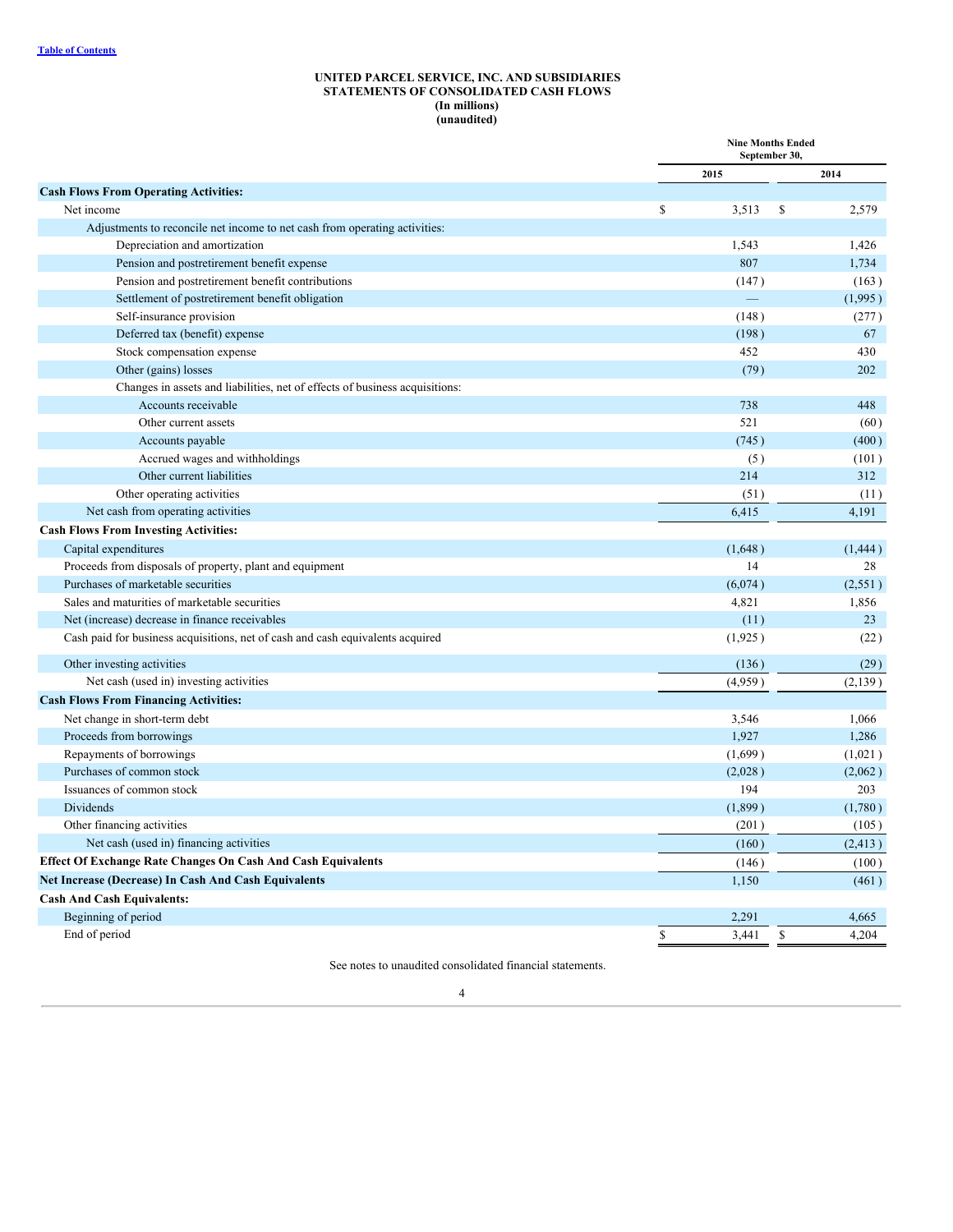# UNITED PARCEL SERVICE, INC. AND SUBSIDIARIES
## STATEMENTS OF CONSOLIDATED CASH FLOWS
### (In millions)
### (unaudited)

| | Nine Months Ended September 30, | |
|---|---|---|
| | 2015 | 2014 |
| **Cash Flows From Operating Activities:** | | |
| Net income | $ 3,513 | $ 2,579 |
| Adjustments to reconcile net income to net cash from operating activities: | | |
| Depreciation and amortization | 1,543 | 1,426 |
| Pension and postretirement benefit expense | 807 | 1,734 |
| Pension and postretirement benefit contributions | (147) | (163) |
| Settlement of postretirement benefit obligation | — | (1,995) |
| Self-insurance provision | (148) | (277) |
| Deferred tax (benefit) expense | (198) | 67 |
| Stock compensation expense | 452 | 430 |
| Other (gains) losses | (79) | 202 |
| Changes in assets and liabilities, net of effects of business acquisitions: | | |
| Accounts receivable | 738 | 448 |
| Other current assets | 521 | (60) |
| Accounts payable | (745) | (400) |
| Accrued wages and withholdings | (5) | (101) |
| Other current liabilities | 214 | 312 |
| Other operating activities | (51) | (11) |
| Net cash from operating activities | 6,415 | 4,191 |
| **Cash Flows From Investing Activities:** | | |
| Capital expenditures | (1,648) | (1,444) |
| Proceeds from disposals of property, plant and equipment | 14 | 28 |
| Purchases of marketable securities | (6,074) | (2,551) |
| Sales and maturities of marketable securities | 4,821 | 1,856 |
| Net (increase) decrease in finance receivables | (11) | 23 |
| Cash paid for business acquisitions, net of cash and cash equivalents acquired | (1,925) | (22) |
| Other investing activities | (136) | (29) |
| Net cash (used in) investing activities | (4,959) | (2,139) |
| **Cash Flows From Financing Activities:** | | |
| Net change in short-term debt | 3,546 | 1,066 |
| Proceeds from borrowings | 1,927 | 1,286 |
| Repayments of borrowings | (1,699) | (1,021) |
| Purchases of common stock | (2,028) | (2,062) |
| Issuances of common stock | 194 | 203 |
| Dividends | (1,899) | (1,780) |
| Other financing activities | (201) | (105) |
| Net cash (used in) financing activities | (160) | (2,413) |
| **Effect Of Exchange Rate Changes On Cash And Cash Equivalents** | (146) | (100) |
| **Net Increase (Decrease) In Cash And Cash Equivalents** | 1,150 | (461) |
| **Cash And Cash Equivalents:** | | |
| Beginning of period | 2,291 | 4,665 |
| End of period | $ 3,441 | $ 4,204 |

See notes to unaudited consolidated financial statements.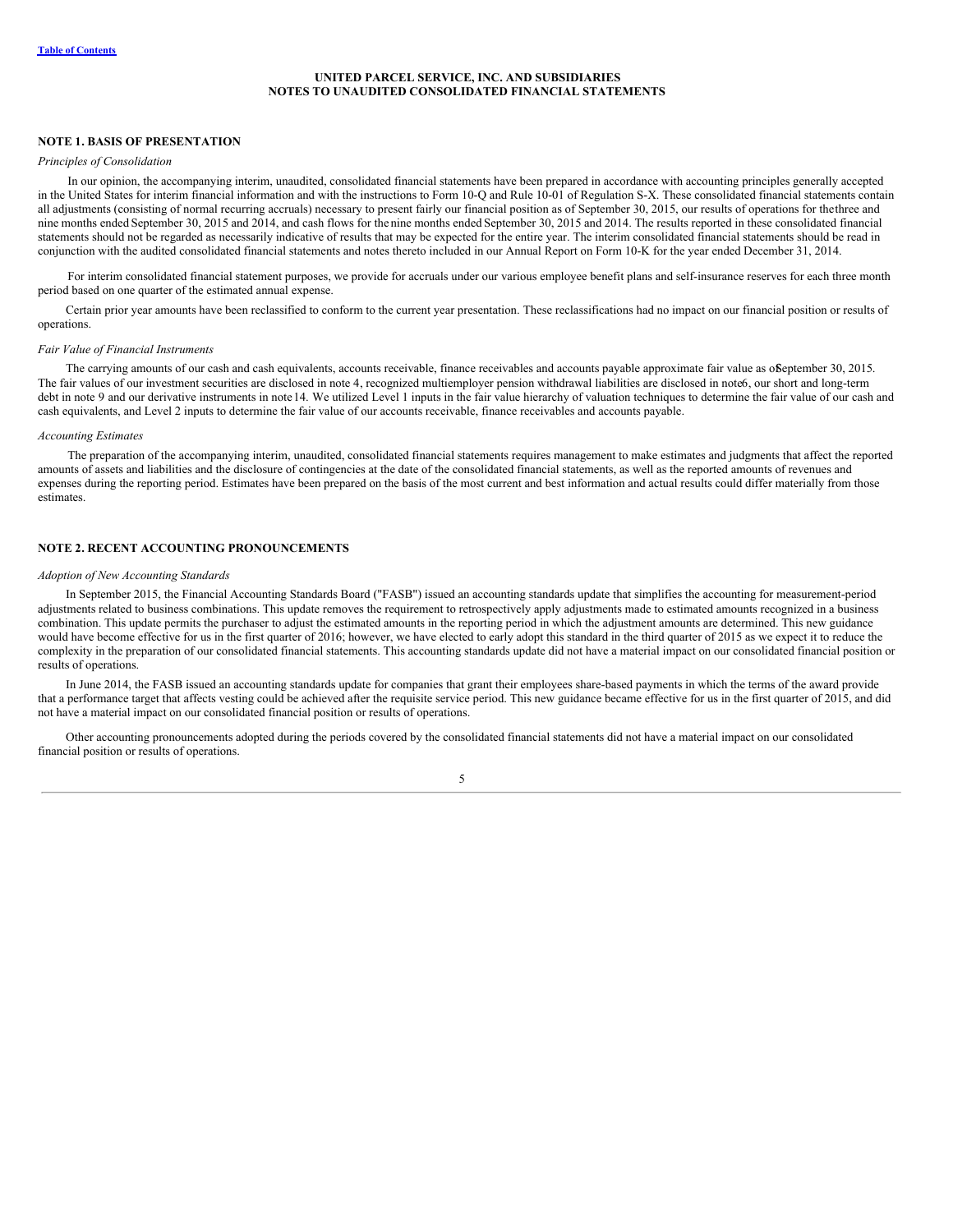**UNITED PARCEL SERVICE, INC. AND SUBSIDIARIES**
**NOTES TO UNAUDITED CONSOLIDATED FINANCIAL STATEMENTS**

## NOTE 1. BASIS OF PRESENTATION

*Principles of Consolidation*

In our opinion, the accompanying interim, unaudited, consolidated financial statements have been prepared in accordance with accounting principles generally accepted in the United States for interim financial information and with the instructions to Form 10-Q and Rule 10-01 of Regulation S-X. These consolidated financial statements contain all adjustments (consisting of normal recurring accruals) necessary to present fairly our financial position as of September 30, 2015, our results of operations for the three and nine months ended September 30, 2015 and 2014, and cash flows for the nine months ended September 30, 2015 and 2014. The results reported in these consolidated financial statements should not be regarded as necessarily indicative of results that may be expected for the entire year. The interim consolidated financial statements should be read in conjunction with the audited consolidated financial statements and notes thereto included in our Annual Report on Form 10-K for the year ended December 31, 2014.

For interim consolidated financial statement purposes, we provide for accruals under our various employee benefit plans and self-insurance reserves for each three month period based on one quarter of the estimated annual expense.

Certain prior year amounts have been reclassified to conform to the current year presentation. These reclassifications had no impact on our financial position or results of operations.

*Fair Value of Financial Instruments*

The carrying amounts of our cash and cash equivalents, accounts receivable, finance receivables and accounts payable approximate fair value as of September 30, 2015. The fair values of our investment securities are disclosed in note 4, recognized multiemployer pension withdrawal liabilities are disclosed in note 6, our short and long-term debt in note 9 and our derivative instruments in note 14. We utilized Level 1 inputs in the fair value hierarchy of valuation techniques to determine the fair value of our cash and cash equivalents, and Level 2 inputs to determine the fair value of our accounts receivable, finance receivables and accounts payable.

*Accounting Estimates*

The preparation of the accompanying interim, unaudited, consolidated financial statements requires management to make estimates and judgments that affect the reported amounts of assets and liabilities and the disclosure of contingencies at the date of the consolidated financial statements, as well as the reported amounts of revenues and expenses during the reporting period. Estimates have been prepared on the basis of the most current and best information and actual results could differ materially from those estimates.

## NOTE 2. RECENT ACCOUNTING PRONOUNCEMENTS

*Adoption of New Accounting Standards*

In September 2015, the Financial Accounting Standards Board ("FASB") issued an accounting standards update that simplifies the accounting for measurement-period adjustments related to business combinations. This update removes the requirement to retrospectively apply adjustments made to estimated amounts recognized in a business combination. This update permits the purchaser to adjust the estimated amounts in the reporting period in which the adjustment amounts are determined. This new guidance would have become effective for us in the first quarter of 2016; however, we have elected to early adopt this standard in the third quarter of 2015 as we expect it to reduce the complexity in the preparation of our consolidated financial statements. This accounting standards update did not have a material impact on our consolidated financial position or results of operations.

In June 2014, the FASB issued an accounting standards update for companies that grant their employees share-based payments in which the terms of the award provide that a performance target that affects vesting could be achieved after the requisite service period. This new guidance became effective for us in the first quarter of 2015, and did not have a material impact on our consolidated financial position or results of operations.

Other accounting pronouncements adopted during the periods covered by the consolidated financial statements did not have a material impact on our consolidated financial position or results of operations.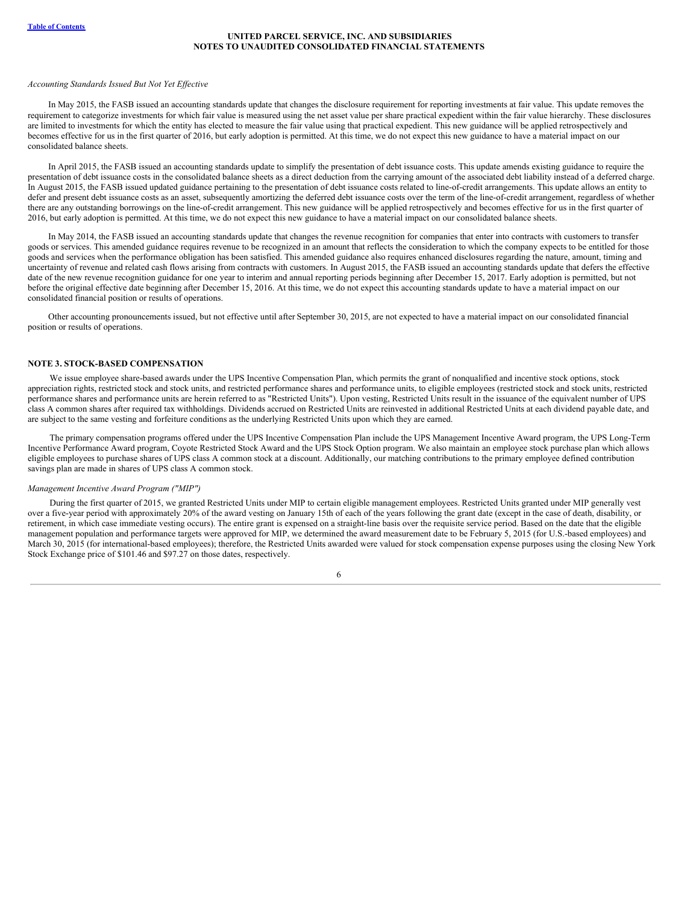*Accounting Standards Issued But Not Yet Effective*

In May 2015, the FASB issued an accounting standards update that changes the disclosure requirement for reporting investments at fair value. This update removes the requirement to categorize investments for which fair value is measured using the net asset value per share practical expedient within the fair value hierarchy. These disclosures are limited to investments for which the entity has elected to measure the fair value using that practical expedient. This new guidance will be applied retrospectively and becomes effective for us in the first quarter of 2016, but early adoption is permitted. At this time, we do not expect this new guidance to have a material impact on our consolidated balance sheets.

In April 2015, the FASB issued an accounting standards update to simplify the presentation of debt issuance costs. This update amends existing guidance to require the presentation of debt issuance costs in the consolidated balance sheets as a direct deduction from the carrying amount of the associated debt liability instead of a deferred charge. In August 2015, the FASB issued updated guidance pertaining to the presentation of debt issuance costs related to line-of-credit arrangements. This update allows an entity to defer and present debt issuance costs as an asset, subsequently amortizing the deferred debt issuance costs over the term of the line-of-credit arrangement, regardless of whether there are any outstanding borrowings on the line-of-credit arrangement. This new guidance will be applied retrospectively and becomes effective for us in the first quarter of 2016, but early adoption is permitted. At this time, we do not expect this new guidance to have a material impact on our consolidated balance sheets.

In May 2014, the FASB issued an accounting standards update that changes the revenue recognition for companies that enter into contracts with customers to transfer goods or services. This amended guidance requires revenue to be recognized in an amount that reflects the consideration to which the company expects to be entitled for those goods and services when the performance obligation has been satisfied. This amended guidance also requires enhanced disclosures regarding the nature, amount, timing and uncertainty of revenue and related cash flows arising from contracts with customers. In August 2015, the FASB issued an accounting standards update that defers the effective date of the new revenue recognition guidance for one year to interim and annual reporting periods beginning after December 15, 2017. Early adoption is permitted, but not before the original effective date beginning after December 15, 2016. At this time, we do not expect this accounting standards update to have a material impact on our consolidated financial position or results of operations.

Other accounting pronouncements issued, but not effective until after September 30, 2015, are not expected to have a material impact on our consolidated financial position or results of operations.

## NOTE 3. STOCK-BASED COMPENSATION

We issue employee share-based awards under the UPS Incentive Compensation Plan, which permits the grant of nonqualified and incentive stock options, stock appreciation rights, restricted stock and stock units, and restricted performance shares and performance units, to eligible employees (restricted stock and stock units, restricted performance shares and performance units are herein referred to as "Restricted Units"). Upon vesting, Restricted Units result in the issuance of the equivalent number of UPS class A common shares after required tax withholdings. Dividends accrued on Restricted Units are reinvested in additional Restricted Units at each dividend payable date, and are subject to the same vesting and forfeiture conditions as the underlying Restricted Units upon which they are earned.

The primary compensation programs offered under the UPS Incentive Compensation Plan include the UPS Management Incentive Award program, the UPS Long-Term Incentive Performance Award program, Coyote Restricted Stock Award and the UPS Stock Option program. We also maintain an employee stock purchase plan which allows eligible employees to purchase shares of UPS class A common stock at a discount. Additionally, our matching contributions to the primary employee defined contribution savings plan are made in shares of UPS class A common stock.

*Management Incentive Award Program ("MIP")*

During the first quarter of 2015, we granted Restricted Units under MIP to certain eligible management employees. Restricted Units granted under MIP generally vest over a five-year period with approximately 20% of the award vesting on January 15th of each of the years following the grant date (except in the case of death, disability, or retirement, in which case immediate vesting occurs). The entire grant is expensed on a straight-line basis over the requisite service period. Based on the date that the eligible management population and performance targets were approved for MIP, we determined the award measurement date to be February 5, 2015 (for U.S.-based employees) and March 30, 2015 (for international-based employees); therefore, the Restricted Units awarded were valued for stock compensation expense purposes using the closing New York Stock Exchange price of $101.46 and $97.27 on those dates, respectively.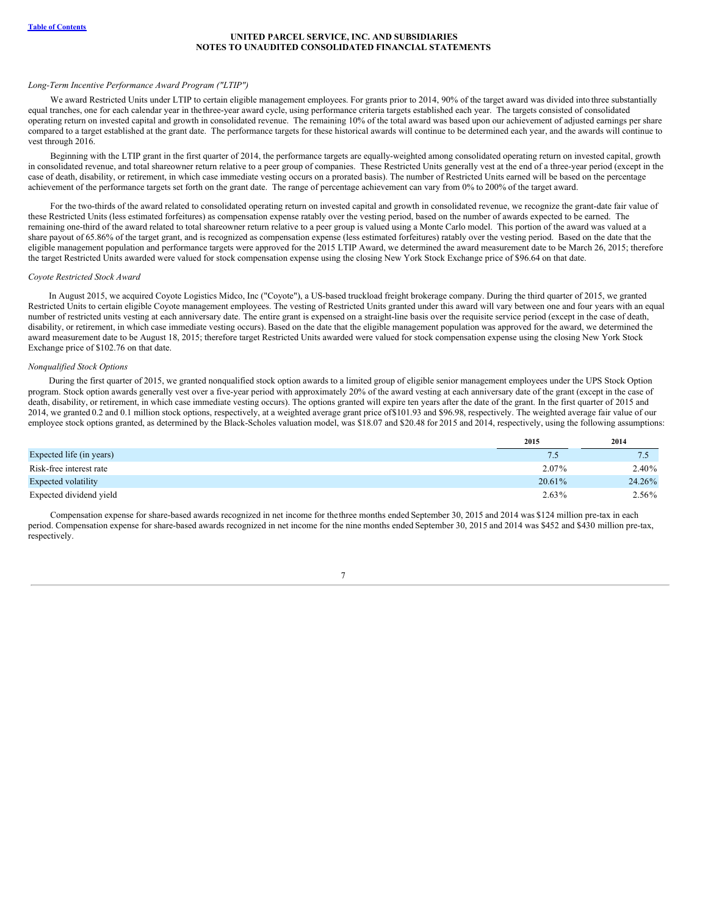*Long-Term Incentive Performance Award Program ("LTIP")*

We award Restricted Units under LTIP to certain eligible management employees. For grants prior to 2014, 90% of the target award was divided into three substantially equal tranches, one for each calendar year in the three-year award cycle, using performance criteria targets established each year. The targets consisted of consolidated operating return on invested capital and growth in consolidated revenue. The remaining 10% of the total award was based upon our achievement of adjusted earnings per share compared to a target established at the grant date. The performance targets for these historical awards will continue to be determined each year, and the awards will continue to vest through 2016.

Beginning with the LTIP grant in the first quarter of 2014, the performance targets are equally-weighted among consolidated operating return on invested capital, growth in consolidated revenue, and total shareowner return relative to a peer group of companies. These Restricted Units generally vest at the end of a three-year period (except in the case of death, disability, or retirement, in which case immediate vesting occurs on a prorated basis). The number of Restricted Units earned will be based on the percentage achievement of the performance targets set forth on the grant date. The range of percentage achievement can vary from 0% to 200% of the target award.

For the two-thirds of the award related to consolidated operating return on invested capital and growth in consolidated revenue, we recognize the grant-date fair value of these Restricted Units (less estimated forfeitures) as compensation expense ratably over the vesting period, based on the number of awards expected to be earned. The remaining one-third of the award related to total shareowner return relative to a peer group is valued using a Monte Carlo model. This portion of the award was valued at a share payout of 65.86% of the target grant, and is recognized as compensation expense (less estimated forfeitures) ratably over the vesting period. Based on the date that the eligible management population and performance targets were approved for the 2015 LTIP Award, we determined the award measurement date to be March 26, 2015; therefore the target Restricted Units awarded were valued for stock compensation expense using the closing New York Stock Exchange price of $96.64 on that date.

*Coyote Restricted Stock Award*

In August 2015, we acquired Coyote Logistics Midco, Inc ("Coyote"), a US-based truckload freight brokerage company. During the third quarter of 2015, we granted Restricted Units to certain eligible Coyote management employees. The vesting of Restricted Units granted under this award will vary between one and four years with an equal number of restricted units vesting at each anniversary date. The entire grant is expensed on a straight-line basis over the requisite service period (except in the case of death, disability, or retirement, in which case immediate vesting occurs). Based on the date that the eligible management population was approved for the award, we determined the award measurement date to be August 18, 2015; therefore target Restricted Units awarded were valued for stock compensation expense using the closing New York Stock Exchange price of $102.76 on that date.

*Nonqualified Stock Options*

During the first quarter of 2015, we granted nonqualified stock option awards to a limited group of eligible senior management employees under the UPS Stock Option program. Stock option awards generally vest over a five-year period with approximately 20% of the award vesting at each anniversary date of the grant (except in the case of death, disability, or retirement, in which case immediate vesting occurs). The options granted will expire ten years after the date of the grant. In the first quarter of 2015 and 2014, we granted 0.2 and 0.1 million stock options, respectively, at a weighted average grant price of $101.93 and $96.98, respectively. The weighted average fair value of our employee stock options granted, as determined by the Black-Scholes valuation model, was $18.07 and $20.48 for 2015 and 2014, respectively, using the following assumptions:

| | 2015 | 2014 |
|---|---|---|
| Expected life (in years) | 7.5 | 7.5 |
| Risk-free interest rate | 2.07% | 2.40% |
| Expected volatility | 20.61% | 24.26% |
| Expected dividend yield | 2.63% | 2.56% |

Compensation expense for share-based awards recognized in net income for the three months ended September 30, 2015 and 2014 was $124 million pre-tax in each period. Compensation expense for share-based awards recognized in net income for the nine months ended September 30, 2015 and 2014 was $452 and $430 million pre-tax, respectively.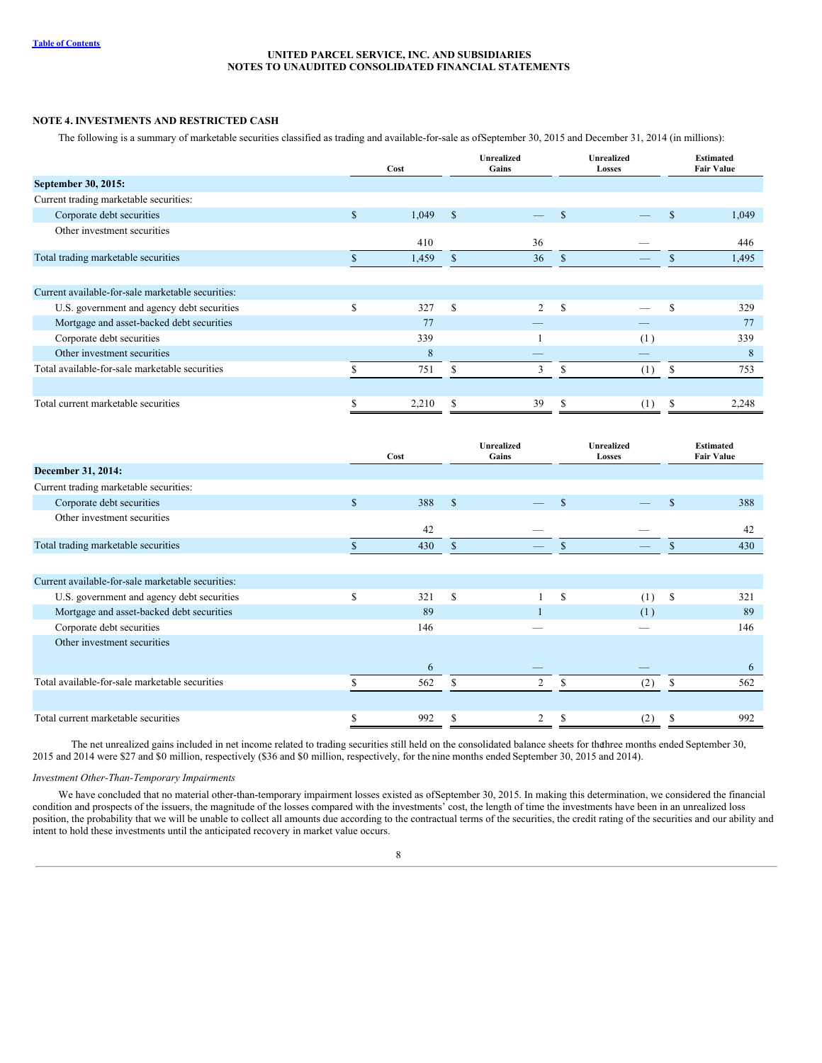**NOTE 4. INVESTMENTS AND RESTRICTED CASH**

The following is a summary of marketable securities classified as trading and available-for-sale as of September 30, 2015 and December 31, 2014 (in millions):

| | Cost | Unrealized Gains | Unrealized Losses | Estimated Fair Value |
|---|---|---|---|---|
| **September 30, 2015:** | | | | |
| Current trading marketable securities: | | | | |
| Corporate debt securities | $ 1,049 | $ — | $ — | $ 1,049 |
| Other investment securities | 410 | 36 | — | 446 |
| Total trading marketable securities | $ 1,459 | $ 36 | $ — | $ 1,495 |
| | | | | |
| Current available-for-sale marketable securities: | | | | |
| U.S. government and agency debt securities | $ 327 | $ 2 | $ — | $ 329 |
| Mortgage and asset-backed debt securities | 77 | — | — | 77 |
| Corporate debt securities | 339 | 1 | (1) | 339 |
| Other investment securities | 8 | — | — | 8 |
| Total available-for-sale marketable securities | $ 751 | $ 3 | $ (1) | $ 753 |
| | | | | |
| Total current marketable securities | $ 2,210 | $ 39 | $ (1) | $ 2,248 |

| | Cost | Unrealized Gains | Unrealized Losses | Estimated Fair Value |
|---|---|---|---|---|
| **December 31, 2014:** | | | | |
| Current trading marketable securities: | | | | |
| Corporate debt securities | $ 388 | $ — | $ — | $ 388 |
| Other investment securities | 42 | — | — | 42 |
| Total trading marketable securities | $ 430 | $ — | $ — | $ 430 |
| | | | | |
| Current available-for-sale marketable securities: | | | | |
| U.S. government and agency debt securities | $ 321 | $ 1 | $ (1) | $ 321 |
| Mortgage and asset-backed debt securities | 89 | 1 | (1) | 89 |
| Corporate debt securities | 146 | — | — | 146 |
| Other investment securities | 6 | — | — | 6 |
| Total available-for-sale marketable securities | $ 562 | $ 2 | $ (2) | $ 562 |
| | | | | |
| Total current marketable securities | $ 992 | $ 2 | $ (2) | $ 992 |

The net unrealized gains included in net income related to trading securities still held on the consolidated balance sheets for the three months ended September 30, 2015 and 2014 were $27 and $0 million, respectively ($36 and $0 million, respectively, for the nine months ended September 30, 2015 and 2014).

*Investment Other-Than-Temporary Impairments*

We have concluded that no material other-than-temporary impairment losses existed as of September 30, 2015. In making this determination, we considered the financial condition and prospects of the issuers, the magnitude of the losses compared with the investments' cost, the length of time the investments have been in an unrealized loss position, the probability that we will be unable to collect all amounts due according to the contractual terms of the securities, the credit rating of the securities and our ability and intent to hold these investments until the anticipated recovery in market value occurs.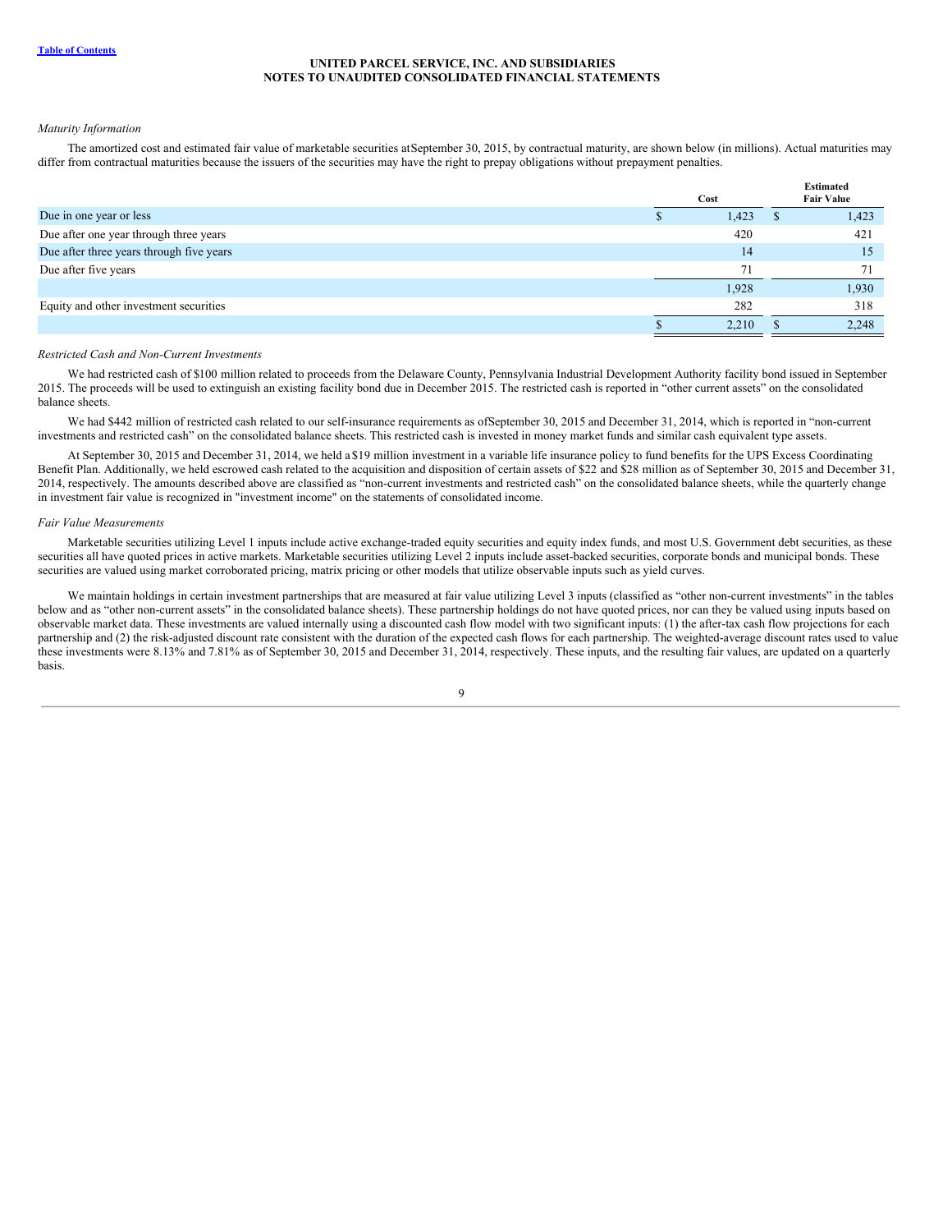*Maturity Information*

The amortized cost and estimated fair value of marketable securities atSeptember 30, 2015, by contractual maturity, are shown below (in millions). Actual maturities may differ from contractual maturities because the issuers of the securities may have the right to prepay obligations without prepayment penalties.

| | Cost | Estimated Fair Value |
|---|---|---|
| Due in one year or less | $ 1,423 | $ 1,423 |
| Due after one year through three years | 420 | 421 |
| Due after three years through five years | 14 | 15 |
| Due after five years | 71 | 71 |
| | 1,928 | 1,930 |
| Equity and other investment securities | 282 | 318 |
| | $ 2,210 | $ 2,248 |

*Restricted Cash and Non-Current Investments*

We had restricted cash of $100 million related to proceeds from the Delaware County, Pennsylvania Industrial Development Authority facility bond issued in September 2015. The proceeds will be used to extinguish an existing facility bond due in December 2015. The restricted cash is reported in "other current assets" on the consolidated balance sheets.

We had $442 million of restricted cash related to our self-insurance requirements as ofSeptember 30, 2015 and December 31, 2014, which is reported in "non-current investments and restricted cash" on the consolidated balance sheets. This restricted cash is invested in money market funds and similar cash equivalent type assets.

At September 30, 2015 and December 31, 2014, we held a $19 million investment in a variable life insurance policy to fund benefits for the UPS Excess Coordinating Benefit Plan. Additionally, we held escrowed cash related to the acquisition and disposition of certain assets of $22 and $28 million as of September 30, 2015 and December 31, 2014, respectively. The amounts described above are classified as "non-current investments and restricted cash" on the consolidated balance sheets, while the quarterly change in investment fair value is recognized in "investment income" on the statements of consolidated income.

*Fair Value Measurements*

Marketable securities utilizing Level 1 inputs include active exchange-traded equity securities and equity index funds, and most U.S. Government debt securities, as these securities all have quoted prices in active markets. Marketable securities utilizing Level 2 inputs include asset-backed securities, corporate bonds and municipal bonds. These securities are valued using market corroborated pricing, matrix pricing or other models that utilize observable inputs such as yield curves.

We maintain holdings in certain investment partnerships that are measured at fair value utilizing Level 3 inputs (classified as "other non-current investments" in the tables below and as "other non-current assets" in the consolidated balance sheets). These partnership holdings do not have quoted prices, nor can they be valued using inputs based on observable market data. These investments are valued internally using a discounted cash flow model with two significant inputs: (1) the after-tax cash flow projections for each partnership and (2) the risk-adjusted discount rate consistent with the duration of the expected cash flows for each partnership. The weighted-average discount rates used to value these investments were 8.13% and 7.81% as of September 30, 2015 and December 31, 2014, respectively. These inputs, and the resulting fair values, are updated on a quarterly basis.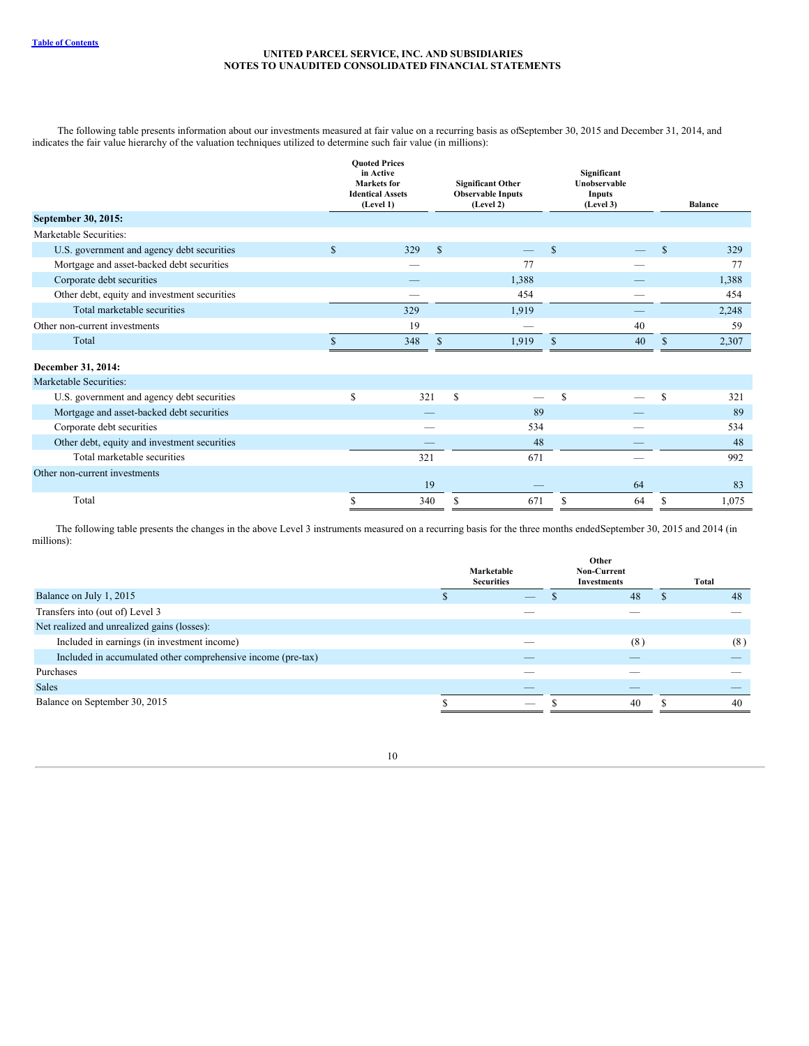UNITED PARCEL SERVICE, INC. AND SUBSIDIARIES
NOTES TO UNAUDITED CONSOLIDATED FINANCIAL STATEMENTS

The following table presents information about our investments measured at fair value on a recurring basis as ofSeptember 30, 2015 and December 31, 2014, and indicates the fair value hierarchy of the valuation techniques utilized to determine such fair value (in millions):

| | Quoted Prices in Active Markets for Identical Assets (Level 1) | Significant Other Observable Inputs (Level 2) | Significant Unobservable Inputs (Level 3) | Balance |
|---|---|---|---|---|
| **September 30, 2015:** | | | | |
| Marketable Securities: | | | | |
| U.S. government and agency debt securities | $ 329 | $ — | $ — | $ 329 |
| Mortgage and asset-backed debt securities | — | 77 | — | 77 |
| Corporate debt securities | — | 1,388 | — | 1,388 |
| Other debt, equity and investment securities | — | 454 | — | 454 |
| Total marketable securities | 329 | 1,919 | — | 2,248 |
| Other non-current investments | 19 | — | 40 | 59 |
| Total | $ 348 | $ 1,919 | $ 40 | $ 2,307 |
| **December 31, 2014:** | | | | |
| Marketable Securities: | | | | |
| U.S. government and agency debt securities | $ 321 | $ — | $ — | $ 321 |
| Mortgage and asset-backed debt securities | — | 89 | — | 89 |
| Corporate debt securities | — | 534 | — | 534 |
| Other debt, equity and investment securities | — | 48 | — | 48 |
| Total marketable securities | 321 | 671 | — | 992 |
| Other non-current investments | 19 | — | 64 | 83 |
| Total | $ 340 | $ 671 | $ 64 | $ 1,075 |

The following table presents the changes in the above Level 3 instruments measured on a recurring basis for the three months endedSeptember 30, 2015 and 2014 (in millions):

| | Marketable Securities | Other Non-Current Investments | Total |
|---|---|---|---|
| Balance on July 1, 2015 | $ — | $ 48 | $ 48 |
| Transfers into (out of) Level 3 | — | — | — |
| Net realized and unrealized gains (losses): | | | |
| Included in earnings (in investment income) | — | (8) | (8) |
| Included in accumulated other comprehensive income (pre-tax) | — | — | — |
| Purchases | — | — | — |
| Sales | — | — | — |
| Balance on September 30, 2015 | $ — | $ 40 | $ 40 |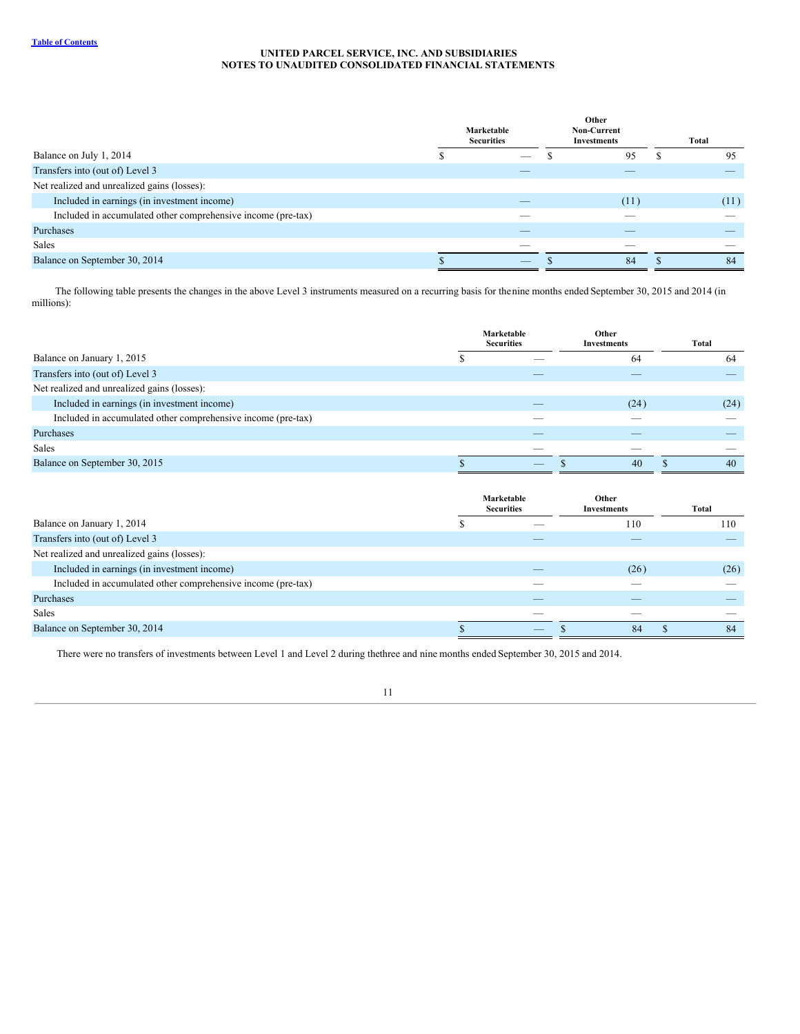UNITED PARCEL SERVICE, INC. AND SUBSIDIARIES
NOTES TO UNAUDITED CONSOLIDATED FINANCIAL STATEMENTS

| | Marketable Securities | Other Non-Current Investments | Total |
|---|---|---|---|
| Balance on July 1, 2014 | $ — | $ 95 | $ 95 |
| Transfers into (out of) Level 3 | — | — | — |
| Net realized and unrealized gains (losses): | | | |
| Included in earnings (in investment income) | — | (11) | (11) |
| Included in accumulated other comprehensive income (pre-tax) | — | — | — |
| Purchases | — | — | — |
| Sales | — | — | — |
| Balance on September 30, 2014 | $ — | $ 84 | $ 84 |

The following table presents the changes in the above Level 3 instruments measured on a recurring basis for the nine months ended September 30, 2015 and 2014 (in millions):

| | Marketable Securities | Other Investments | Total |
|---|---|---|---|
| Balance on January 1, 2015 | $ — | 64 | 64 |
| Transfers into (out of) Level 3 | — | — | — |
| Net realized and unrealized gains (losses): | | | |
| Included in earnings (in investment income) | — | (24) | (24) |
| Included in accumulated other comprehensive income (pre-tax) | — | — | — |
| Purchases | — | — | — |
| Sales | — | — | — |
| Balance on September 30, 2015 | $ — | $ 40 | $ 40 |

| | Marketable Securities | Other Investments | Total |
|---|---|---|---|
| Balance on January 1, 2014 | $ — | 110 | 110 |
| Transfers into (out of) Level 3 | — | — | — |
| Net realized and unrealized gains (losses): | | | |
| Included in earnings (in investment income) | — | (26) | (26) |
| Included in accumulated other comprehensive income (pre-tax) | — | — | — |
| Purchases | — | — | — |
| Sales | — | — | — |
| Balance on September 30, 2014 | $ — | $ 84 | $ 84 |

There were no transfers of investments between Level 1 and Level 2 during the three and nine months ended September 30, 2015 and 2014.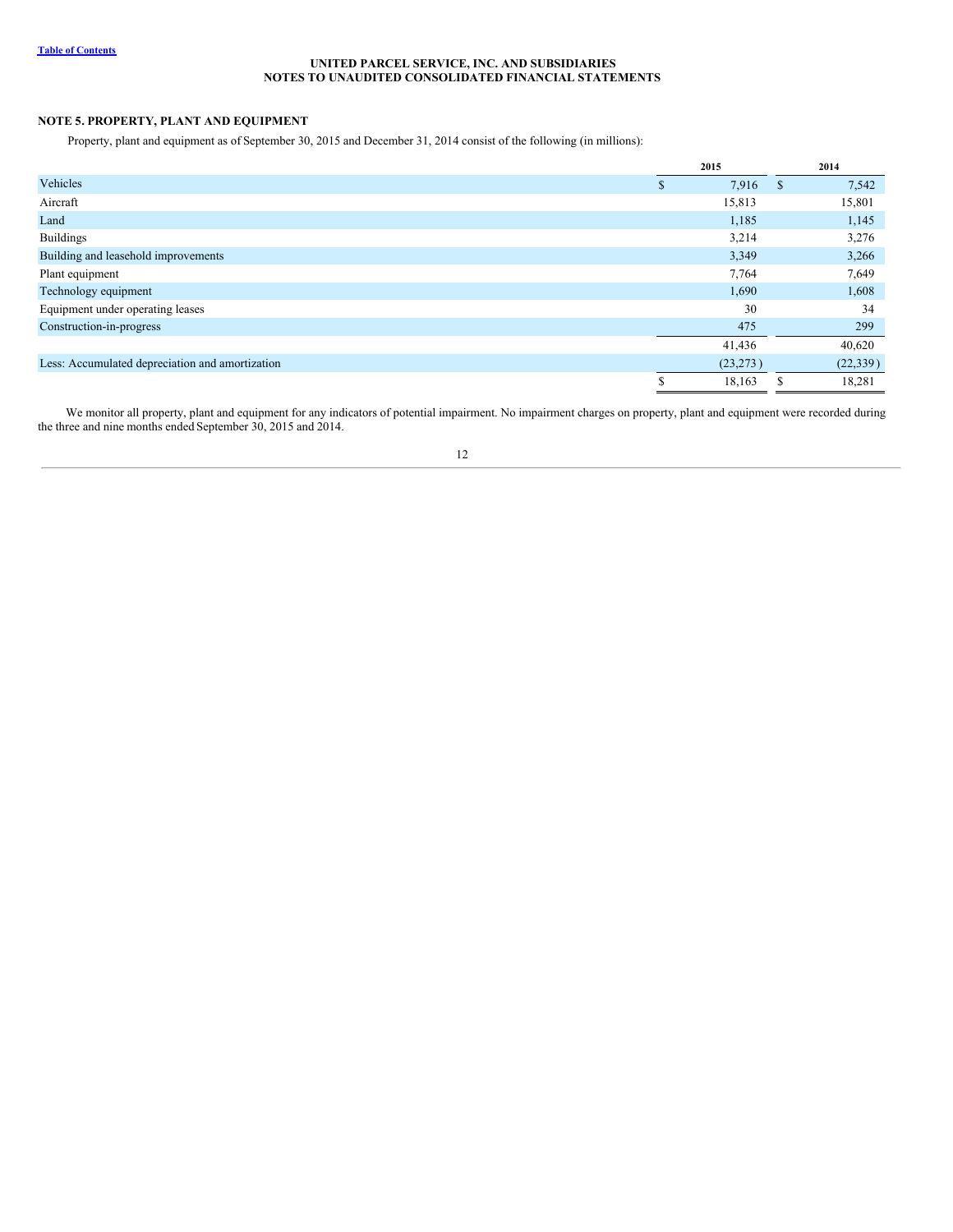UNITED PARCEL SERVICE, INC. AND SUBSIDIARIES
NOTES TO UNAUDITED CONSOLIDATED FINANCIAL STATEMENTS

## NOTE 5. PROPERTY, PLANT AND EQUIPMENT

Property, plant and equipment as of September 30, 2015 and December 31, 2014 consist of the following (in millions):

| | 2015 | 2014 |
|---|---|---|
| Vehicles | $ 7,916 | $ 7,542 |
| Aircraft | 15,813 | 15,801 |
| Land | 1,185 | 1,145 |
| Buildings | 3,214 | 3,276 |
| Building and leasehold improvements | 3,349 | 3,266 |
| Plant equipment | 7,764 | 7,649 |
| Technology equipment | 1,690 | 1,608 |
| Equipment under operating leases | 30 | 34 |
| Construction-in-progress | 475 | 299 |
| | 41,436 | 40,620 |
| Less: Accumulated depreciation and amortization | (23,273) | (22,339) |
| | $ 18,163 | $ 18,281 |

We monitor all property, plant and equipment for any indicators of potential impairment. No impairment charges on property, plant and equipment were recorded during the three and nine months ended September 30, 2015 and 2014.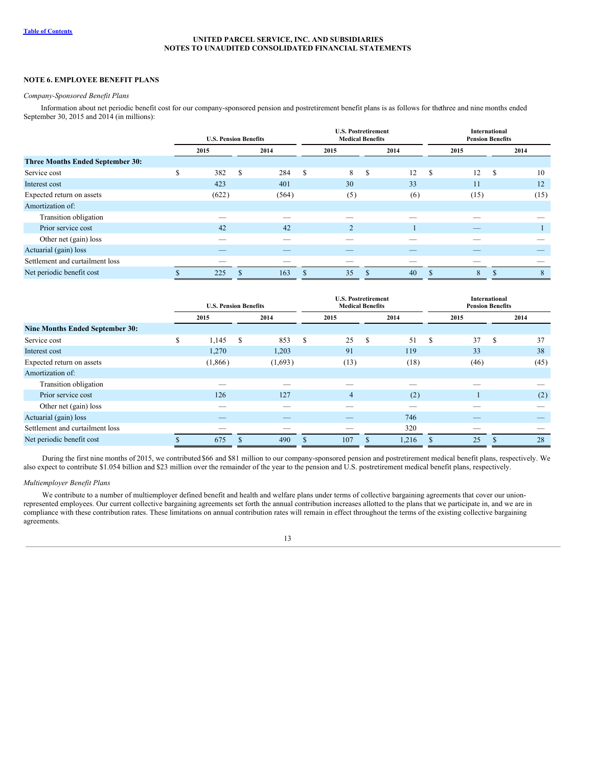**UNITED PARCEL SERVICE, INC. AND SUBSIDIARIES**
**NOTES TO UNAUDITED CONSOLIDATED FINANCIAL STATEMENTS**

## NOTE 6. EMPLOYEE BENEFIT PLANS

*Company-Sponsored Benefit Plans*

Information about net periodic benefit cost for our company-sponsored pension and postretirement benefit plans is as follows for the three and nine months ended September 30, 2015 and 2014 (in millions):

| | U.S. Pension Benefits | | U.S. Postretirement Medical Benefits | | International Pension Benefits | |
|---|---|---|---|---|---|---|
| | 2015 | 2014 | 2015 | 2014 | 2015 | 2014 |
| **Three Months Ended September 30:** | | | | | | |
| Service cost | $ 382 | $ 284 | $ 8 | $ 12 | $ 12 | $ 10 |
| Interest cost | 423 | 401 | 30 | 33 | 11 | 12 |
| Expected return on assets | (622) | (564) | (5) | (6) | (15) | (15) |
| Amortization of: | | | | | | |
| Transition obligation | — | — | — | — | — | — |
| Prior service cost | 42 | 42 | 2 | 1 | — | 1 |
| Other net (gain) loss | — | — | — | — | — | — |
| Actuarial (gain) loss | — | — | — | — | — | — |
| Settlement and curtailment loss | — | — | — | — | — | — |
| Net periodic benefit cost | $ 225 | $ 163 | $ 35 | $ 40 | $ 8 | $ 8 |

| | U.S. Pension Benefits | | U.S. Postretirement Medical Benefits | | International Pension Benefits | |
|---|---|---|---|---|---|---|
| | 2015 | 2014 | 2015 | 2014 | 2015 | 2014 |
| **Nine Months Ended September 30:** | | | | | | |
| Service cost | $ 1,145 | $ 853 | $ 25 | $ 51 | $ 37 | $ 37 |
| Interest cost | 1,270 | 1,203 | 91 | 119 | 33 | 38 |
| Expected return on assets | (1,866) | (1,693) | (13) | (18) | (46) | (45) |
| Amortization of: | | | | | | |
| Transition obligation | — | — | — | — | — | — |
| Prior service cost | 126 | 127 | 4 | (2) | 1 | (2) |
| Other net (gain) loss | — | — | — | — | — | — |
| Actuarial (gain) loss | — | — | — | 746 | — | — |
| Settlement and curtailment loss | — | — | — | 320 | — | — |
| Net periodic benefit cost | $ 675 | $ 490 | $ 107 | $ 1,216 | $ 25 | $ 28 |

During the first nine months of 2015, we contributed $66 and $81 million to our company-sponsored pension and postretirement medical benefit plans, respectively. We also expect to contribute $1.054 billion and $23 million over the remainder of the year to the pension and U.S. postretirement medical benefit plans, respectively.

*Multiemployer Benefit Plans*

We contribute to a number of multiemployer defined benefit and health and welfare plans under terms of collective bargaining agreements that cover our union-represented employees. Our current collective bargaining agreements set forth the annual contribution increases allotted to the plans that we participate in, and we are in compliance with these contribution rates. These limitations on annual contribution rates will remain in effect throughout the terms of the existing collective bargaining agreements.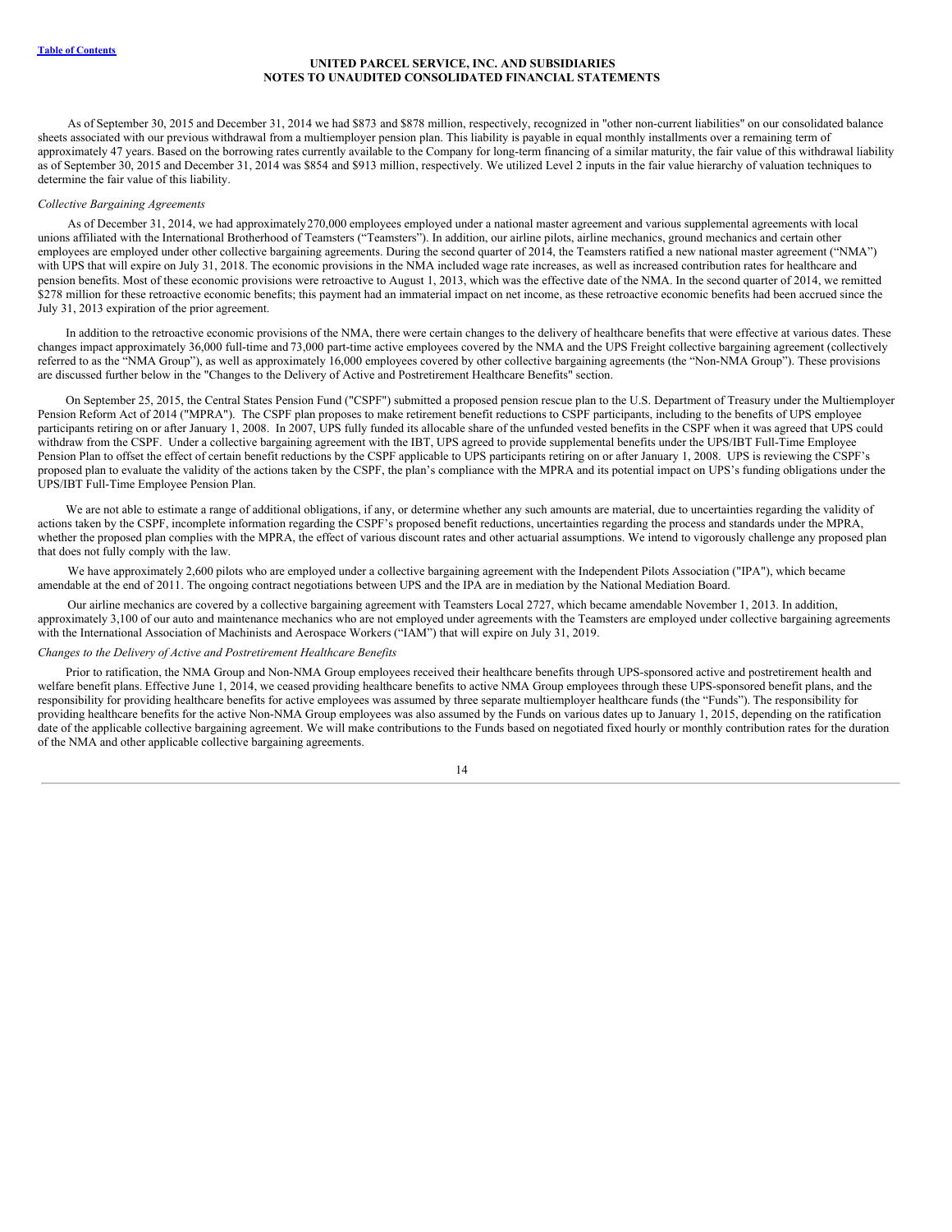As of September 30, 2015 and December 31, 2014 we had $873 and $878 million, respectively, recognized in "other non-current liabilities" on our consolidated balance sheets associated with our previous withdrawal from a multiemployer pension plan. This liability is payable in equal monthly installments over a remaining term of approximately 47 years. Based on the borrowing rates currently available to the Company for long-term financing of a similar maturity, the fair value of this withdrawal liability as of September 30, 2015 and December 31, 2014 was $854 and $913 million, respectively. We utilized Level 2 inputs in the fair value hierarchy of valuation techniques to determine the fair value of this liability.

*Collective Bargaining Agreements*

As of December 31, 2014, we had approximately 270,000 employees employed under a national master agreement and various supplemental agreements with local unions affiliated with the International Brotherhood of Teamsters ("Teamsters"). In addition, our airline pilots, airline mechanics, ground mechanics and certain other employees are employed under other collective bargaining agreements. During the second quarter of 2014, the Teamsters ratified a new national master agreement ("NMA") with UPS that will expire on July 31, 2018. The economic provisions in the NMA included wage rate increases, as well as increased contribution rates for healthcare and pension benefits. Most of these economic provisions were retroactive to August 1, 2013, which was the effective date of the NMA. In the second quarter of 2014, we remitted $278 million for these retroactive economic benefits; this payment had an immaterial impact on net income, as these retroactive economic benefits had been accrued since the July 31, 2013 expiration of the prior agreement.

In addition to the retroactive economic provisions of the NMA, there were certain changes to the delivery of healthcare benefits that were effective at various dates. These changes impact approximately 36,000 full-time and 73,000 part-time active employees covered by the NMA and the UPS Freight collective bargaining agreement (collectively referred to as the "NMA Group"), as well as approximately 16,000 employees covered by other collective bargaining agreements (the "Non-NMA Group"). These provisions are discussed further below in the "Changes to the Delivery of Active and Postretirement Healthcare Benefits" section.

On September 25, 2015, the Central States Pension Fund ("CSPF") submitted a proposed pension rescue plan to the U.S. Department of Treasury under the Multiemployer Pension Reform Act of 2014 ("MPRA"). The CSPF plan proposes to make retirement benefit reductions to CSPF participants, including to the benefits of UPS employee participants retiring on or after January 1, 2008. In 2007, UPS fully funded its allocable share of the unfunded vested benefits in the CSPF when it was agreed that UPS could withdraw from the CSPF. Under a collective bargaining agreement with the IBT, UPS agreed to provide supplemental benefits under the UPS/IBT Full-Time Employee Pension Plan to offset the effect of certain benefit reductions by the CSPF applicable to UPS participants retiring on or after January 1, 2008. UPS is reviewing the CSPF's proposed plan to evaluate the validity of the actions taken by the CSPF, the plan's compliance with the MPRA and its potential impact on UPS's funding obligations under the UPS/IBT Full-Time Employee Pension Plan.

We are not able to estimate a range of additional obligations, if any, or determine whether any such amounts are material, due to uncertainties regarding the validity of actions taken by the CSPF, incomplete information regarding the CSPF's proposed benefit reductions, uncertainties regarding the process and standards under the MPRA, whether the proposed plan complies with the MPRA, the effect of various discount rates and other actuarial assumptions. We intend to vigorously challenge any proposed plan that does not fully comply with the law.

We have approximately 2,600 pilots who are employed under a collective bargaining agreement with the Independent Pilots Association ("IPA"), which became amendable at the end of 2011. The ongoing contract negotiations between UPS and the IPA are in mediation by the National Mediation Board.

Our airline mechanics are covered by a collective bargaining agreement with Teamsters Local 2727, which became amendable November 1, 2013. In addition, approximately 3,100 of our auto and maintenance mechanics who are not employed under agreements with the Teamsters are employed under collective bargaining agreements with the International Association of Machinists and Aerospace Workers ("IAM") that will expire on July 31, 2019.

*Changes to the Delivery of Active and Postretirement Healthcare Benefits*

Prior to ratification, the NMA Group and Non-NMA Group employees received their healthcare benefits through UPS-sponsored active and postretirement health and welfare benefit plans. Effective June 1, 2014, we ceased providing healthcare benefits to active NMA Group employees through these UPS-sponsored benefit plans, and the responsibility for providing healthcare benefits for active employees was assumed by three separate multiemployer healthcare funds (the "Funds"). The responsibility for providing healthcare benefits for the active Non-NMA Group employees was also assumed by the Funds on various dates up to January 1, 2015, depending on the ratification date of the applicable collective bargaining agreement. We will make contributions to the Funds based on negotiated fixed hourly or monthly contribution rates for the duration of the NMA and other applicable collective bargaining agreements.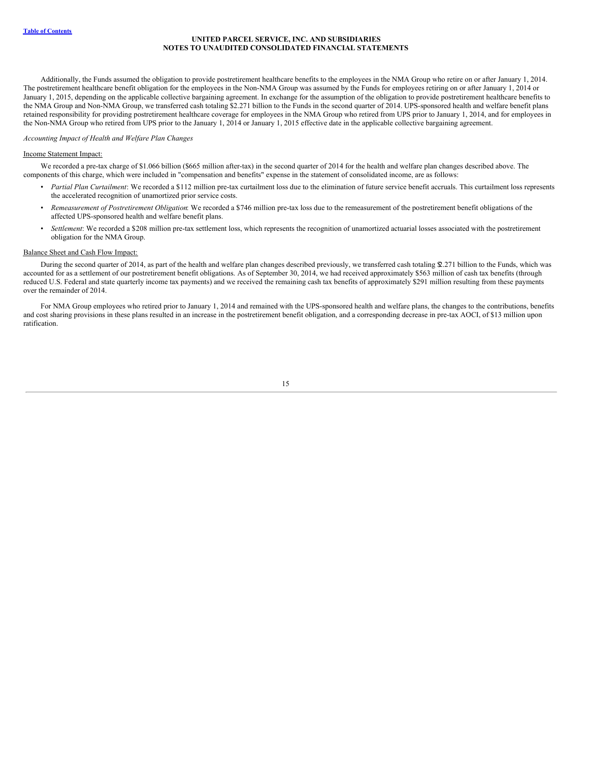Additionally, the Funds assumed the obligation to provide postretirement healthcare benefits to the employees in the NMA Group who retire on or after January 1, 2014. The postretirement healthcare benefit obligation for the employees in the Non-NMA Group was assumed by the Funds for employees retiring on or after January 1, 2014 or January 1, 2015, depending on the applicable collective bargaining agreement. In exchange for the assumption of the obligation to provide postretirement healthcare benefits to the NMA Group and Non-NMA Group, we transferred cash totaling $2.271 billion to the Funds in the second quarter of 2014. UPS-sponsored health and welfare benefit plans retained responsibility for providing postretirement healthcare coverage for employees in the NMA Group who retired from UPS prior to January 1, 2014, and for employees in the Non-NMA Group who retired from UPS prior to the January 1, 2014 or January 1, 2015 effective date in the applicable collective bargaining agreement.

*Accounting Impact of Health and Welfare Plan Changes*

Income Statement Impact:

We recorded a pre-tax charge of $1.066 billion ($665 million after-tax) in the second quarter of 2014 for the health and welfare plan changes described above. The components of this charge, which were included in "compensation and benefits" expense in the statement of consolidated income, are as follows:

- *Partial Plan Curtailment*: We recorded a $112 million pre-tax curtailment loss due to the elimination of future service benefit accruals. This curtailment loss represents the accelerated recognition of unamortized prior service costs.
- *Remeasurement of Postretirement Obligation*: We recorded a $746 million pre-tax loss due to the remeasurement of the postretirement benefit obligations of the affected UPS-sponsored health and welfare benefit plans.
- *Settlement*: We recorded a $208 million pre-tax settlement loss, which represents the recognition of unamortized actuarial losses associated with the postretirement obligation for the NMA Group.

Balance Sheet and Cash Flow Impact:

During the second quarter of 2014, as part of the health and welfare plan changes described previously, we transferred cash totaling $2.271 billion to the Funds, which was accounted for as a settlement of our postretirement benefit obligations. As of September 30, 2014, we had received approximately $563 million of cash tax benefits (through reduced U.S. Federal and state quarterly income tax payments) and we received the remaining cash tax benefits of approximately $291 million resulting from these payments over the remainder of 2014.

For NMA Group employees who retired prior to January 1, 2014 and remained with the UPS-sponsored health and welfare plans, the changes to the contributions, benefits and cost sharing provisions in these plans resulted in an increase in the postretirement benefit obligation, and a corresponding decrease in pre-tax AOCI, of $13 million upon ratification.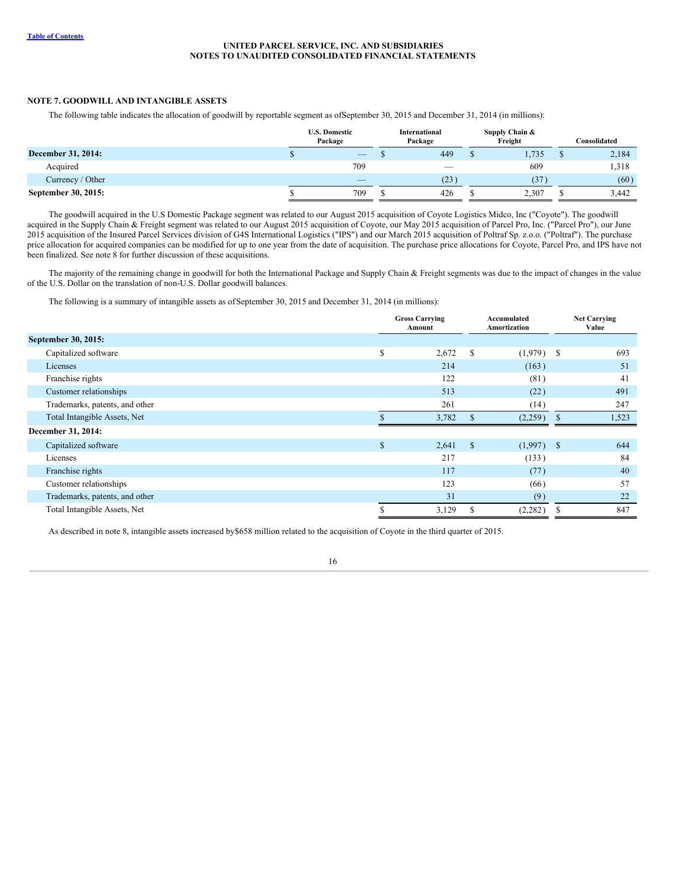# UNITED PARCEL SERVICE, INC. AND SUBSIDIARIES
## NOTES TO UNAUDITED CONSOLIDATED FINANCIAL STATEMENTS

### NOTE 7. GOODWILL AND INTANGIBLE ASSETS

The following table indicates the allocation of goodwill by reportable segment as ofSeptember 30, 2015 and December 31, 2014 (in millions):

| | U.S. Domestic Package | International Package | Supply Chain & Freight | Consolidated |
|---|---|---|---|---|
| **December 31, 2014:** | $ — | $ 449 | $ 1,735 | $ 2,184 |
| Acquired | 709 | — | 609 | 1,318 |
| Currency / Other | — | (23) | (37) | (60) |
| **September 30, 2015:** | $ 709 | $ 426 | $ 2,307 | $ 3,442 |

The goodwill acquired in the U.S Domestic Package segment was related to our August 2015 acquisition of Coyote Logistics Midco, Inc ("Coyote"). The goodwill acquired in the Supply Chain & Freight segment was related to our August 2015 acquisition of Coyote, our May 2015 acquisition of Parcel Pro, Inc. ("Parcel Pro"), our June 2015 acquisition of the Insured Parcel Services division of G4S International Logistics ("IPS") and our March 2015 acquisition of Poltraf Sp. z.o.o. ("Poltraf"). The purchase price allocation for acquired companies can be modified for up to one year from the date of acquisition. The purchase price allocations for Coyote, Parcel Pro, and IPS have not been finalized. See note 8 for further discussion of these acquisitions.

The majority of the remaining change in goodwill for both the International Package and Supply Chain & Freight segments was due to the impact of changes in the value of the U.S. Dollar on the translation of non-U.S. Dollar goodwill balances.

The following is a summary of intangible assets as ofSeptember 30, 2015 and December 31, 2014 (in millions):

| | Gross Carrying Amount | Accumulated Amortization | Net Carrying Value |
|---|---|---|---|
| **September 30, 2015:** | | | |
| Capitalized software | $ 2,672 | $ (1,979) | $ 693 |
| Licenses | 214 | (163) | 51 |
| Franchise rights | 122 | (81) | 41 |
| Customer relationships | 513 | (22) | 491 |
| Trademarks, patents, and other | 261 | (14) | 247 |
| Total Intangible Assets, Net | $ 3,782 | $ (2,259) | $ 1,523 |
| **December 31, 2014:** | | | |
| Capitalized software | $ 2,641 | $ (1,997) | $ 644 |
| Licenses | 217 | (133) | 84 |
| Franchise rights | 117 | (77) | 40 |
| Customer relationships | 123 | (66) | 57 |
| Trademarks, patents, and other | 31 | (9) | 22 |
| Total Intangible Assets, Net | $ 3,129 | $ (2,282) | $ 847 |

As described in note 8, intangible assets increased by$658 million related to the acquisition of Coyote in the third quarter of 2015.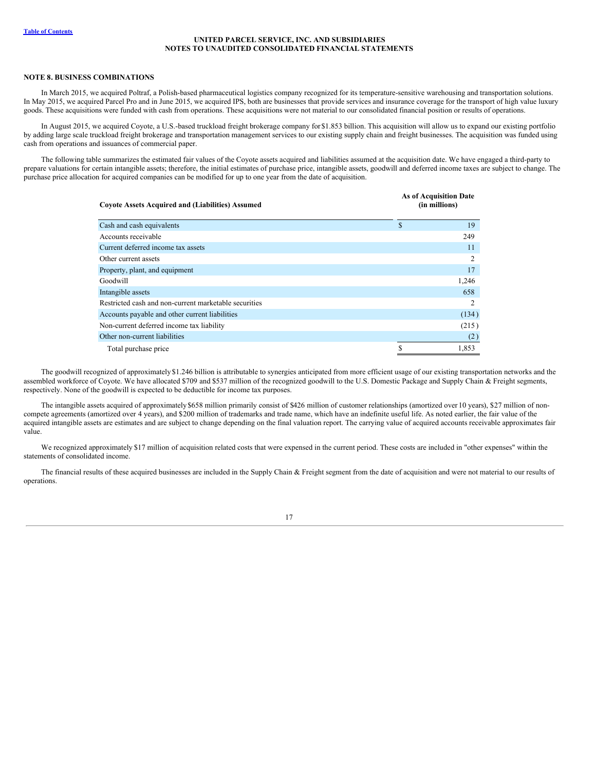# NOTE 8. BUSINESS COMBINATIONS

In March 2015, we acquired Poltraf, a Polish-based pharmaceutical logistics company recognized for its temperature-sensitive warehousing and transportation solutions. In May 2015, we acquired Parcel Pro and in June 2015, we acquired IPS, both are businesses that provide services and insurance coverage for the transport of high value luxury goods. These acquisitions were funded with cash from operations. These acquisitions were not material to our consolidated financial position or results of operations.

In August 2015, we acquired Coyote, a U.S.-based truckload freight brokerage company for $1.853 billion. This acquisition will allow us to expand our existing portfolio by adding large scale truckload freight brokerage and transportation management services to our existing supply chain and freight businesses. The acquisition was funded using cash from operations and issuances of commercial paper.

The following table summarizes the estimated fair values of the Coyote assets acquired and liabilities assumed at the acquisition date. We have engaged a third-party to prepare valuations for certain intangible assets; therefore, the initial estimates of purchase price, intangible assets, goodwill and deferred income taxes are subject to change. The purchase price allocation for acquired companies can be modified for up to one year from the date of acquisition.

| Coyote Assets Acquired and (Liabilities) Assumed | As of Acquisition Date (in millions) |
|---|---|
| Cash and cash equivalents | $ 19 |
| Accounts receivable | 249 |
| Current deferred income tax assets | 11 |
| Other current assets | 2 |
| Property, plant, and equipment | 17 |
| Goodwill | 1,246 |
| Intangible assets | 658 |
| Restricted cash and non-current marketable securities | 2 |
| Accounts payable and other current liabilities | (134) |
| Non-current deferred income tax liability | (215) |
| Other non-current liabilities | (2) |
| Total purchase price | $ 1,853 |

The goodwill recognized of approximately $1.246 billion is attributable to synergies anticipated from more efficient usage of our existing transportation networks and the assembled workforce of Coyote. We have allocated $709 and $537 million of the recognized goodwill to the U.S. Domestic Package and Supply Chain & Freight segments, respectively. None of the goodwill is expected to be deductible for income tax purposes.

The intangible assets acquired of approximately $658 million primarily consist of $426 million of customer relationships (amortized over 10 years), $27 million of non-compete agreements (amortized over 4 years), and $200 million of trademarks and trade name, which have an indefinite useful life. As noted earlier, the fair value of the acquired intangible assets are estimates and are subject to change depending on the final valuation report. The carrying value of acquired accounts receivable approximates fair value.

We recognized approximately $17 million of acquisition related costs that were expensed in the current period. These costs are included in "other expenses" within the statements of consolidated income.

The financial results of these acquired businesses are included in the Supply Chain & Freight segment from the date of acquisition and were not material to our results of operations.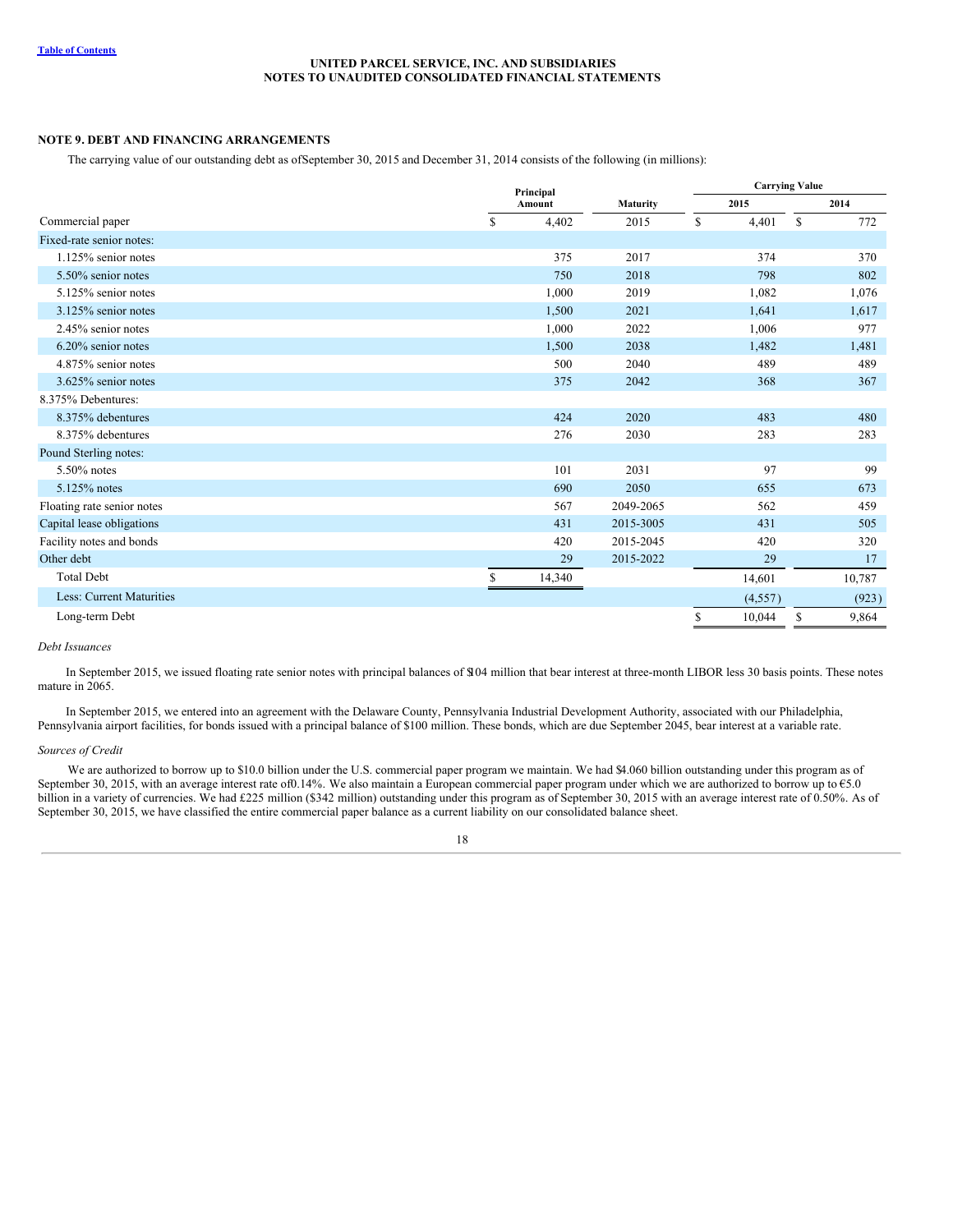UNITED PARCEL SERVICE, INC. AND SUBSIDIARIES
NOTES TO UNAUDITED CONSOLIDATED FINANCIAL STATEMENTS

## NOTE 9. DEBT AND FINANCING ARRANGEMENTS

The carrying value of our outstanding debt as of September 30, 2015 and December 31, 2014 consists of the following (in millions):

| | Principal Amount | Maturity | Carrying Value | |
|---|---|---|---|---|
| | | | 2015 | 2014 |
| Commercial paper | $ 4,402 | 2015 | $ 4,401 | $ 772 |
| Fixed-rate senior notes: | | | | |
| 1.125% senior notes | 375 | 2017 | 374 | 370 |
| 5.50% senior notes | 750 | 2018 | 798 | 802 |
| 5.125% senior notes | 1,000 | 2019 | 1,082 | 1,076 |
| 3.125% senior notes | 1,500 | 2021 | 1,641 | 1,617 |
| 2.45% senior notes | 1,000 | 2022 | 1,006 | 977 |
| 6.20% senior notes | 1,500 | 2038 | 1,482 | 1,481 |
| 4.875% senior notes | 500 | 2040 | 489 | 489 |
| 3.625% senior notes | 375 | 2042 | 368 | 367 |
| 8.375% Debentures: | | | | |
| 8.375% debentures | 424 | 2020 | 483 | 480 |
| 8.375% debentures | 276 | 2030 | 283 | 283 |
| Pound Sterling notes: | | | | |
| 5.50% notes | 101 | 2031 | 97 | 99 |
| 5.125% notes | 690 | 2050 | 655 | 673 |
| Floating rate senior notes | 567 | 2049-2065 | 562 | 459 |
| Capital lease obligations | 431 | 2015-3005 | 431 | 505 |
| Facility notes and bonds | 420 | 2015-2045 | 420 | 320 |
| Other debt | 29 | 2015-2022 | 29 | 17 |
| Total Debt | $ 14,340 | | 14,601 | 10,787 |
| Less: Current Maturities | | | (4,557) | (923) |
| Long-term Debt | | | $ 10,044 | $ 9,864 |

*Debt Issuances*

In September 2015, we issued floating rate senior notes with principal balances of $104 million that bear interest at three-month LIBOR less 30 basis points. These notes mature in 2065.

In September 2015, we entered into an agreement with the Delaware County, Pennsylvania Industrial Development Authority, associated with our Philadelphia, Pennsylvania airport facilities, for bonds issued with a principal balance of $100 million. These bonds, which are due September 2045, bear interest at a variable rate.

*Sources of Credit*

We are authorized to borrow up to $10.0 billion under the U.S. commercial paper program we maintain. We had $4.060 billion outstanding under this program as of September 30, 2015, with an average interest rate of 0.14%. We also maintain a European commercial paper program under which we are authorized to borrow up to €5.0 billion in a variety of currencies. We had £225 million ($342 million) outstanding under this program as of September 30, 2015 with an average interest rate of 0.50%. As of September 30, 2015, we have classified the entire commercial paper balance as a current liability on our consolidated balance sheet.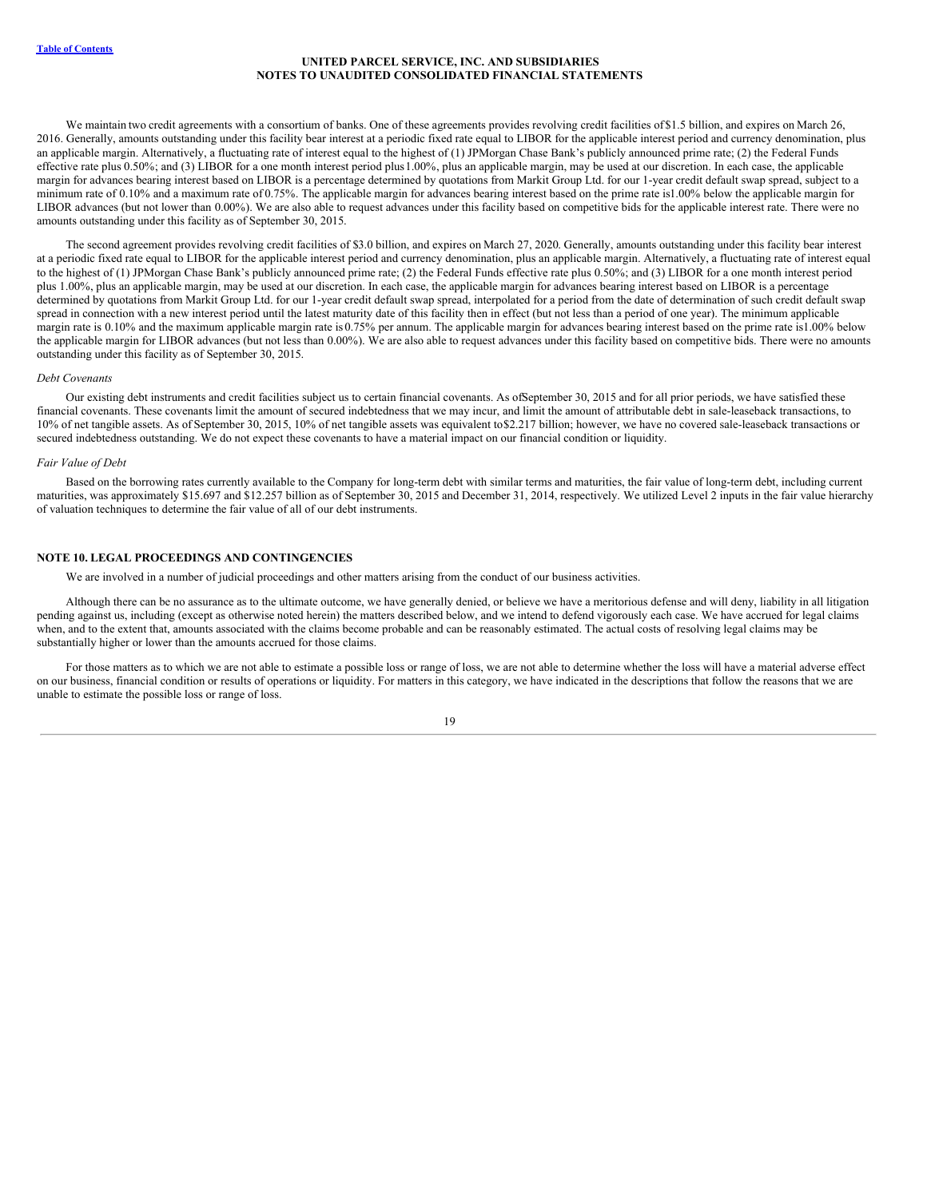We maintain two credit agreements with a consortium of banks. One of these agreements provides revolving credit facilities of $1.5 billion, and expires on March 26, 2016. Generally, amounts outstanding under this facility bear interest at a periodic fixed rate equal to LIBOR for the applicable interest period and currency denomination, plus an applicable margin. Alternatively, a fluctuating rate of interest equal to the highest of (1) JPMorgan Chase Bank's publicly announced prime rate; (2) the Federal Funds effective rate plus 0.50%; and (3) LIBOR for a one month interest period plus 1.00%, plus an applicable margin, may be used at our discretion. In each case, the applicable margin for advances bearing interest based on LIBOR is a percentage determined by quotations from Markit Group Ltd. for our 1-year credit default swap spread, subject to a minimum rate of 0.10% and a maximum rate of 0.75%. The applicable margin for advances bearing interest based on the prime rate is 1.00% below the applicable margin for LIBOR advances (but not lower than 0.00%). We are also able to request advances under this facility based on competitive bids for the applicable interest rate. There were no amounts outstanding under this facility as of September 30, 2015.

The second agreement provides revolving credit facilities of $3.0 billion, and expires on March 27, 2020. Generally, amounts outstanding under this facility bear interest at a periodic fixed rate equal to LIBOR for the applicable interest period and currency denomination, plus an applicable margin. Alternatively, a fluctuating rate of interest equal to the highest of (1) JPMorgan Chase Bank's publicly announced prime rate; (2) the Federal Funds effective rate plus 0.50%; and (3) LIBOR for a one month interest period plus 1.00%, plus an applicable margin, may be used at our discretion. In each case, the applicable margin for advances bearing interest based on LIBOR is a percentage determined by quotations from Markit Group Ltd. for our 1-year credit default swap spread, interpolated for a period from the date of determination of such credit default swap spread in connection with a new interest period until the latest maturity date of this facility then in effect (but not less than a period of one year). The minimum applicable margin rate is 0.10% and the maximum applicable margin rate is 0.75% per annum. The applicable margin for advances bearing interest based on the prime rate is 1.00% below the applicable margin for LIBOR advances (but not less than 0.00%). We are also able to request advances under this facility based on competitive bids. There were no amounts outstanding under this facility as of September 30, 2015.

*Debt Covenants*

Our existing debt instruments and credit facilities subject us to certain financial covenants. As of September 30, 2015 and for all prior periods, we have satisfied these financial covenants. These covenants limit the amount of secured indebtedness that we may incur, and limit the amount of attributable debt in sale-leaseback transactions, to 10% of net tangible assets. As of September 30, 2015, 10% of net tangible assets was equivalent to $2.217 billion; however, we have no covered sale-leaseback transactions or secured indebtedness outstanding. We do not expect these covenants to have a material impact on our financial condition or liquidity.

*Fair Value of Debt*

Based on the borrowing rates currently available to the Company for long-term debt with similar terms and maturities, the fair value of long-term debt, including current maturities, was approximately $15.697 and $12.257 billion as of September 30, 2015 and December 31, 2014, respectively. We utilized Level 2 inputs in the fair value hierarchy of valuation techniques to determine the fair value of all of our debt instruments.

## NOTE 10. LEGAL PROCEEDINGS AND CONTINGENCIES

We are involved in a number of judicial proceedings and other matters arising from the conduct of our business activities.

Although there can be no assurance as to the ultimate outcome, we have generally denied, or believe we have a meritorious defense and will deny, liability in all litigation pending against us, including (except as otherwise noted herein) the matters described below, and we intend to defend vigorously each case. We have accrued for legal claims when, and to the extent that, amounts associated with the claims become probable and can be reasonably estimated. The actual costs of resolving legal claims may be substantially higher or lower than the amounts accrued for those claims.

For those matters as to which we are not able to estimate a possible loss or range of loss, we are not able to determine whether the loss will have a material adverse effect on our business, financial condition or results of operations or liquidity. For matters in this category, we have indicated in the descriptions that follow the reasons that we are unable to estimate the possible loss or range of loss.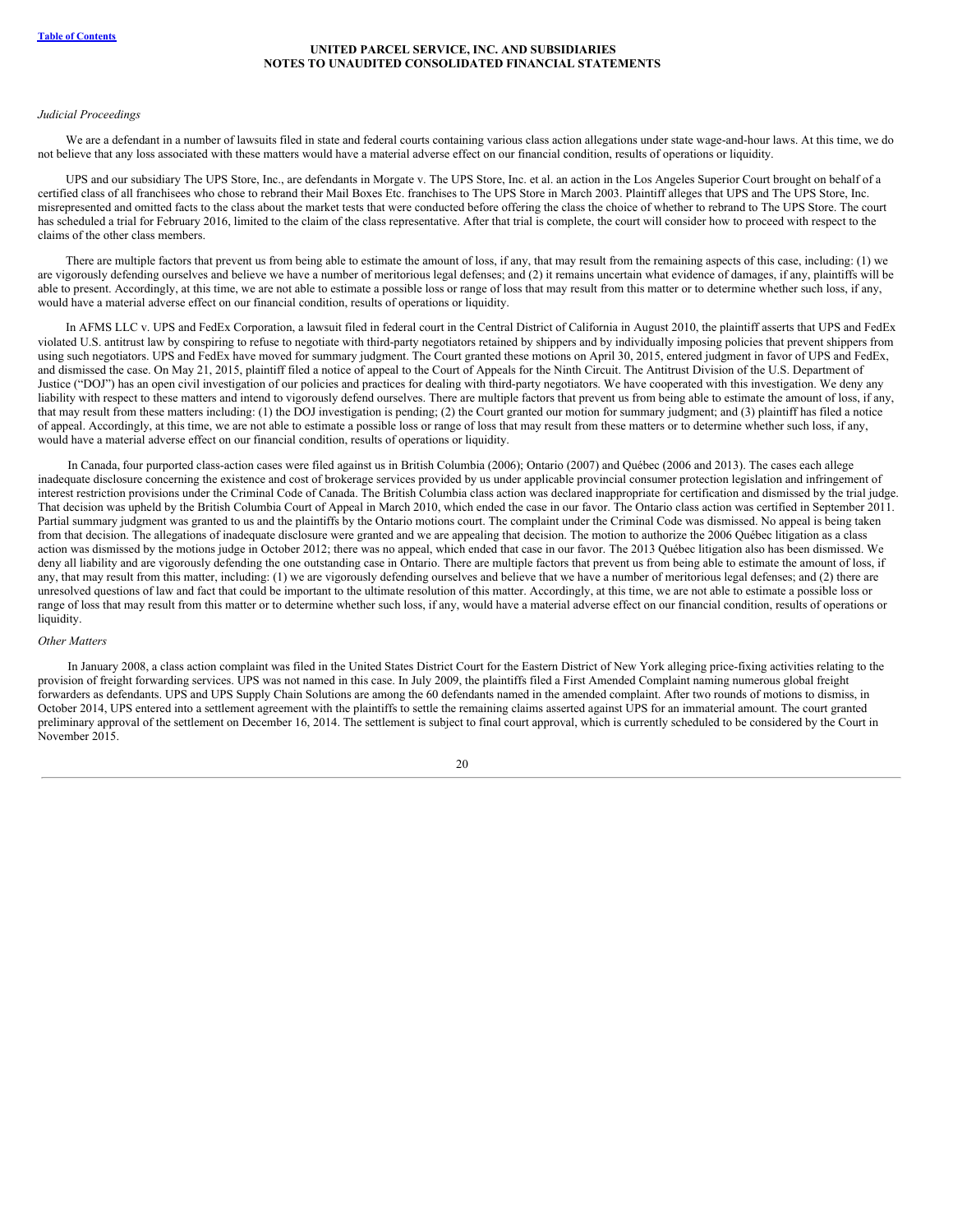*Judicial Proceedings*

We are a defendant in a number of lawsuits filed in state and federal courts containing various class action allegations under state wage-and-hour laws. At this time, we do not believe that any loss associated with these matters would have a material adverse effect on our financial condition, results of operations or liquidity.

UPS and our subsidiary The UPS Store, Inc., are defendants in Morgate v. The UPS Store, Inc. et al. an action in the Los Angeles Superior Court brought on behalf of a certified class of all franchisees who chose to rebrand their Mail Boxes Etc. franchises to The UPS Store in March 2003. Plaintiff alleges that UPS and The UPS Store, Inc. misrepresented and omitted facts to the class about the market tests that were conducted before offering the class the choice of whether to rebrand to The UPS Store. The court has scheduled a trial for February 2016, limited to the claim of the class representative. After that trial is complete, the court will consider how to proceed with respect to the claims of the other class members.

There are multiple factors that prevent us from being able to estimate the amount of loss, if any, that may result from the remaining aspects of this case, including: (1) we are vigorously defending ourselves and believe we have a number of meritorious legal defenses; and (2) it remains uncertain what evidence of damages, if any, plaintiffs will be able to present. Accordingly, at this time, we are not able to estimate a possible loss or range of loss that may result from this matter or to determine whether such loss, if any, would have a material adverse effect on our financial condition, results of operations or liquidity.

In AFMS LLC v. UPS and FedEx Corporation, a lawsuit filed in federal court in the Central District of California in August 2010, the plaintiff asserts that UPS and FedEx violated U.S. antitrust law by conspiring to refuse to negotiate with third-party negotiators retained by shippers and by individually imposing policies that prevent shippers from using such negotiators. UPS and FedEx have moved for summary judgment. The Court granted these motions on April 30, 2015, entered judgment in favor of UPS and FedEx, and dismissed the case. On May 21, 2015, plaintiff filed a notice of appeal to the Court of Appeals for the Ninth Circuit. The Antitrust Division of the U.S. Department of Justice ("DOJ") has an open civil investigation of our policies and practices for dealing with third-party negotiators. We have cooperated with this investigation. We deny any liability with respect to these matters and intend to vigorously defend ourselves. There are multiple factors that prevent us from being able to estimate the amount of loss, if any, that may result from these matters including: (1) the DOJ investigation is pending; (2) the Court granted our motion for summary judgment; and (3) plaintiff has filed a notice of appeal. Accordingly, at this time, we are not able to estimate a possible loss or range of loss that may result from these matters or to determine whether such loss, if any, would have a material adverse effect on our financial condition, results of operations or liquidity.

In Canada, four purported class-action cases were filed against us in British Columbia (2006); Ontario (2007) and Québec (2006 and 2013). The cases each allege inadequate disclosure concerning the existence and cost of brokerage services provided by us under applicable provincial consumer protection legislation and infringement of interest restriction provisions under the Criminal Code of Canada. The British Columbia class action was declared inappropriate for certification and dismissed by the trial judge. That decision was upheld by the British Columbia Court of Appeal in March 2010, which ended the case in our favor. The Ontario class action was certified in September 2011. Partial summary judgment was granted to us and the plaintiffs by the Ontario motions court. The complaint under the Criminal Code was dismissed. No appeal is being taken from that decision. The allegations of inadequate disclosure were granted and we are appealing that decision. The motion to authorize the 2006 Québec litigation as a class action was dismissed by the motions judge in October 2012; there was no appeal, which ended that case in our favor. The 2013 Québec litigation also has been dismissed. We deny all liability and are vigorously defending the one outstanding case in Ontario. There are multiple factors that prevent us from being able to estimate the amount of loss, if any, that may result from this matter, including: (1) we are vigorously defending ourselves and believe that we have a number of meritorious legal defenses; and (2) there are unresolved questions of law and fact that could be important to the ultimate resolution of this matter. Accordingly, at this time, we are not able to estimate a possible loss or range of loss that may result from this matter or to determine whether such loss, if any, would have a material adverse effect on our financial condition, results of operations or liquidity.

*Other Matters*

In January 2008, a class action complaint was filed in the United States District Court for the Eastern District of New York alleging price-fixing activities relating to the provision of freight forwarding services. UPS was not named in this case. In July 2009, the plaintiffs filed a First Amended Complaint naming numerous global freight forwarders as defendants. UPS and UPS Supply Chain Solutions are among the 60 defendants named in the amended complaint. After two rounds of motions to dismiss, in October 2014, UPS entered into a settlement agreement with the plaintiffs to settle the remaining claims asserted against UPS for an immaterial amount. The court granted preliminary approval of the settlement on December 16, 2014. The settlement is subject to final court approval, which is currently scheduled to be considered by the Court in November 2015.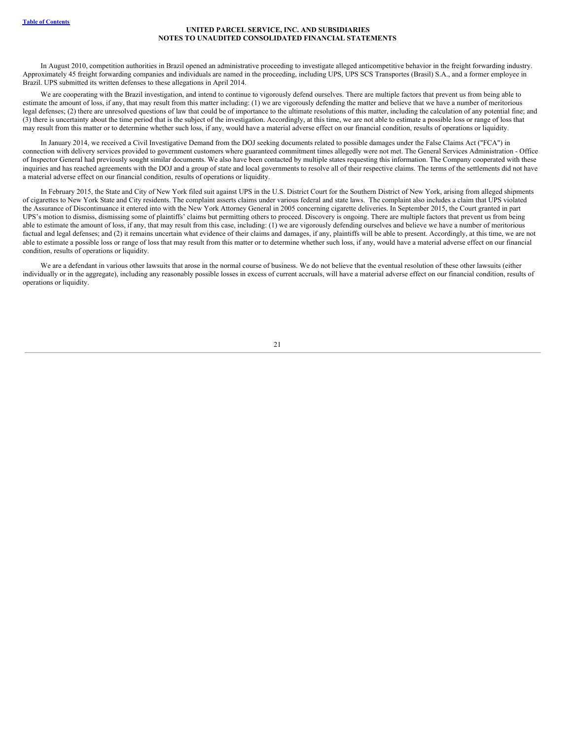In August 2010, competition authorities in Brazil opened an administrative proceeding to investigate alleged anticompetitive behavior in the freight forwarding industry. Approximately 45 freight forwarding companies and individuals are named in the proceeding, including UPS, UPS SCS Transportes (Brasil) S.A., and a former employee in Brazil. UPS submitted its written defenses to these allegations in April 2014.

We are cooperating with the Brazil investigation, and intend to continue to vigorously defend ourselves. There are multiple factors that prevent us from being able to estimate the amount of loss, if any, that may result from this matter including: (1) we are vigorously defending the matter and believe that we have a number of meritorious legal defenses; (2) there are unresolved questions of law that could be of importance to the ultimate resolutions of this matter, including the calculation of any potential fine; and (3) there is uncertainty about the time period that is the subject of the investigation. Accordingly, at this time, we are not able to estimate a possible loss or range of loss that may result from this matter or to determine whether such loss, if any, would have a material adverse effect on our financial condition, results of operations or liquidity.

In January 2014, we received a Civil Investigative Demand from the DOJ seeking documents related to possible damages under the False Claims Act ("FCA") in connection with delivery services provided to government customers where guaranteed commitment times allegedly were not met. The General Services Administration - Office of Inspector General had previously sought similar documents. We also have been contacted by multiple states requesting this information. The Company cooperated with these inquiries and has reached agreements with the DOJ and a group of state and local governments to resolve all of their respective claims. The terms of the settlements did not have a material adverse effect on our financial condition, results of operations or liquidity.

In February 2015, the State and City of New York filed suit against UPS in the U.S. District Court for the Southern District of New York, arising from alleged shipments of cigarettes to New York State and City residents. The complaint asserts claims under various federal and state laws. The complaint also includes a claim that UPS violated the Assurance of Discontinuance it entered into with the New York Attorney General in 2005 concerning cigarette deliveries. In September 2015, the Court granted in part UPS's motion to dismiss, dismissing some of plaintiffs' claims but permitting others to proceed. Discovery is ongoing. There are multiple factors that prevent us from being able to estimate the amount of loss, if any, that may result from this case, including: (1) we are vigorously defending ourselves and believe we have a number of meritorious factual and legal defenses; and (2) it remains uncertain what evidence of their claims and damages, if any, plaintiffs will be able to present. Accordingly, at this time, we are not able to estimate a possible loss or range of loss that may result from this matter or to determine whether such loss, if any, would have a material adverse effect on our financial condition, results of operations or liquidity.

We are a defendant in various other lawsuits that arose in the normal course of business. We do not believe that the eventual resolution of these other lawsuits (either individually or in the aggregate), including any reasonably possible losses in excess of current accruals, will have a material adverse effect on our financial condition, results of operations or liquidity.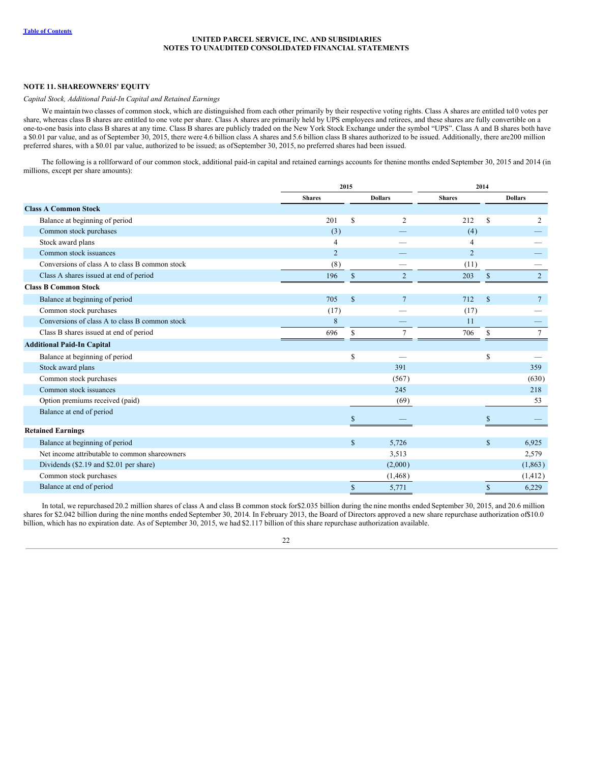## NOTE 11. SHAREOWNERS' EQUITY

*Capital Stock, Additional Paid-In Capital and Retained Earnings*

We maintain two classes of common stock, which are distinguished from each other primarily by their respective voting rights. Class A shares are entitled to 10 votes per share, whereas class B shares are entitled to one vote per share. Class A shares are primarily held by UPS employees and retirees, and these shares are fully convertible on a one-to-one basis into class B shares at any time. Class B shares are publicly traded on the New York Stock Exchange under the symbol "UPS". Class A and B shares both have a $0.01 par value, and as of September 30, 2015, there were 4.6 billion class A shares and 5.6 billion class B shares authorized to be issued. Additionally, there are 200 million preferred shares, with a $0.01 par value, authorized to be issued; as of September 30, 2015, no preferred shares had been issued.

The following is a rollforward of our common stock, additional paid-in capital and retained earnings accounts for the nine months ended September 30, 2015 and 2014 (in millions, except per share amounts):

| | 2015 | | 2014 | |
|---|---|---|---|---|
| | Shares | Dollars | Shares | Dollars |
| **Class A Common Stock** | | | | |
| Balance at beginning of period | 201 | $ 2 | 212 | $ 2 |
| Common stock purchases | (3) | — | (4) | — |
| Stock award plans | 4 | — | 4 | — |
| Common stock issuances | 2 | — | 2 | — |
| Conversions of class A to class B common stock | (8) | — | (11) | — |
| Class A shares issued at end of period | 196 | $ 2 | 203 | $ 2 |
| **Class B Common Stock** | | | | |
| Balance at beginning of period | 705 | $ 7 | 712 | $ 7 |
| Common stock purchases | (17) | — | (17) | — |
| Conversions of class A to class B common stock | 8 | — | 11 | — |
| Class B shares issued at end of period | 696 | $ 7 | 706 | $ 7 |
| **Additional Paid-In Capital** | | | | |
| Balance at beginning of period | | $ — | | $ — |
| Stock award plans | | 391 | | 359 |
| Common stock purchases | | (567) | | (630) |
| Common stock issuances | | 245 | | 218 |
| Option premiums received (paid) | | (69) | | 53 |
| Balance at end of period | | $ — | | $ — |
| **Retained Earnings** | | | | |
| Balance at beginning of period | | $ 5,726 | | $ 6,925 |
| Net income attributable to common shareowners | | 3,513 | | 2,579 |
| Dividends ($2.19 and $2.01 per share) | | (2,000) | | (1,863) |
| Common stock purchases | | (1,468) | | (1,412) |
| Balance at end of period | | $ 5,771 | | $ 6,229 |

In total, we repurchased 20.2 million shares of class A and class B common stock for $2.035 billion during the nine months ended September 30, 2015, and 20.6 million shares for $2.042 billion during the nine months ended September 30, 2014. In February 2013, the Board of Directors approved a new share repurchase authorization of $10.0 billion, which has no expiration date. As of September 30, 2015, we had $2.117 billion of this share repurchase authorization available.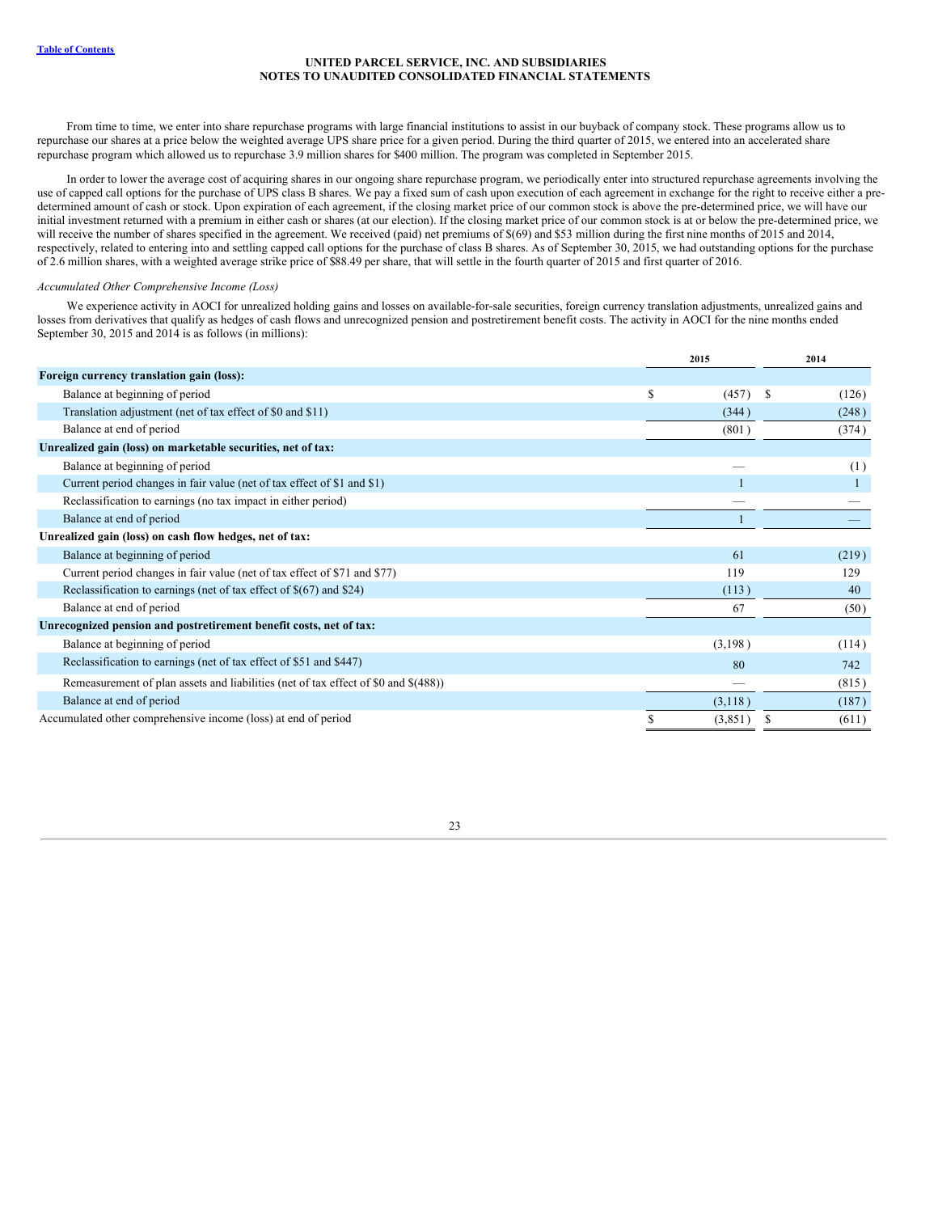From time to time, we enter into share repurchase programs with large financial institutions to assist in our buyback of company stock. These programs allow us to repurchase our shares at a price below the weighted average UPS share price for a given period. During the third quarter of 2015, we entered into an accelerated share repurchase program which allowed us to repurchase 3.9 million shares for $400 million. The program was completed in September 2015.

In order to lower the average cost of acquiring shares in our ongoing share repurchase program, we periodically enter into structured repurchase agreements involving the use of capped call options for the purchase of UPS class B shares. We pay a fixed sum of cash upon execution of each agreement in exchange for the right to receive either a pre-determined amount of cash or stock. Upon expiration of each agreement, if the closing market price of our common stock is above the pre-determined price, we will have our initial investment returned with a premium in either cash or shares (at our election). If the closing market price of our common stock is at or below the pre-determined price, we will receive the number of shares specified in the agreement. We received (paid) net premiums of $(69) and $53 million during the first nine months of 2015 and 2014, respectively, related to entering into and settling capped call options for the purchase of class B shares. As of September 30, 2015, we had outstanding options for the purchase of 2.6 million shares, with a weighted average strike price of $88.49 per share, that will settle in the fourth quarter of 2015 and first quarter of 2016.

*Accumulated Other Comprehensive Income (Loss)*

We experience activity in AOCI for unrealized holding gains and losses on available-for-sale securities, foreign currency translation adjustments, unrealized gains and losses from derivatives that qualify as hedges of cash flows and unrecognized pension and postretirement benefit costs. The activity in AOCI for the nine months ended September 30, 2015 and 2014 is as follows (in millions):

| | 2015 | 2014 |
|---|---|---|
| **Foreign currency translation gain (loss):** | | |
| Balance at beginning of period | $ (457) | $ (126) |
| Translation adjustment (net of tax effect of $0 and $11) | (344) | (248) |
| Balance at end of period | (801) | (374) |
| **Unrealized gain (loss) on marketable securities, net of tax:** | | |
| Balance at beginning of period | — | (1) |
| Current period changes in fair value (net of tax effect of $1 and $1) | 1 | 1 |
| Reclassification to earnings (no tax impact in either period) | — | — |
| Balance at end of period | 1 | — |
| **Unrealized gain (loss) on cash flow hedges, net of tax:** | | |
| Balance at beginning of period | 61 | (219) |
| Current period changes in fair value (net of tax effect of $71 and $77) | 119 | 129 |
| Reclassification to earnings (net of tax effect of $(67) and $24) | (113) | 40 |
| Balance at end of period | 67 | (50) |
| **Unrecognized pension and postretirement benefit costs, net of tax:** | | |
| Balance at beginning of period | (3,198) | (114) |
| Reclassification to earnings (net of tax effect of $51 and $447) | 80 | 742 |
| Remeasurement of plan assets and liabilities (net of tax effect of $0 and $(488)) | — | (815) |
| Balance at end of period | (3,118) | (187) |
| Accumulated other comprehensive income (loss) at end of period | $ (3,851) | $ (611) |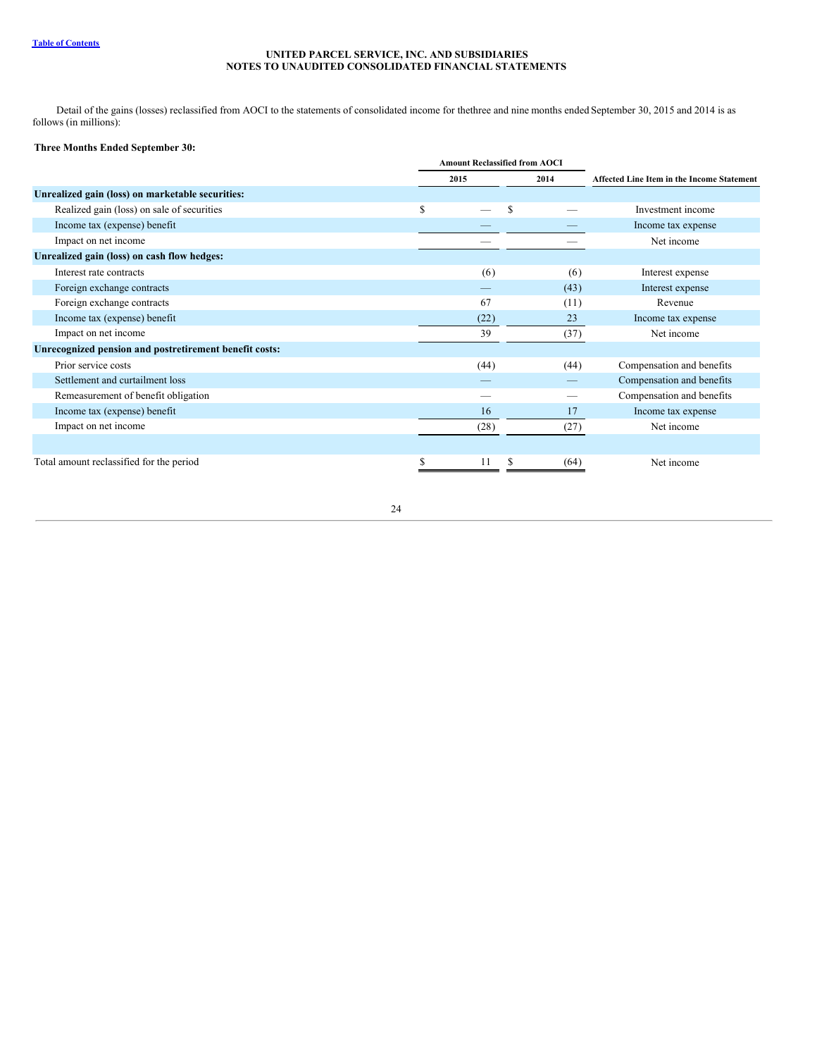Detail of the gains (losses) reclassified from AOCI to the statements of consolidated income for the three and nine months ended September 30, 2015 and 2014 is as follows (in millions):

**Three Months Ended September 30:**

| | Amount Reclassified from AOCI | | |
|---|---|---|---|
| | 2015 | 2014 | Affected Line Item in the Income Statement |
| **Unrealized gain (loss) on marketable securities:** | | | |
| Realized gain (loss) on sale of securities | $ — | $ — | Investment income |
| Income tax (expense) benefit | — | — | Income tax expense |
| Impact on net income | — | — | Net income |
| **Unrealized gain (loss) on cash flow hedges:** | | | |
| Interest rate contracts | (6) | (6) | Interest expense |
| Foreign exchange contracts | — | (43) | Interest expense |
| Foreign exchange contracts | 67 | (11) | Revenue |
| Income tax (expense) benefit | (22) | 23 | Income tax expense |
| Impact on net income | 39 | (37) | Net income |
| **Unrecognized pension and postretirement benefit costs:** | | | |
| Prior service costs | (44) | (44) | Compensation and benefits |
| Settlement and curtailment loss | — | — | Compensation and benefits |
| Remeasurement of benefit obligation | — | — | Compensation and benefits |
| Income tax (expense) benefit | 16 | 17 | Income tax expense |
| Impact on net income | (28) | (27) | Net income |
| | | | |
| Total amount reclassified for the period | $ 11 | $ (64) | Net income |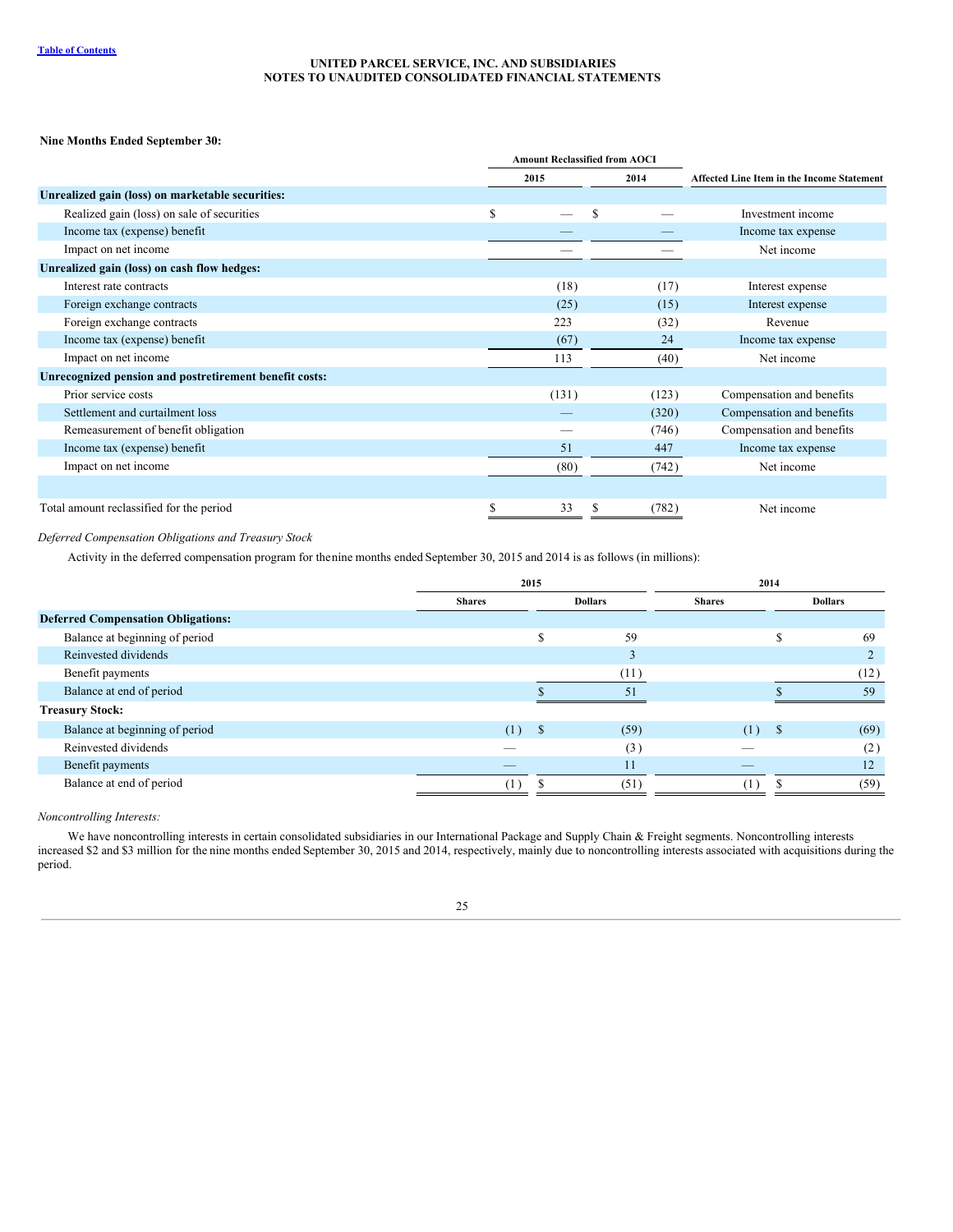**Nine Months Ended September 30:**

| | Amount Reclassified from AOCI | | Affected Line Item in the Income Statement |
|---|---|---|---|
| | 2015 | 2014 | |
| **Unrealized gain (loss) on marketable securities:** | | | |
| Realized gain (loss) on sale of securities | $ — | $ — | Investment income |
| Income tax (expense) benefit | — | — | Income tax expense |
| Impact on net income | — | — | Net income |
| **Unrealized gain (loss) on cash flow hedges:** | | | |
| Interest rate contracts | (18) | (17) | Interest expense |
| Foreign exchange contracts | (25) | (15) | Interest expense |
| Foreign exchange contracts | 223 | (32) | Revenue |
| Income tax (expense) benefit | (67) | 24 | Income tax expense |
| Impact on net income | 113 | (40) | Net income |
| **Unrecognized pension and postretirement benefit costs:** | | | |
| Prior service costs | (131) | (123) | Compensation and benefits |
| Settlement and curtailment loss | — | (320) | Compensation and benefits |
| Remeasurement of benefit obligation | — | (746) | Compensation and benefits |
| Income tax (expense) benefit | 51 | 447 | Income tax expense |
| Impact on net income | (80) | (742) | Net income |
| | | | |
| Total amount reclassified for the period | $ 33 | $ (782) | Net income |

*Deferred Compensation Obligations and Treasury Stock*

Activity in the deferred compensation program for the nine months ended September 30, 2015 and 2014 is as follows (in millions):

| | 2015 | | 2014 | |
|---|---|---|---|---|
| | Shares | Dollars | Shares | Dollars |
| **Deferred Compensation Obligations:** | | | | |
| Balance at beginning of period | | $ 59 | | $ 69 |
| Reinvested dividends | | 3 | | 2 |
| Benefit payments | | (11) | | (12) |
| Balance at end of period | | $ 51 | | $ 59 |
| **Treasury Stock:** | | | | |
| Balance at beginning of period | (1) | $ (59) | (1) | $ (69) |
| Reinvested dividends | — | (3) | — | (2) |
| Benefit payments | — | 11 | — | 12 |
| Balance at end of period | (1) | $ (51) | (1) | $ (59) |

*Noncontrolling Interests:*

We have noncontrolling interests in certain consolidated subsidiaries in our International Package and Supply Chain & Freight segments. Noncontrolling interests increased $2 and $3 million for the nine months ended September 30, 2015 and 2014, respectively, mainly due to noncontrolling interests associated with acquisitions during the period.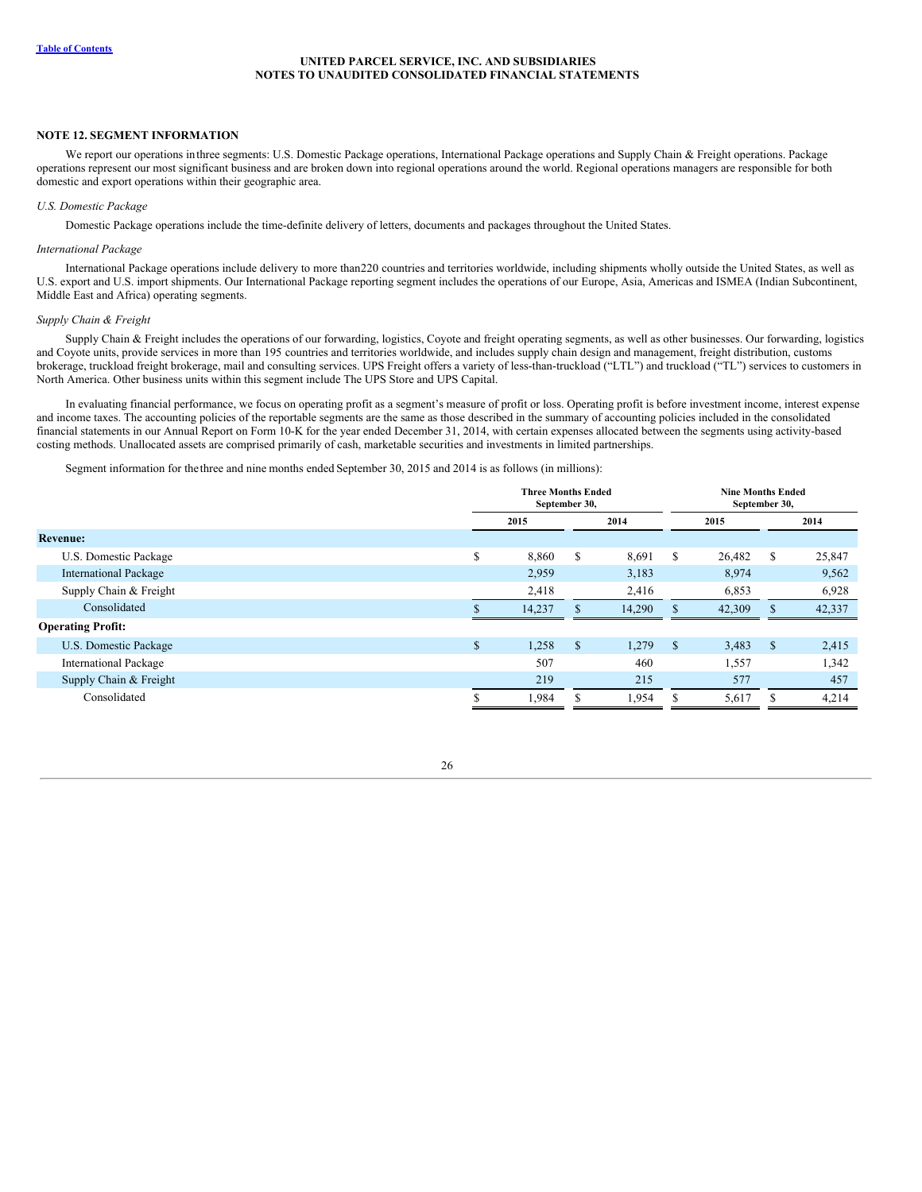UNITED PARCEL SERVICE, INC. AND SUBSIDIARIES
NOTES TO UNAUDITED CONSOLIDATED FINANCIAL STATEMENTS

## NOTE 12. SEGMENT INFORMATION

We report our operations in three segments: U.S. Domestic Package operations, International Package operations and Supply Chain & Freight operations. Package operations represent our most significant business and are broken down into regional operations around the world. Regional operations managers are responsible for both domestic and export operations within their geographic area.

*U.S. Domestic Package*

Domestic Package operations include the time-definite delivery of letters, documents and packages throughout the United States.

*International Package*

International Package operations include delivery to more than 220 countries and territories worldwide, including shipments wholly outside the United States, as well as U.S. export and U.S. import shipments. Our International Package reporting segment includes the operations of our Europe, Asia, Americas and ISMEA (Indian Subcontinent, Middle East and Africa) operating segments.

*Supply Chain & Freight*

Supply Chain & Freight includes the operations of our forwarding, logistics, Coyote and freight operating segments, as well as other businesses. Our forwarding, logistics and Coyote units, provide services in more than 195 countries and territories worldwide, and includes supply chain design and management, freight distribution, customs brokerage, truckload freight brokerage, mail and consulting services. UPS Freight offers a variety of less-than-truckload ("LTL") and truckload ("TL") services to customers in North America. Other business units within this segment include The UPS Store and UPS Capital.

In evaluating financial performance, we focus on operating profit as a segment's measure of profit or loss. Operating profit is before investment income, interest expense and income taxes. The accounting policies of the reportable segments are the same as those described in the summary of accounting policies included in the consolidated financial statements in our Annual Report on Form 10-K for the year ended December 31, 2014, with certain expenses allocated between the segments using activity-based costing methods. Unallocated assets are comprised primarily of cash, marketable securities and investments in limited partnerships.

Segment information for the three and nine months ended September 30, 2015 and 2014 is as follows (in millions):

| | Three Months Ended September 30, | | Nine Months Ended September 30, | |
|---|---|---|---|---|
| | 2015 | 2014 | 2015 | 2014 |
| **Revenue:** | | | | |
| U.S. Domestic Package | $ 8,860 | $ 8,691 | $ 26,482 | $ 25,847 |
| International Package | 2,959 | 3,183 | 8,974 | 9,562 |
| Supply Chain & Freight | 2,418 | 2,416 | 6,853 | 6,928 |
| Consolidated | $ 14,237 | $ 14,290 | $ 42,309 | $ 42,337 |
| **Operating Profit:** | | | | |
| U.S. Domestic Package | $ 1,258 | $ 1,279 | $ 3,483 | $ 2,415 |
| International Package | 507 | 460 | 1,557 | 1,342 |
| Supply Chain & Freight | 219 | 215 | 577 | 457 |
| Consolidated | $ 1,984 | $ 1,954 | $ 5,617 | $ 4,214 |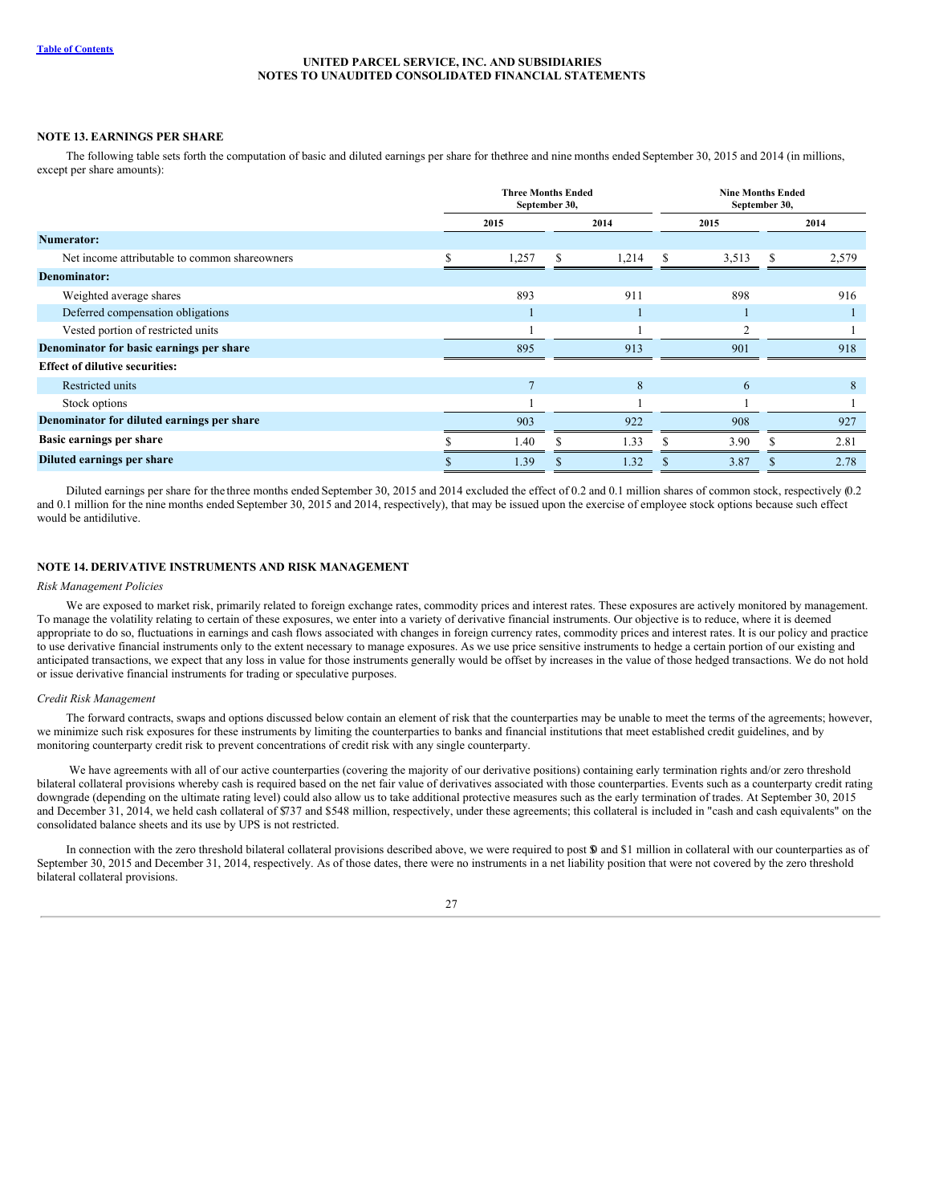**UNITED PARCEL SERVICE, INC. AND SUBSIDIARIES**
**NOTES TO UNAUDITED CONSOLIDATED FINANCIAL STATEMENTS**

## NOTE 13. EARNINGS PER SHARE

The following table sets forth the computation of basic and diluted earnings per share for the three and nine months ended September 30, 2015 and 2014 (in millions, except per share amounts):

| | Three Months Ended September 30, | | Nine Months Ended September 30, | |
|---|---|---|---|---|
| | 2015 | 2014 | 2015 | 2014 |
| **Numerator:** | | | | |
| Net income attributable to common shareowners | $ 1,257 | $ 1,214 | $ 3,513 | $ 2,579 |
| **Denominator:** | | | | |
| Weighted average shares | 893 | 911 | 898 | 916 |
| Deferred compensation obligations | 1 | 1 | 1 | 1 |
| Vested portion of restricted units | 1 | 1 | 2 | 1 |
| **Denominator for basic earnings per share** | 895 | 913 | 901 | 918 |
| **Effect of dilutive securities:** | | | | |
| Restricted units | 7 | 8 | 6 | 8 |
| Stock options | 1 | 1 | 1 | 1 |
| **Denominator for diluted earnings per share** | 903 | 922 | 908 | 927 |
| **Basic earnings per share** | $ 1.40 | $ 1.33 | $ 3.90 | $ 2.81 |
| **Diluted earnings per share** | $ 1.39 | $ 1.32 | $ 3.87 | $ 2.78 |

Diluted earnings per share for the three months ended September 30, 2015 and 2014 excluded the effect of 0.2 and 0.1 million shares of common stock, respectively (0.2 and 0.1 million for the nine months ended September 30, 2015 and 2014, respectively), that may be issued upon the exercise of employee stock options because such effect would be antidilutive.

## NOTE 14. DERIVATIVE INSTRUMENTS AND RISK MANAGEMENT

*Risk Management Policies*

We are exposed to market risk, primarily related to foreign exchange rates, commodity prices and interest rates. These exposures are actively monitored by management. To manage the volatility relating to certain of these exposures, we enter into a variety of derivative financial instruments. Our objective is to reduce, where it is deemed appropriate to do so, fluctuations in earnings and cash flows associated with changes in foreign currency rates, commodity prices and interest rates. It is our policy and practice to use derivative financial instruments only to the extent necessary to manage exposures. As we use price sensitive instruments to hedge a certain portion of our existing and anticipated transactions, we expect that any loss in value for those instruments generally would be offset by increases in the value of those hedged transactions. We do not hold or issue derivative financial instruments for trading or speculative purposes.

*Credit Risk Management*

The forward contracts, swaps and options discussed below contain an element of risk that the counterparties may be unable to meet the terms of the agreements; however, we minimize such risk exposures for these instruments by limiting the counterparties to banks and financial institutions that meet established credit guidelines, and by monitoring counterparty credit risk to prevent concentrations of credit risk with any single counterparty.

We have agreements with all of our active counterparties (covering the majority of our derivative positions) containing early termination rights and/or zero threshold bilateral collateral provisions whereby cash is required based on the net fair value of derivatives associated with those counterparties. Events such as a counterparty credit rating downgrade (depending on the ultimate rating level) could also allow us to take additional protective measures such as the early termination of trades. At September 30, 2015 and December 31, 2014, we held cash collateral of $737 and $548 million, respectively, under these agreements; this collateral is included in "cash and cash equivalents" on the consolidated balance sheets and its use by UPS is not restricted.

In connection with the zero threshold bilateral collateral provisions described above, we were required to post $0 and $1 million in collateral with our counterparties as of September 30, 2015 and December 31, 2014, respectively. As of those dates, there were no instruments in a net liability position that were not covered by the zero threshold bilateral collateral provisions.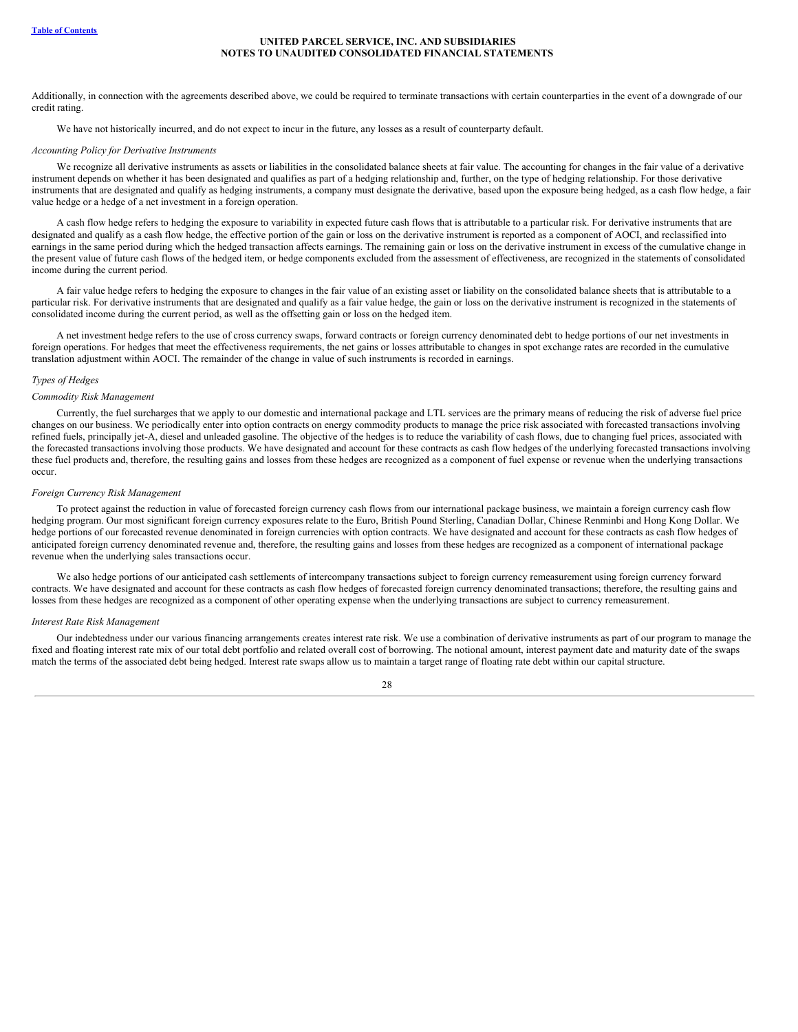Additionally, in connection with the agreements described above, we could be required to terminate transactions with certain counterparties in the event of a downgrade of our credit rating.

We have not historically incurred, and do not expect to incur in the future, any losses as a result of counterparty default.

*Accounting Policy for Derivative Instruments*

We recognize all derivative instruments as assets or liabilities in the consolidated balance sheets at fair value. The accounting for changes in the fair value of a derivative instrument depends on whether it has been designated and qualifies as part of a hedging relationship and, further, on the type of hedging relationship. For those derivative instruments that are designated and qualify as hedging instruments, a company must designate the derivative, based upon the exposure being hedged, as a cash flow hedge, a fair value hedge or a hedge of a net investment in a foreign operation.

A cash flow hedge refers to hedging the exposure to variability in expected future cash flows that is attributable to a particular risk. For derivative instruments that are designated and qualify as a cash flow hedge, the effective portion of the gain or loss on the derivative instrument is reported as a component of AOCI, and reclassified into earnings in the same period during which the hedged transaction affects earnings. The remaining gain or loss on the derivative instrument in excess of the cumulative change in the present value of future cash flows of the hedged item, or hedge components excluded from the assessment of effectiveness, are recognized in the statements of consolidated income during the current period.

A fair value hedge refers to hedging the exposure to changes in the fair value of an existing asset or liability on the consolidated balance sheets that is attributable to a particular risk. For derivative instruments that are designated and qualify as a fair value hedge, the gain or loss on the derivative instrument is recognized in the statements of consolidated income during the current period, as well as the offsetting gain or loss on the hedged item.

A net investment hedge refers to the use of cross currency swaps, forward contracts or foreign currency denominated debt to hedge portions of our net investments in foreign operations. For hedges that meet the effectiveness requirements, the net gains or losses attributable to changes in spot exchange rates are recorded in the cumulative translation adjustment within AOCI. The remainder of the change in value of such instruments is recorded in earnings.

*Types of Hedges*

*Commodity Risk Management*

Currently, the fuel surcharges that we apply to our domestic and international package and LTL services are the primary means of reducing the risk of adverse fuel price changes on our business. We periodically enter into option contracts on energy commodity products to manage the price risk associated with forecasted transactions involving refined fuels, principally jet-A, diesel and unleaded gasoline. The objective of the hedges is to reduce the variability of cash flows, due to changing fuel prices, associated with the forecasted transactions involving those products. We have designated and account for these contracts as cash flow hedges of the underlying forecasted transactions involving these fuel products and, therefore, the resulting gains and losses from these hedges are recognized as a component of fuel expense or revenue when the underlying transactions occur.

*Foreign Currency Risk Management*

To protect against the reduction in value of forecasted foreign currency cash flows from our international package business, we maintain a foreign currency cash flow hedging program. Our most significant foreign currency exposures relate to the Euro, British Pound Sterling, Canadian Dollar, Chinese Renminbi and Hong Kong Dollar. We hedge portions of our forecasted revenue denominated in foreign currencies with option contracts. We have designated and account for these contracts as cash flow hedges of anticipated foreign currency denominated revenue and, therefore, the resulting gains and losses from these hedges are recognized as a component of international package revenue when the underlying sales transactions occur.

We also hedge portions of our anticipated cash settlements of intercompany transactions subject to foreign currency remeasurement using foreign currency forward contracts. We have designated and account for these contracts as cash flow hedges of forecasted foreign currency denominated transactions; therefore, the resulting gains and losses from these hedges are recognized as a component of other operating expense when the underlying transactions are subject to currency remeasurement.

*Interest Rate Risk Management*

Our indebtedness under our various financing arrangements creates interest rate risk. We use a combination of derivative instruments as part of our program to manage the fixed and floating interest rate mix of our total debt portfolio and related overall cost of borrowing. The notional amount, interest payment date and maturity date of the swaps match the terms of the associated debt being hedged. Interest rate swaps allow us to maintain a target range of floating rate debt within our capital structure.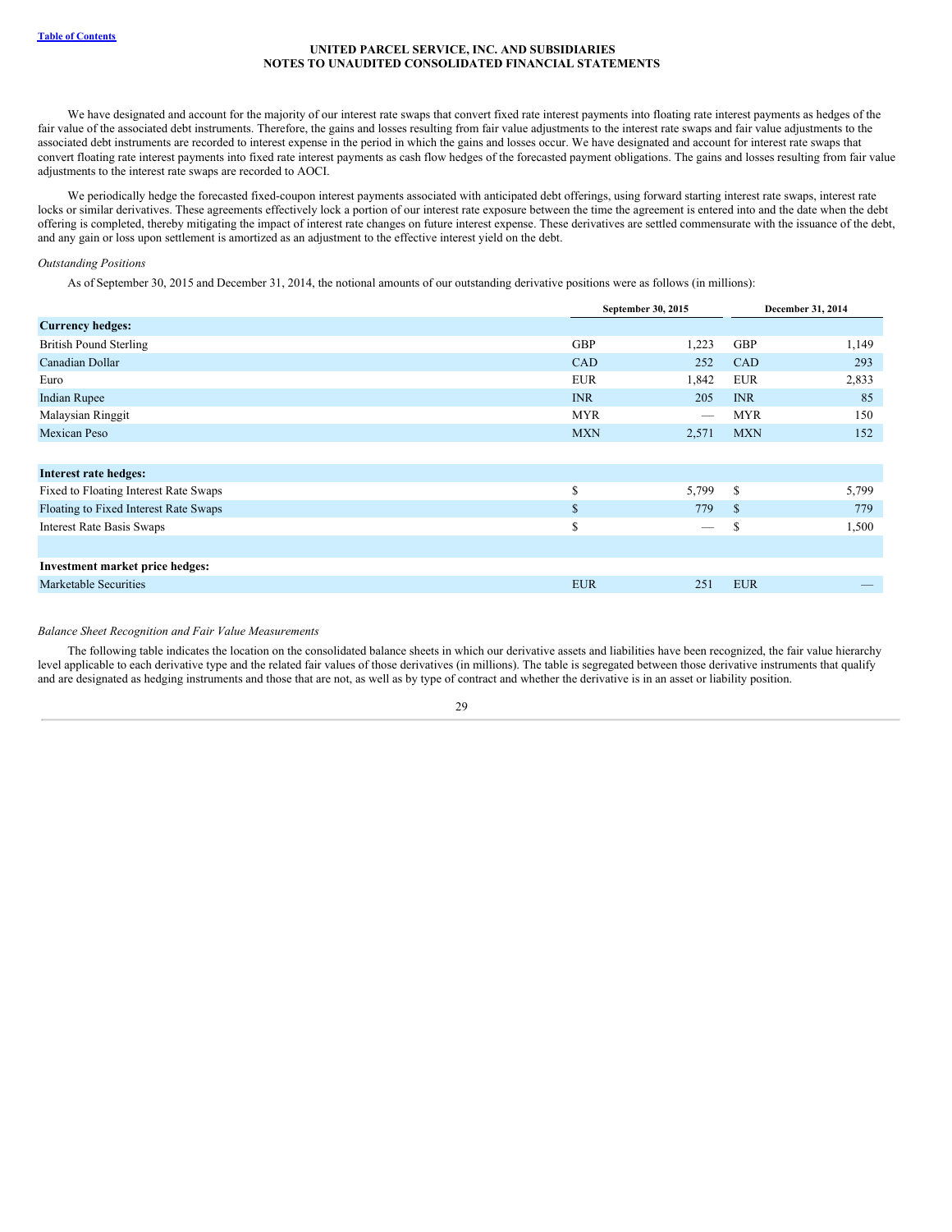We have designated and account for the majority of our interest rate swaps that convert fixed rate interest payments into floating rate interest payments as hedges of the fair value of the associated debt instruments. Therefore, the gains and losses resulting from fair value adjustments to the interest rate swaps and fair value adjustments to the associated debt instruments are recorded to interest expense in the period in which the gains and losses occur. We have designated and account for interest rate swaps that convert floating rate interest payments into fixed rate interest payments as cash flow hedges of the forecasted payment obligations. The gains and losses resulting from fair value adjustments to the interest rate swaps are recorded to AOCI.

We periodically hedge the forecasted fixed-coupon interest payments associated with anticipated debt offerings, using forward starting interest rate swaps, interest rate locks or similar derivatives. These agreements effectively lock a portion of our interest rate exposure between the time the agreement is entered into and the date when the debt offering is completed, thereby mitigating the impact of interest rate changes on future interest expense. These derivatives are settled commensurate with the issuance of the debt, and any gain or loss upon settlement is amortized as an adjustment to the effective interest yield on the debt.

*Outstanding Positions*

As of September 30, 2015 and December 31, 2014, the notional amounts of our outstanding derivative positions were as follows (in millions):

| | September 30, 2015 | | December 31, 2014 | |
|---|---|---|---|---|
| **Currency hedges:** | | | | |
| British Pound Sterling | GBP | 1,223 | GBP | 1,149 |
| Canadian Dollar | CAD | 252 | CAD | 293 |
| Euro | EUR | 1,842 | EUR | 2,833 |
| Indian Rupee | INR | 205 | INR | 85 |
| Malaysian Ringgit | MYR | — | MYR | 150 |
| Mexican Peso | MXN | 2,571 | MXN | 152 |
| | | | | |
| **Interest rate hedges:** | | | | |
| Fixed to Floating Interest Rate Swaps | $ | 5,799 | $ | 5,799 |
| Floating to Fixed Interest Rate Swaps | $ | 779 | $ | 779 |
| Interest Rate Basis Swaps | $ | — | $ | 1,500 |
| | | | | |
| **Investment market price hedges:** | | | | |
| Marketable Securities | EUR | 251 | EUR | — |

*Balance Sheet Recognition and Fair Value Measurements*

The following table indicates the location on the consolidated balance sheets in which our derivative assets and liabilities have been recognized, the fair value hierarchy level applicable to each derivative type and the related fair values of those derivatives (in millions). The table is segregated between those derivative instruments that qualify and are designated as hedging instruments and those that are not, as well as by type of contract and whether the derivative is in an asset or liability position.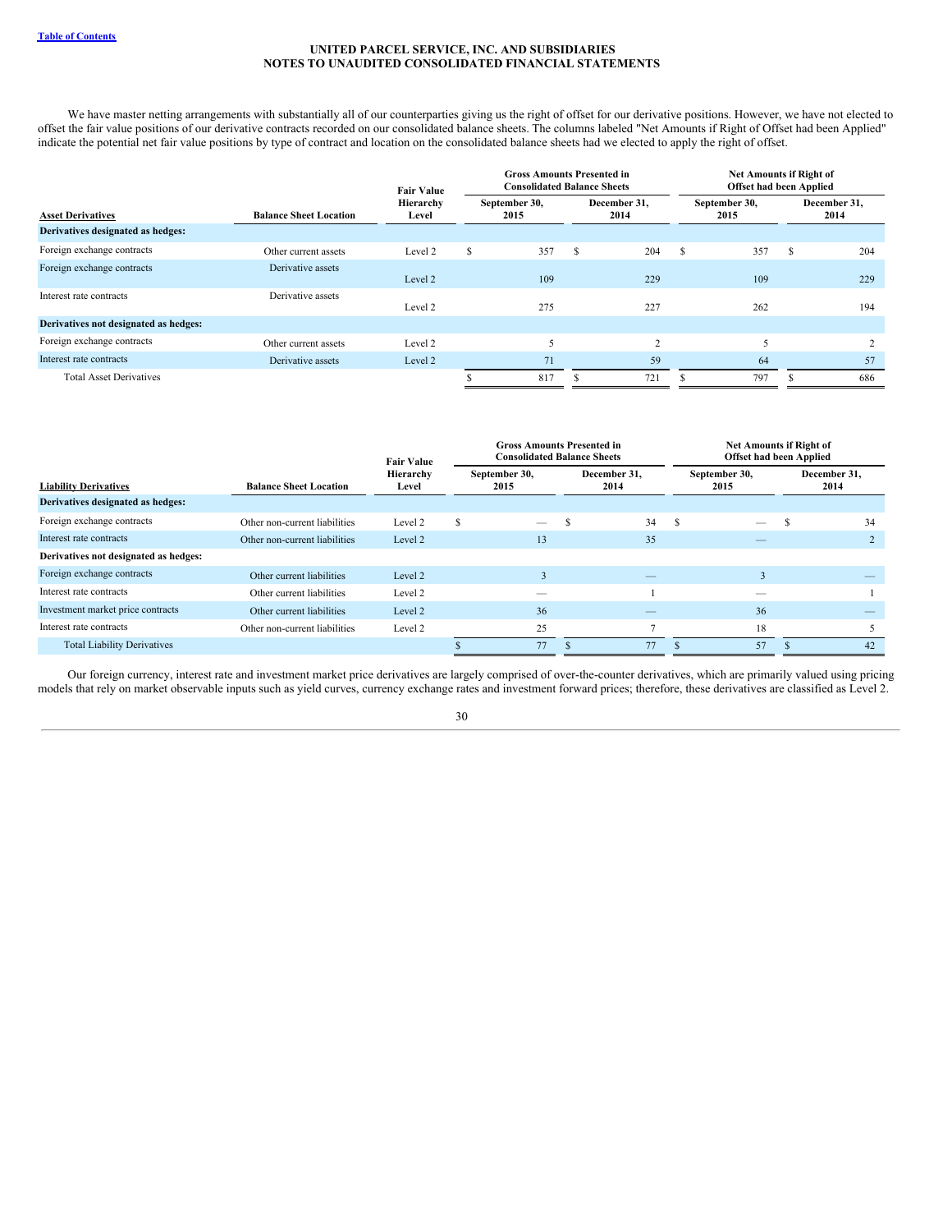We have master netting arrangements with substantially all of our counterparties giving us the right of offset for our derivative positions. However, we have not elected to offset the fair value positions of our derivative contracts recorded on our consolidated balance sheets. The columns labeled "Net Amounts if Right of Offset had been Applied" indicate the potential net fair value positions by type of contract and location on the consolidated balance sheets had we elected to apply the right of offset.

| Asset Derivatives | Balance Sheet Location | Fair Value Hierarchy Level | Gross Amounts Presented in Consolidated Balance Sheets | | Net Amounts if Right of Offset had been Applied | |
|---|---|---|---|---|---|---|
| | | | September 30, 2015 | December 31, 2014 | September 30, 2015 | December 31, 2014 |
| **Derivatives designated as hedges:** | | | | | | |
| Foreign exchange contracts | Other current assets | Level 2 | $ 357 | $ 204 | $ 357 | $ 204 |
| Foreign exchange contracts | Derivative assets | Level 2 | 109 | 229 | 109 | 229 |
| Interest rate contracts | Derivative assets | Level 2 | 275 | 227 | 262 | 194 |
| **Derivatives not designated as hedges:** | | | | | | |
| Foreign exchange contracts | Other current assets | Level 2 | 5 | 2 | 5 | 2 |
| Interest rate contracts | Derivative assets | Level 2 | 71 | 59 | 64 | 57 |
| Total Asset Derivatives | | | $ 817 | $ 721 | $ 797 | $ 686 |

| Liability Derivatives | Balance Sheet Location | Fair Value Hierarchy Level | Gross Amounts Presented in Consolidated Balance Sheets | | Net Amounts if Right of Offset had been Applied | |
|---|---|---|---|---|---|---|
| | | | September 30, 2015 | December 31, 2014 | September 30, 2015 | December 31, 2014 |
| **Derivatives designated as hedges:** | | | | | | |
| Foreign exchange contracts | Other non-current liabilities | Level 2 | $ — | $ 34 | $ — | $ 34 |
| Interest rate contracts | Other non-current liabilities | Level 2 | 13 | 35 | — | 2 |
| **Derivatives not designated as hedges:** | | | | | | |
| Foreign exchange contracts | Other current liabilities | Level 2 | 3 | — | 3 | — |
| Interest rate contracts | Other current liabilities | Level 2 | — | 1 | — | 1 |
| Investment market price contracts | Other current liabilities | Level 2 | 36 | — | 36 | — |
| Interest rate contracts | Other non-current liabilities | Level 2 | 25 | 7 | 18 | 5 |
| Total Liability Derivatives | | | $ 77 | $ 77 | $ 57 | $ 42 |

Our foreign currency, interest rate and investment market price derivatives are largely comprised of over-the-counter derivatives, which are primarily valued using pricing models that rely on market observable inputs such as yield curves, currency exchange rates and investment forward prices; therefore, these derivatives are classified as Level 2.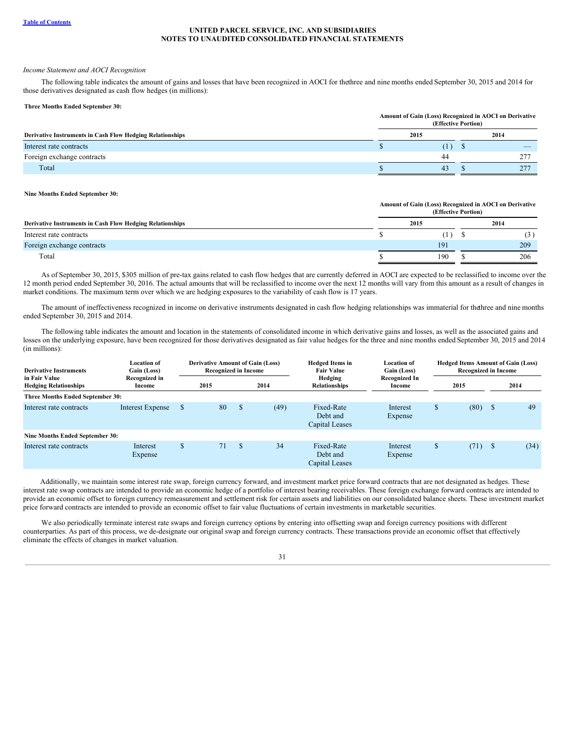*Income Statement and AOCI Recognition*

The following table indicates the amount of gains and losses that have been recognized in AOCI for the three and nine months ended September 30, 2015 and 2014 for those derivatives designated as cash flow hedges (in millions):

**Three Months Ended September 30:**

| Derivative Instruments in Cash Flow Hedging Relationships | Amount of Gain (Loss) Recognized in AOCI on Derivative (Effective Portion) | |
|---|---|---|
| | 2015 | 2014 |
| Interest rate contracts | $ (1) | $ — |
| Foreign exchange contracts | 44 | 277 |
| Total | $ 43 | $ 277 |

**Nine Months Ended September 30:**

| Derivative Instruments in Cash Flow Hedging Relationships | Amount of Gain (Loss) Recognized in AOCI on Derivative (Effective Portion) | |
|---|---|---|
| | 2015 | 2014 |
| Interest rate contracts | $ (1) | $ (3) |
| Foreign exchange contracts | 191 | 209 |
| Total | $ 190 | $ 206 |

As of September 30, 2015, $305 million of pre-tax gains related to cash flow hedges that are currently deferred in AOCI are expected to be reclassified to income over the 12 month period ended September 30, 2016. The actual amounts that will be reclassified to income over the next 12 months will vary from this amount as a result of changes in market conditions. The maximum term over which we are hedging exposures to the variability of cash flow is 17 years.

The amount of ineffectiveness recognized in income on derivative instruments designated in cash flow hedging relationships was immaterial for the three and nine months ended September 30, 2015 and 2014.

The following table indicates the amount and location in the statements of consolidated income in which derivative gains and losses, as well as the associated gains and losses on the underlying exposure, have been recognized for those derivatives designated as fair value hedges for the three and nine months ended September 30, 2015 and 2014 (in millions):

| Derivative Instruments in Fair Value Hedging Relationships | Location of Gain (Loss) Recognized in Income | Derivative Amount of Gain (Loss) Recognized in Income | | Hedged Items in Fair Value Hedging Relationships | Location of Gain (Loss) Recognized In Income | Hedged Items Amount of Gain (Loss) Recognized in Income | |
|---|---|---|---|---|---|---|---|
| | | 2015 | 2014 | | | 2015 | 2014 |
| **Three Months Ended September 30:** | | | | | | | |
| Interest rate contracts | Interest Expense | $ 80 | $ (49) | Fixed-Rate Debt and Capital Leases | Interest Expense | $ (80) | $ 49 |
| **Nine Months Ended September 30:** | | | | | | | |
| Interest rate contracts | Interest Expense | $ 71 | $ 34 | Fixed-Rate Debt and Capital Leases | Interest Expense | $ (71) | $ (34) |

Additionally, we maintain some interest rate swap, foreign currency forward, and investment market price forward contracts that are not designated as hedges. These interest rate swap contracts are intended to provide an economic hedge of a portfolio of interest bearing receivables. These foreign exchange forward contracts are intended to provide an economic offset to foreign currency remeasurement and settlement risk for certain assets and liabilities on our consolidated balance sheets. These investment market price forward contracts are intended to provide an economic offset to fair value fluctuations of certain investments in marketable securities.

We also periodically terminate interest rate swaps and foreign currency options by entering into offsetting swap and foreign currency positions with different counterparties. As part of this process, we de-designate our original swap and foreign currency contracts. These transactions provide an economic offset that effectively eliminate the effects of changes in market valuation.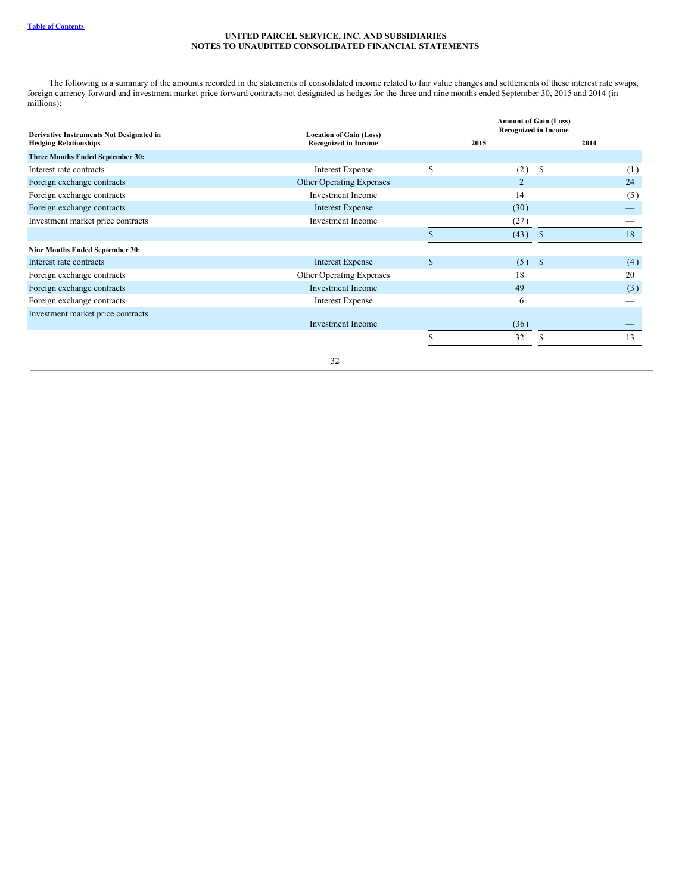The following is a summary of the amounts recorded in the statements of consolidated income related to fair value changes and settlements of these interest rate swaps, foreign currency forward and investment market price forward contracts not designated as hedges for the three and nine months ended September 30, 2015 and 2014 (in millions):

| Derivative Instruments Not Designated in Hedging Relationships | Location of Gain (Loss) Recognized in Income | Amount of Gain (Loss) Recognized in Income | |
|---|---|---|---|
| | | 2015 | 2014 |
| **Three Months Ended September 30:** | | | |
| Interest rate contracts | Interest Expense | $ (2) | $ (1) |
| Foreign exchange contracts | Other Operating Expenses | 2 | 24 |
| Foreign exchange contracts | Investment Income | 14 | (5) |
| Foreign exchange contracts | Interest Expense | (30) | — |
| Investment market price contracts | Investment Income | (27) | — |
| | | $ (43) | $ 18 |
| **Nine Months Ended September 30:** | | | |
| Interest rate contracts | Interest Expense | $ (5) | $ (4) |
| Foreign exchange contracts | Other Operating Expenses | 18 | 20 |
| Foreign exchange contracts | Investment Income | 49 | (3) |
| Foreign exchange contracts | Interest Expense | 6 | — |
| Investment market price contracts | Investment Income | (36) | — |
| | | $ 32 | $ 13 |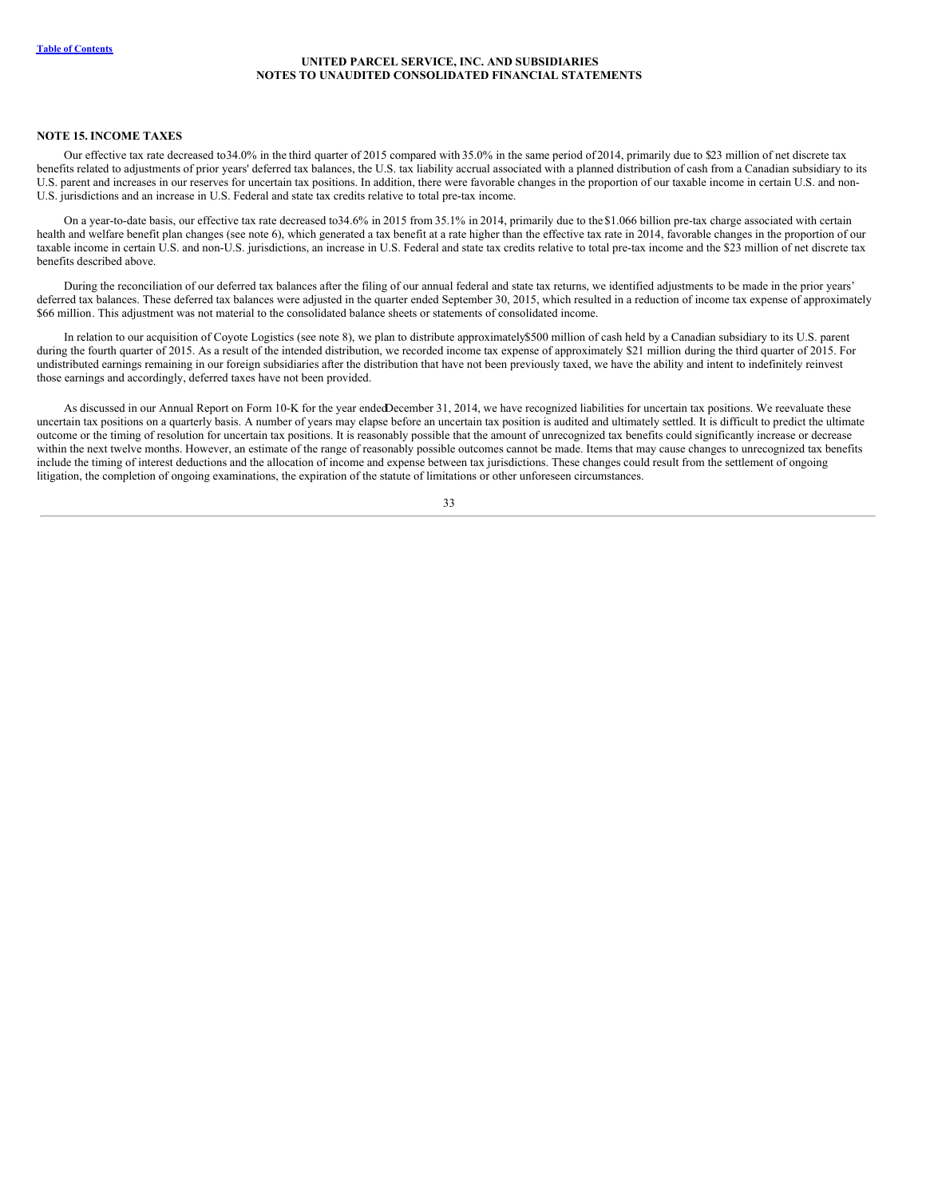## NOTE 15. INCOME TAXES

Our effective tax rate decreased to 34.0% in the third quarter of 2015 compared with 35.0% in the same period of 2014, primarily due to $23 million of net discrete tax benefits related to adjustments of prior years' deferred tax balances, the U.S. tax liability accrual associated with a planned distribution of cash from a Canadian subsidiary to its U.S. parent and increases in our reserves for uncertain tax positions. In addition, there were favorable changes in the proportion of our taxable income in certain U.S. and non-U.S. jurisdictions and an increase in U.S. Federal and state tax credits relative to total pre-tax income.

On a year-to-date basis, our effective tax rate decreased to 34.6% in 2015 from 35.1% in 2014, primarily due to the $1.066 billion pre-tax charge associated with certain health and welfare benefit plan changes (see note 6), which generated a tax benefit at a rate higher than the effective tax rate in 2014, favorable changes in the proportion of our taxable income in certain U.S. and non-U.S. jurisdictions, an increase in U.S. Federal and state tax credits relative to total pre-tax income and the $23 million of net discrete tax benefits described above.

During the reconciliation of our deferred tax balances after the filing of our annual federal and state tax returns, we identified adjustments to be made in the prior years' deferred tax balances. These deferred tax balances were adjusted in the quarter ended September 30, 2015, which resulted in a reduction of income tax expense of approximately $66 million. This adjustment was not material to the consolidated balance sheets or statements of consolidated income.

In relation to our acquisition of Coyote Logistics (see note 8), we plan to distribute approximately $500 million of cash held by a Canadian subsidiary to its U.S. parent during the fourth quarter of 2015. As a result of the intended distribution, we recorded income tax expense of approximately $21 million during the third quarter of 2015. For undistributed earnings remaining in our foreign subsidiaries after the distribution that have not been previously taxed, we have the ability and intent to indefinitely reinvest those earnings and accordingly, deferred taxes have not been provided.

As discussed in our Annual Report on Form 10-K for the year ended December 31, 2014, we have recognized liabilities for uncertain tax positions. We reevaluate these uncertain tax positions on a quarterly basis. A number of years may elapse before an uncertain tax position is audited and ultimately settled. It is difficult to predict the ultimate outcome or the timing of resolution for uncertain tax positions. It is reasonably possible that the amount of unrecognized tax benefits could significantly increase or decrease within the next twelve months. However, an estimate of the range of reasonably possible outcomes cannot be made. Items that may cause changes to unrecognized tax benefits include the timing of interest deductions and the allocation of income and expense between tax jurisdictions. These changes could result from the settlement of ongoing litigation, the completion of ongoing examinations, the expiration of the statute of limitations or other unforeseen circumstances.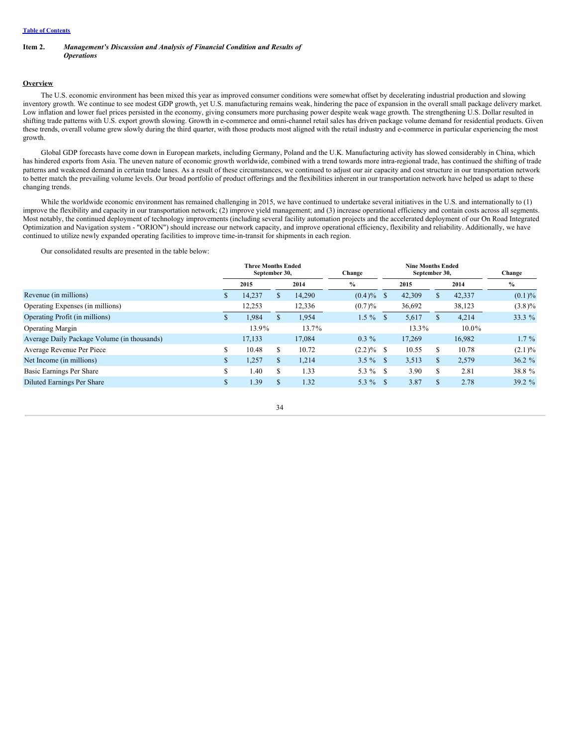[Table of Contents](#)

**Item 2.** ***Management's Discussion and Analysis of Financial Condition and Results of Operations***

## Overview

The U.S. economic environment has been mixed this year as improved consumer conditions were somewhat offset by decelerating industrial production and slowing inventory growth. We continue to see modest GDP growth, yet U.S. manufacturing remains weak, hindering the pace of expansion in the overall small package delivery market. Low inflation and lower fuel prices persisted in the economy, giving consumers more purchasing power despite weak wage growth. The strengthening U.S. Dollar resulted in shifting trade patterns with U.S. export growth slowing. Growth in e-commerce and omni-channel retail sales has driven package volume demand for residential products. Given these trends, overall volume grew slowly during the third quarter, with those products most aligned with the retail industry and e-commerce in particular experiencing the most growth.

Global GDP forecasts have come down in European markets, including Germany, Poland and the U.K. Manufacturing activity has slowed considerably in China, which has hindered exports from Asia. The uneven nature of economic growth worldwide, combined with a trend towards more intra-regional trade, has continued the shifting of trade patterns and weakened demand in certain trade lanes. As a result of these circumstances, we continued to adjust our air capacity and cost structure in our transportation network to better match the prevailing volume levels. Our broad portfolio of product offerings and the flexibilities inherent in our transportation network have helped us adapt to these changing trends.

While the worldwide economic environment has remained challenging in 2015, we have continued to undertake several initiatives in the U.S. and internationally to (1) improve the flexibility and capacity in our transportation network; (2) improve yield management; and (3) increase operational efficiency and contain costs across all segments. Most notably, the continued deployment of technology improvements (including several facility automation projects and the accelerated deployment of our On Road Integrated Optimization and Navigation system - "ORION") should increase our network capacity, and improve operational efficiency, flexibility and reliability. Additionally, we have continued to utilize newly expanded operating facilities to improve time-in-transit for shipments in each region.

Our consolidated results are presented in the table below:

| | Three Months Ended September 30, | | Change | Nine Months Ended September 30, | | Change |
|---|---|---|---|---|---|---|
| | 2015 | 2014 | % | 2015 | 2014 | % |
| Revenue (in millions) | $ 14,237 | $ 14,290 | (0.4)% | $ 42,309 | $ 42,337 | (0.1)% |
| Operating Expenses (in millions) | 12,253 | 12,336 | (0.7)% | 36,692 | 38,123 | (3.8)% |
| Operating Profit (in millions) | $ 1,984 | $ 1,954 | 1.5 % | $ 5,617 | $ 4,214 | 33.3 % |
| Operating Margin | 13.9% | 13.7% | | 13.3% | 10.0% | |
| Average Daily Package Volume (in thousands) | 17,133 | 17,084 | 0.3 % | 17,269 | 16,982 | 1.7 % |
| Average Revenue Per Piece | $ 10.48 | $ 10.72 | (2.2)% | $ 10.55 | $ 10.78 | (2.1)% |
| Net Income (in millions) | $ 1,257 | $ 1,214 | 3.5 % | $ 3,513 | $ 2,579 | 36.2 % |
| Basic Earnings Per Share | $ 1.40 | $ 1.33 | 5.3 % | $ 3.90 | $ 2.81 | 38.8 % |
| Diluted Earnings Per Share | $ 1.39 | $ 1.32 | 5.3 % | $ 3.87 | $ 2.78 | 39.2 % |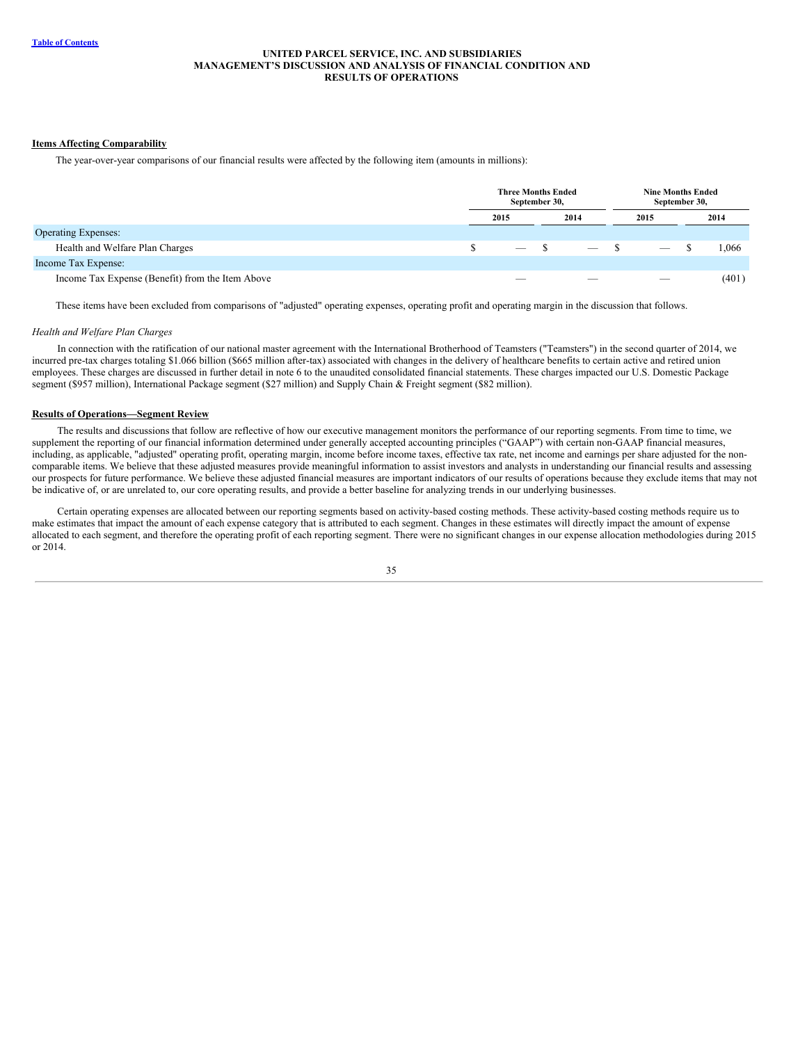## Items Affecting Comparability

The year-over-year comparisons of our financial results were affected by the following item (amounts in millions):

| | Three Months Ended September 30, | | Nine Months Ended September 30, | |
|---|---|---|---|---|
| | 2015 | 2014 | 2015 | 2014 |
| Operating Expenses: | | | | |
| Health and Welfare Plan Charges | $ — | $ — | $ — | $ 1,066 |
| Income Tax Expense: | | | | |
| Income Tax Expense (Benefit) from the Item Above | — | — | — | (401) |

These items have been excluded from comparisons of "adjusted" operating expenses, operating profit and operating margin in the discussion that follows.

*Health and Welfare Plan Charges*

In connection with the ratification of our national master agreement with the International Brotherhood of Teamsters ("Teamsters") in the second quarter of 2014, we incurred pre-tax charges totaling $1.066 billion ($665 million after-tax) associated with changes in the delivery of healthcare benefits to certain active and retired union employees. These charges are discussed in further detail in note 6 to the unaudited consolidated financial statements. These charges impacted our U.S. Domestic Package segment ($957 million), International Package segment ($27 million) and Supply Chain & Freight segment ($82 million).

## Results of Operations—Segment Review

The results and discussions that follow are reflective of how our executive management monitors the performance of our reporting segments. From time to time, we supplement the reporting of our financial information determined under generally accepted accounting principles ("GAAP") with certain non-GAAP financial measures, including, as applicable, "adjusted" operating profit, operating margin, income before income taxes, effective tax rate, net income and earnings per share adjusted for the non-comparable items. We believe that these adjusted measures provide meaningful information to assist investors and analysts in understanding our financial results and assessing our prospects for future performance. We believe these adjusted financial measures are important indicators of our results of operations because they exclude items that may not be indicative of, or are unrelated to, our core operating results, and provide a better baseline for analyzing trends in our underlying businesses.

Certain operating expenses are allocated between our reporting segments based on activity-based costing methods. These activity-based costing methods require us to make estimates that impact the amount of each expense category that is attributed to each segment. Changes in these estimates will directly impact the amount of expense allocated to each segment, and therefore the operating profit of each reporting segment. There were no significant changes in our expense allocation methodologies during 2015 or 2014.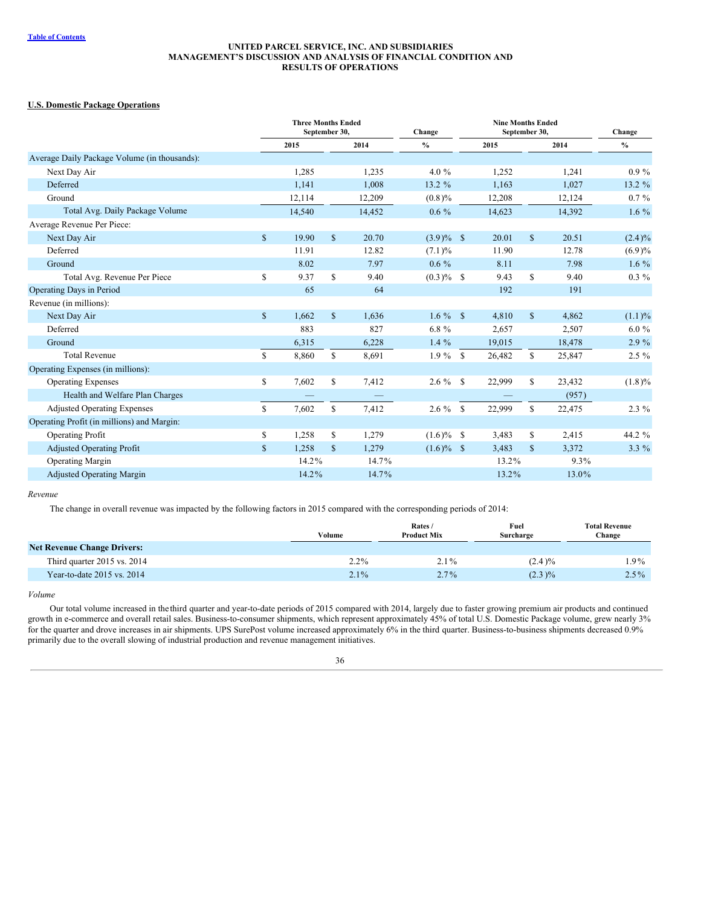# UNITED PARCEL SERVICE, INC. AND SUBSIDIARIES
# MANAGEMENT'S DISCUSSION AND ANALYSIS OF FINANCIAL CONDITION AND RESULTS OF OPERATIONS

**U.S. Domestic Package Operations**

| | Three Months Ended September 30, | | Change | Nine Months Ended September 30, | | Change |
|---|---|---|---|---|---|---|
| | 2015 | 2014 | % | 2015 | 2014 | % |
| Average Daily Package Volume (in thousands): | | | | | | |
| Next Day Air | 1,285 | 1,235 | 4.0 % | 1,252 | 1,241 | 0.9 % |
| Deferred | 1,141 | 1,008 | 13.2 % | 1,163 | 1,027 | 13.2 % |
| Ground | 12,114 | 12,209 | (0.8)% | 12,208 | 12,124 | 0.7 % |
| Total Avg. Daily Package Volume | 14,540 | 14,452 | 0.6 % | 14,623 | 14,392 | 1.6 % |
| Average Revenue Per Piece: | | | | | | |
| Next Day Air | $ 19.90 | $ 20.70 | (3.9)% | $ 20.01 | $ 20.51 | (2.4)% |
| Deferred | 11.91 | 12.82 | (7.1)% | 11.90 | 12.78 | (6.9)% |
| Ground | 8.02 | 7.97 | 0.6 % | 8.11 | 7.98 | 1.6 % |
| Total Avg. Revenue Per Piece | $ 9.37 | $ 9.40 | (0.3)% | $ 9.43 | $ 9.40 | 0.3 % |
| Operating Days in Period | 65 | 64 | | 192 | 191 | |
| Revenue (in millions): | | | | | | |
| Next Day Air | $ 1,662 | $ 1,636 | 1.6 % | $ 4,810 | $ 4,862 | (1.1)% |
| Deferred | 883 | 827 | 6.8 % | 2,657 | 2,507 | 6.0 % |
| Ground | 6,315 | 6,228 | 1.4 % | 19,015 | 18,478 | 2.9 % |
| Total Revenue | $ 8,860 | $ 8,691 | 1.9 % | $ 26,482 | $ 25,847 | 2.5 % |
| Operating Expenses (in millions): | | | | | | |
| Operating Expenses | $ 7,602 | $ 7,412 | 2.6 % | $ 22,999 | $ 23,432 | (1.8)% |
| Health and Welfare Plan Charges | — | — | | — | (957) | |
| Adjusted Operating Expenses | $ 7,602 | $ 7,412 | 2.6 % | $ 22,999 | $ 22,475 | 2.3 % |
| Operating Profit (in millions) and Margin: | | | | | | |
| Operating Profit | $ 1,258 | $ 1,279 | (1.6)% | $ 3,483 | $ 2,415 | 44.2 % |
| Adjusted Operating Profit | $ 1,258 | $ 1,279 | (1.6)% | $ 3,483 | $ 3,372 | 3.3 % |
| Operating Margin | 14.2% | 14.7% | | 13.2% | 9.3% | |
| Adjusted Operating Margin | 14.2% | 14.7% | | 13.2% | 13.0% | |

*Revenue*

The change in overall revenue was impacted by the following factors in 2015 compared with the corresponding periods of 2014:

| | Volume | Rates / Product Mix | Fuel Surcharge | Total Revenue Change |
|---|---|---|---|---|
| **Net Revenue Change Drivers:** | | | | |
| Third quarter 2015 vs. 2014 | 2.2% | 2.1% | (2.4)% | 1.9% |
| Year-to-date 2015 vs. 2014 | 2.1% | 2.7% | (2.3)% | 2.5% |

*Volume*

Our total volume increased in the third quarter and year-to-date periods of 2015 compared with 2014, largely due to faster growing premium air products and continued growth in e-commerce and overall retail sales. Business-to-consumer shipments, which represent approximately 45% of total U.S. Domestic Package volume, grew nearly 3% for the quarter and drove increases in air shipments. UPS SurePost volume increased approximately 6% in the third quarter. Business-to-business shipments decreased 0.9% primarily due to the overall slowing of industrial production and revenue management initiatives.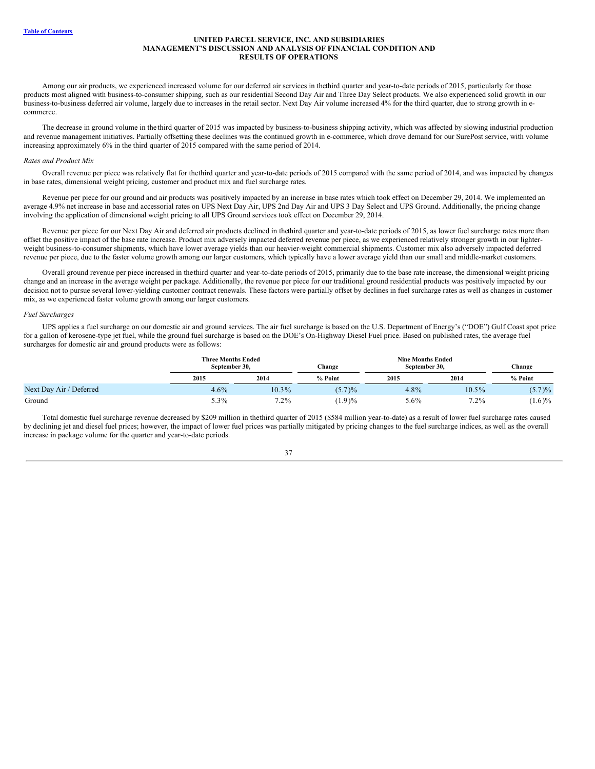Among our air products, we experienced increased volume for our deferred air services in the third quarter and year-to-date periods of 2015, particularly for those products most aligned with business-to-consumer shipping, such as our residential Second Day Air and Three Day Select products. We also experienced solid growth in our business-to-business deferred air volume, largely due to increases in the retail sector. Next Day Air volume increased 4% for the third quarter, due to strong growth in e-commerce.

The decrease in ground volume in the third quarter of 2015 was impacted by business-to-business shipping activity, which was affected by slowing industrial production and revenue management initiatives. Partially offsetting these declines was the continued growth in e-commerce, which drove demand for our SurePost service, with volume increasing approximately 6% in the third quarter of 2015 compared with the same period of 2014.

*Rates and Product Mix*

Overall revenue per piece was relatively flat for the third quarter and year-to-date periods of 2015 compared with the same period of 2014, and was impacted by changes in base rates, dimensional weight pricing, customer and product mix and fuel surcharge rates.

Revenue per piece for our ground and air products was positively impacted by an increase in base rates which took effect on December 29, 2014. We implemented an average 4.9% net increase in base and accessorial rates on UPS Next Day Air, UPS 2nd Day Air and UPS 3 Day Select and UPS Ground. Additionally, the pricing change involving the application of dimensional weight pricing to all UPS Ground services took effect on December 29, 2014.

Revenue per piece for our Next Day Air and deferred air products declined in the third quarter and year-to-date periods of 2015, as lower fuel surcharge rates more than offset the positive impact of the base rate increase. Product mix adversely impacted deferred revenue per piece, as we experienced relatively stronger growth in our lighter-weight business-to-consumer shipments, which have lower average yields than our heavier-weight commercial shipments. Customer mix also adversely impacted deferred revenue per piece, due to the faster volume growth among our larger customers, which typically have a lower average yield than our small and middle-market customers.

Overall ground revenue per piece increased in the third quarter and year-to-date periods of 2015, primarily due to the base rate increase, the dimensional weight pricing change and an increase in the average weight per package. Additionally, the revenue per piece for our traditional ground residential products was positively impacted by our decision not to pursue several lower-yielding customer contract renewals. These factors were partially offset by declines in fuel surcharge rates as well as changes in customer mix, as we experienced faster volume growth among our larger customers.

*Fuel Surcharges*

UPS applies a fuel surcharge on our domestic air and ground services. The air fuel surcharge is based on the U.S. Department of Energy's ("DOE") Gulf Coast spot price for a gallon of kerosene-type jet fuel, while the ground fuel surcharge is based on the DOE's On-Highway Diesel Fuel price. Based on published rates, the average fuel surcharges for domestic air and ground products were as follows:

| | Three Months Ended September 30, | | Change | Nine Months Ended September 30, | | Change |
|---|---|---|---|---|---|---|
| | 2015 | 2014 | % Point | 2015 | 2014 | % Point |
| Next Day Air / Deferred | 4.6% | 10.3% | (5.7)% | 4.8% | 10.5% | (5.7)% |
| Ground | 5.3% | 7.2% | (1.9)% | 5.6% | 7.2% | (1.6)% |

Total domestic fuel surcharge revenue decreased by $209 million in the third quarter of 2015 ($584 million year-to-date) as a result of lower fuel surcharge rates caused by declining jet and diesel fuel prices; however, the impact of lower fuel prices was partially mitigated by pricing changes to the fuel surcharge indices, as well as the overall increase in package volume for the quarter and year-to-date periods.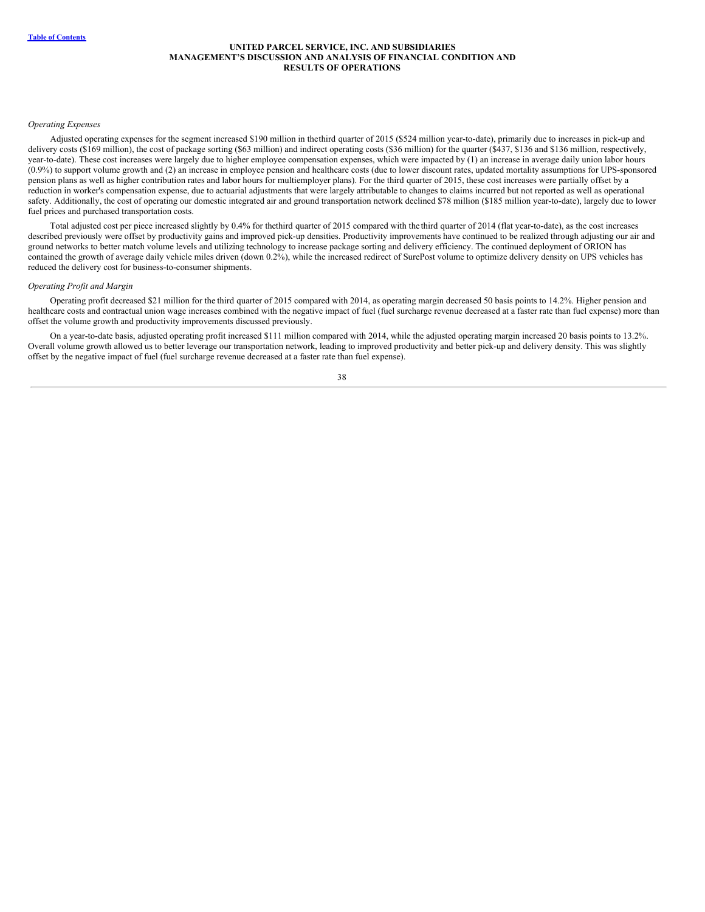*Operating Expenses*

Adjusted operating expenses for the segment increased $190 million in the third quarter of 2015 ($524 million year-to-date), primarily due to increases in pick-up and delivery costs ($169 million), the cost of package sorting ($63 million) and indirect operating costs ($36 million) for the quarter ($437, $136 and $136 million, respectively, year-to-date). These cost increases were largely due to higher employee compensation expenses, which were impacted by (1) an increase in average daily union labor hours (0.9%) to support volume growth and (2) an increase in employee pension and healthcare costs (due to lower discount rates, updated mortality assumptions for UPS-sponsored pension plans as well as higher contribution rates and labor hours for multiemployer plans). For the third quarter of 2015, these cost increases were partially offset by a reduction in worker's compensation expense, due to actuarial adjustments that were largely attributable to changes to claims incurred but not reported as well as operational safety. Additionally, the cost of operating our domestic integrated air and ground transportation network declined $78 million ($185 million year-to-date), largely due to lower fuel prices and purchased transportation costs.

Total adjusted cost per piece increased slightly by 0.4% for the third quarter of 2015 compared with the third quarter of 2014 (flat year-to-date), as the cost increases described previously were offset by productivity gains and improved pick-up densities. Productivity improvements have continued to be realized through adjusting our air and ground networks to better match volume levels and utilizing technology to increase package sorting and delivery efficiency. The continued deployment of ORION has contained the growth of average daily vehicle miles driven (down 0.2%), while the increased redirect of SurePost volume to optimize delivery density on UPS vehicles has reduced the delivery cost for business-to-consumer shipments.

*Operating Profit and Margin*

Operating profit decreased $21 million for the third quarter of 2015 compared with 2014, as operating margin decreased 50 basis points to 14.2%. Higher pension and healthcare costs and contractual union wage increases combined with the negative impact of fuel (fuel surcharge revenue decreased at a faster rate than fuel expense) more than offset the volume growth and productivity improvements discussed previously.

On a year-to-date basis, adjusted operating profit increased $111 million compared with 2014, while the adjusted operating margin increased 20 basis points to 13.2%. Overall volume growth allowed us to better leverage our transportation network, leading to improved productivity and better pick-up and delivery density. This was slightly offset by the negative impact of fuel (fuel surcharge revenue decreased at a faster rate than fuel expense).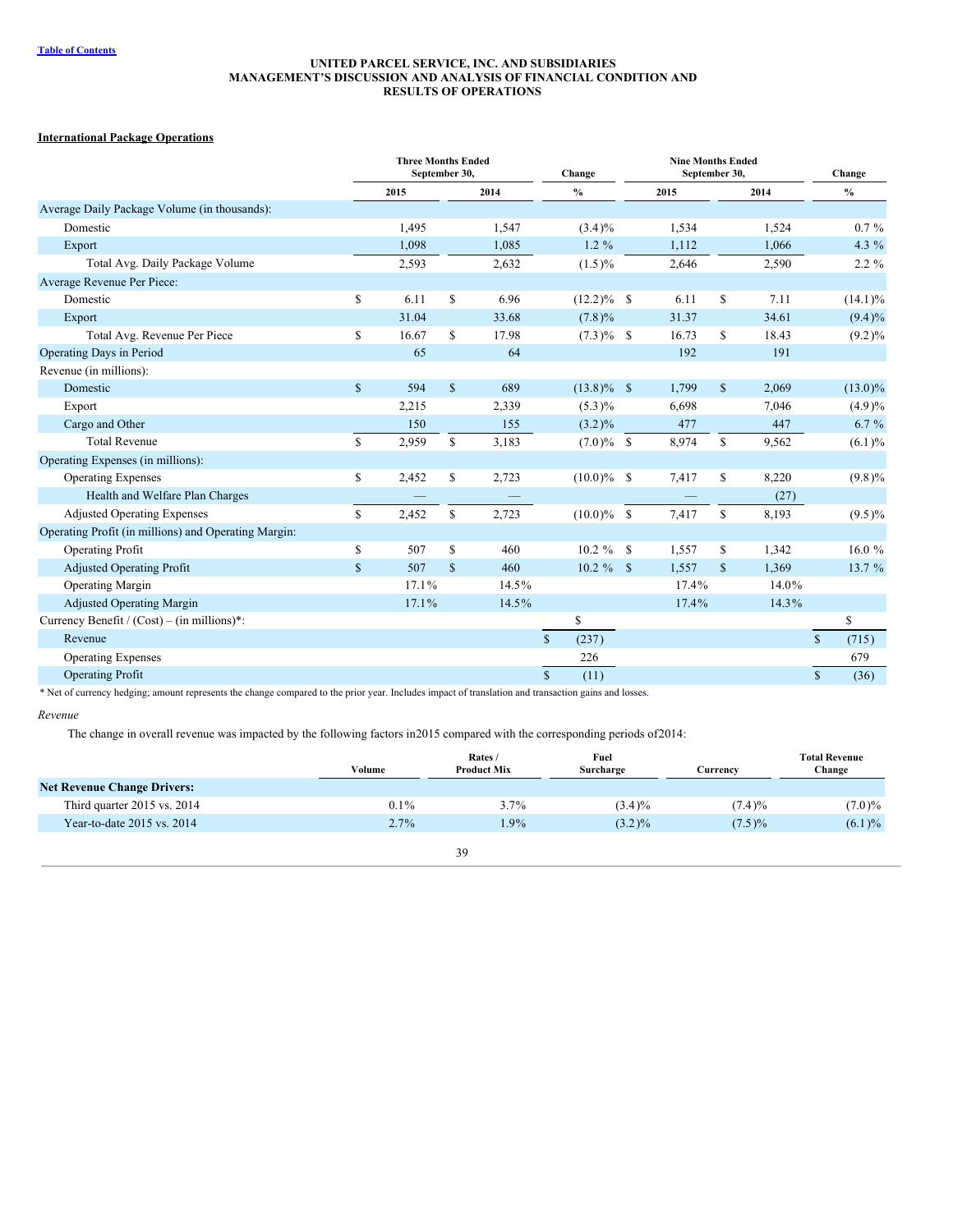## International Package Operations

| | Three Months Ended September 30, | | Change | Nine Months Ended September 30, | | Change |
|---|---|---|---|---|---|---|
| | 2015 | 2014 | % | 2015 | 2014 | % |
| Average Daily Package Volume (in thousands): | | | | | | |
| Domestic | 1,495 | 1,547 | (3.4)% | 1,534 | 1,524 | 0.7 % |
| Export | 1,098 | 1,085 | 1.2 % | 1,112 | 1,066 | 4.3 % |
| Total Avg. Daily Package Volume | 2,593 | 2,632 | (1.5)% | 2,646 | 2,590 | 2.2 % |
| Average Revenue Per Piece: | | | | | | |
| Domestic | $ 6.11 | $ 6.96 | (12.2)% | $ 6.11 | $ 7.11 | (14.1)% |
| Export | 31.04 | 33.68 | (7.8)% | 31.37 | 34.61 | (9.4)% |
| Total Avg. Revenue Per Piece | $ 16.67 | $ 17.98 | (7.3)% | $ 16.73 | $ 18.43 | (9.2)% |
| Operating Days in Period | 65 | 64 | | 192 | 191 | |
| Revenue (in millions): | | | | | | |
| Domestic | $ 594 | $ 689 | (13.8)% | $ 1,799 | $ 2,069 | (13.0)% |
| Export | 2,215 | 2,339 | (5.3)% | 6,698 | 7,046 | (4.9)% |
| Cargo and Other | 150 | 155 | (3.2)% | 477 | 447 | 6.7 % |
| Total Revenue | $ 2,959 | $ 3,183 | (7.0)% | $ 8,974 | $ 9,562 | (6.1)% |
| Operating Expenses (in millions): | | | | | | |
| Operating Expenses | $ 2,452 | $ 2,723 | (10.0)% | $ 7,417 | $ 8,220 | (9.8)% |
| Health and Welfare Plan Charges | — | — | | — | (27) | |
| Adjusted Operating Expenses | $ 2,452 | $ 2,723 | (10.0)% | $ 7,417 | $ 8,193 | (9.5)% |
| Operating Profit (in millions) and Operating Margin: | | | | | | |
| Operating Profit | $ 507 | $ 460 | 10.2 % | $ 1,557 | $ 1,342 | 16.0 % |
| Adjusted Operating Profit | $ 507 | $ 460 | 10.2 % | $ 1,557 | $ 1,369 | 13.7 % |
| Operating Margin | 17.1% | 14.5% | | 17.4% | 14.0% | |
| Adjusted Operating Margin | 17.1% | 14.5% | | 17.4% | 14.3% | |
| Currency Benefit / (Cost) – (in millions)*: | | | $ | | | $ |
| Revenue | | | $ (237) | | | $ (715) |
| Operating Expenses | | | 226 | | | 679 |
| Operating Profit | | | $ (11) | | | $ (36) |

\* Net of currency hedging; amount represents the change compared to the prior year. Includes impact of translation and transaction gains and losses.

*Revenue*

The change in overall revenue was impacted by the following factors in2015 compared with the corresponding periods of2014:

| | Volume | Rates / Product Mix | Fuel Surcharge | Currency | Total Revenue Change |
|---|---|---|---|---|---|
| **Net Revenue Change Drivers:** | | | | | |
| Third quarter 2015 vs. 2014 | 0.1% | 3.7% | (3.4)% | (7.4)% | (7.0)% |
| Year-to-date 2015 vs. 2014 | 2.7% | 1.9% | (3.2)% | (7.5)% | (6.1)% |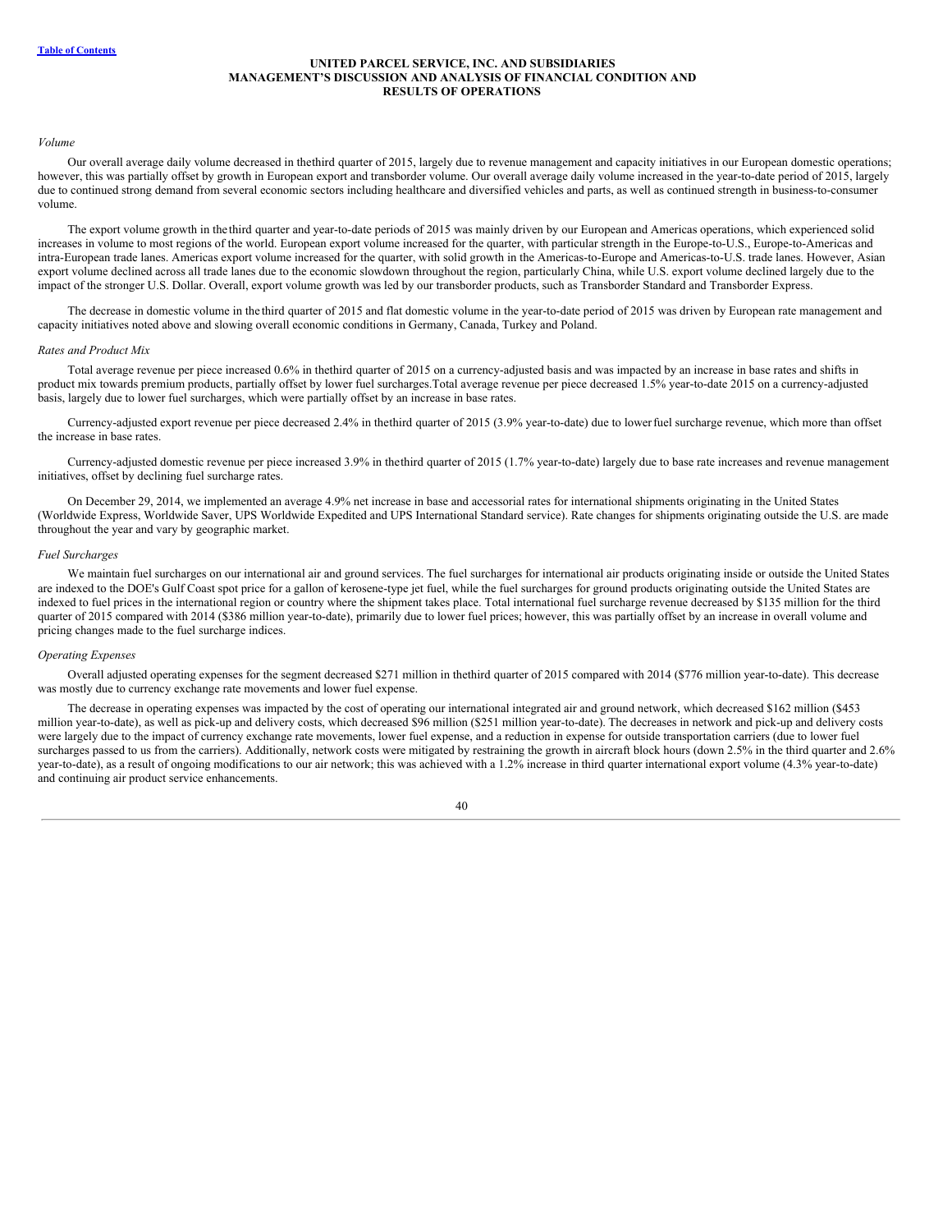*Volume*

Our overall average daily volume decreased in thethird quarter of 2015, largely due to revenue management and capacity initiatives in our European domestic operations; however, this was partially offset by growth in European export and transborder volume. Our overall average daily volume increased in the year-to-date period of 2015, largely due to continued strong demand from several economic sectors including healthcare and diversified vehicles and parts, as well as continued strength in business-to-consumer volume.

The export volume growth in the third quarter and year-to-date periods of 2015 was mainly driven by our European and Americas operations, which experienced solid increases in volume to most regions of the world. European export volume increased for the quarter, with particular strength in the Europe-to-U.S., Europe-to-Americas and intra-European trade lanes. Americas export volume increased for the quarter, with solid growth in the Americas-to-Europe and Americas-to-U.S. trade lanes. However, Asian export volume declined across all trade lanes due to the economic slowdown throughout the region, particularly China, while U.S. export volume declined largely due to the impact of the stronger U.S. Dollar. Overall, export volume growth was led by our transborder products, such as Transborder Standard and Transborder Express.

The decrease in domestic volume in the third quarter of 2015 and flat domestic volume in the year-to-date period of 2015 was driven by European rate management and capacity initiatives noted above and slowing overall economic conditions in Germany, Canada, Turkey and Poland.

*Rates and Product Mix*

Total average revenue per piece increased 0.6% in thethird quarter of 2015 on a currency-adjusted basis and was impacted by an increase in base rates and shifts in product mix towards premium products, partially offset by lower fuel surcharges.Total average revenue per piece decreased 1.5% year-to-date 2015 on a currency-adjusted basis, largely due to lower fuel surcharges, which were partially offset by an increase in base rates.

Currency-adjusted export revenue per piece decreased 2.4% in thethird quarter of 2015 (3.9% year-to-date) due to lower fuel surcharge revenue, which more than offset the increase in base rates.

Currency-adjusted domestic revenue per piece increased 3.9% in thethird quarter of 2015 (1.7% year-to-date) largely due to base rate increases and revenue management initiatives, offset by declining fuel surcharge rates.

On December 29, 2014, we implemented an average 4.9% net increase in base and accessorial rates for international shipments originating in the United States (Worldwide Express, Worldwide Saver, UPS Worldwide Expedited and UPS International Standard service). Rate changes for shipments originating outside the U.S. are made throughout the year and vary by geographic market.

*Fuel Surcharges*

We maintain fuel surcharges on our international air and ground services. The fuel surcharges for international air products originating inside or outside the United States are indexed to the DOE's Gulf Coast spot price for a gallon of kerosene-type jet fuel, while the fuel surcharges for ground products originating outside the United States are indexed to fuel prices in the international region or country where the shipment takes place. Total international fuel surcharge revenue decreased by $135 million for the third quarter of 2015 compared with 2014 ($386 million year-to-date), primarily due to lower fuel prices; however, this was partially offset by an increase in overall volume and pricing changes made to the fuel surcharge indices.

*Operating Expenses*

Overall adjusted operating expenses for the segment decreased $271 million in thethird quarter of 2015 compared with 2014 ($776 million year-to-date). This decrease was mostly due to currency exchange rate movements and lower fuel expense.

The decrease in operating expenses was impacted by the cost of operating our international integrated air and ground network, which decreased $162 million ($453 million year-to-date), as well as pick-up and delivery costs, which decreased $96 million ($251 million year-to-date). The decreases in network and pick-up and delivery costs were largely due to the impact of currency exchange rate movements, lower fuel expense, and a reduction in expense for outside transportation carriers (due to lower fuel surcharges passed to us from the carriers). Additionally, network costs were mitigated by restraining the growth in aircraft block hours (down 2.5% in the third quarter and 2.6% year-to-date), as a result of ongoing modifications to our air network; this was achieved with a 1.2% increase in third quarter international export volume (4.3% year-to-date) and continuing air product service enhancements.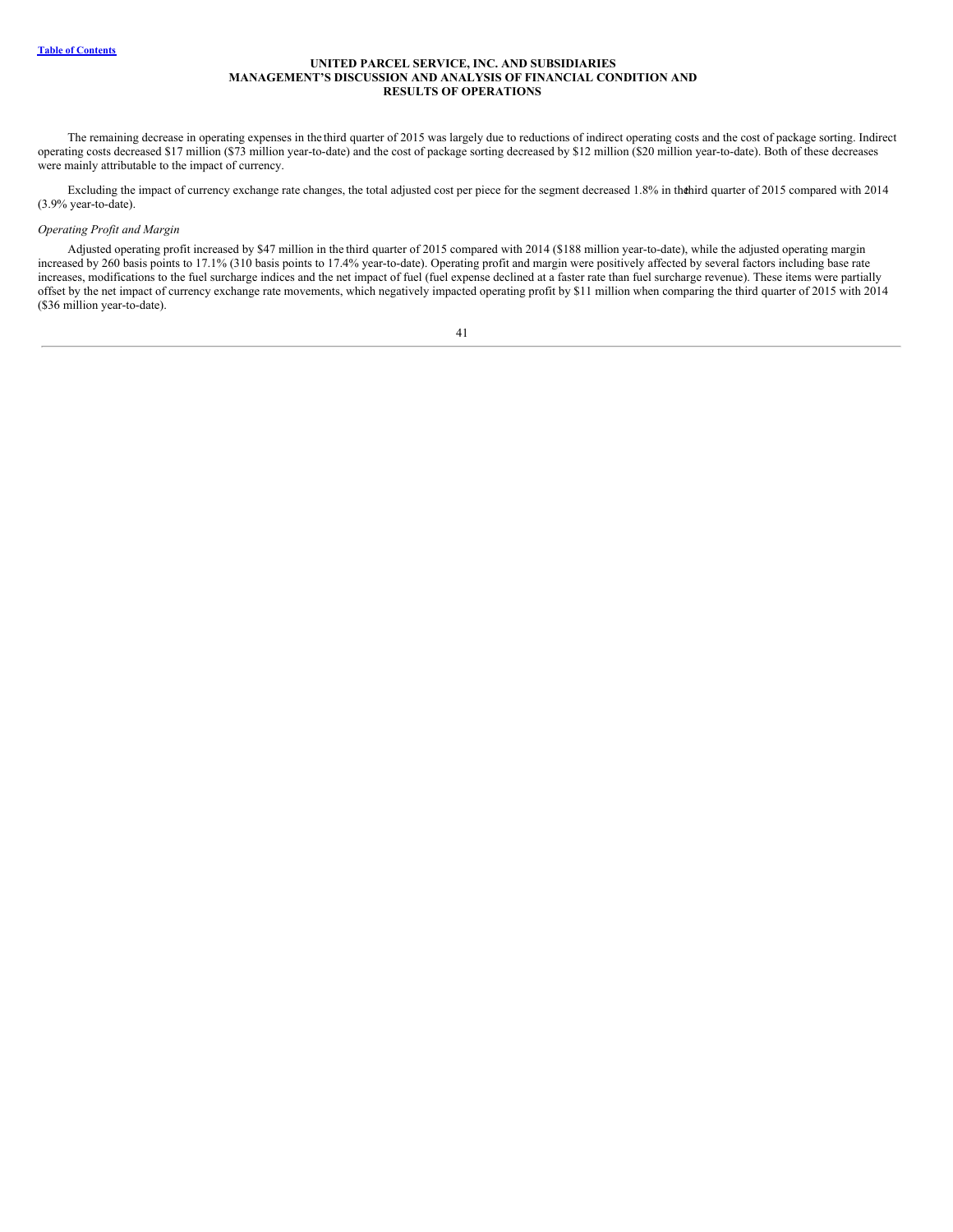The remaining decrease in operating expenses in the third quarter of 2015 was largely due to reductions of indirect operating costs and the cost of package sorting. Indirect operating costs decreased $17 million ($73 million year-to-date) and the cost of package sorting decreased by $12 million ($20 million year-to-date). Both of these decreases were mainly attributable to the impact of currency.

Excluding the impact of currency exchange rate changes, the total adjusted cost per piece for the segment decreased 1.8% in the third quarter of 2015 compared with 2014 (3.9% year-to-date).

*Operating Profit and Margin*

Adjusted operating profit increased by $47 million in the third quarter of 2015 compared with 2014 ($188 million year-to-date), while the adjusted operating margin increased by 260 basis points to 17.1% (310 basis points to 17.4% year-to-date). Operating profit and margin were positively affected by several factors including base rate increases, modifications to the fuel surcharge indices and the net impact of fuel (fuel expense declined at a faster rate than fuel surcharge revenue). These items were partially offset by the net impact of currency exchange rate movements, which negatively impacted operating profit by $11 million when comparing the third quarter of 2015 with 2014 ($36 million year-to-date).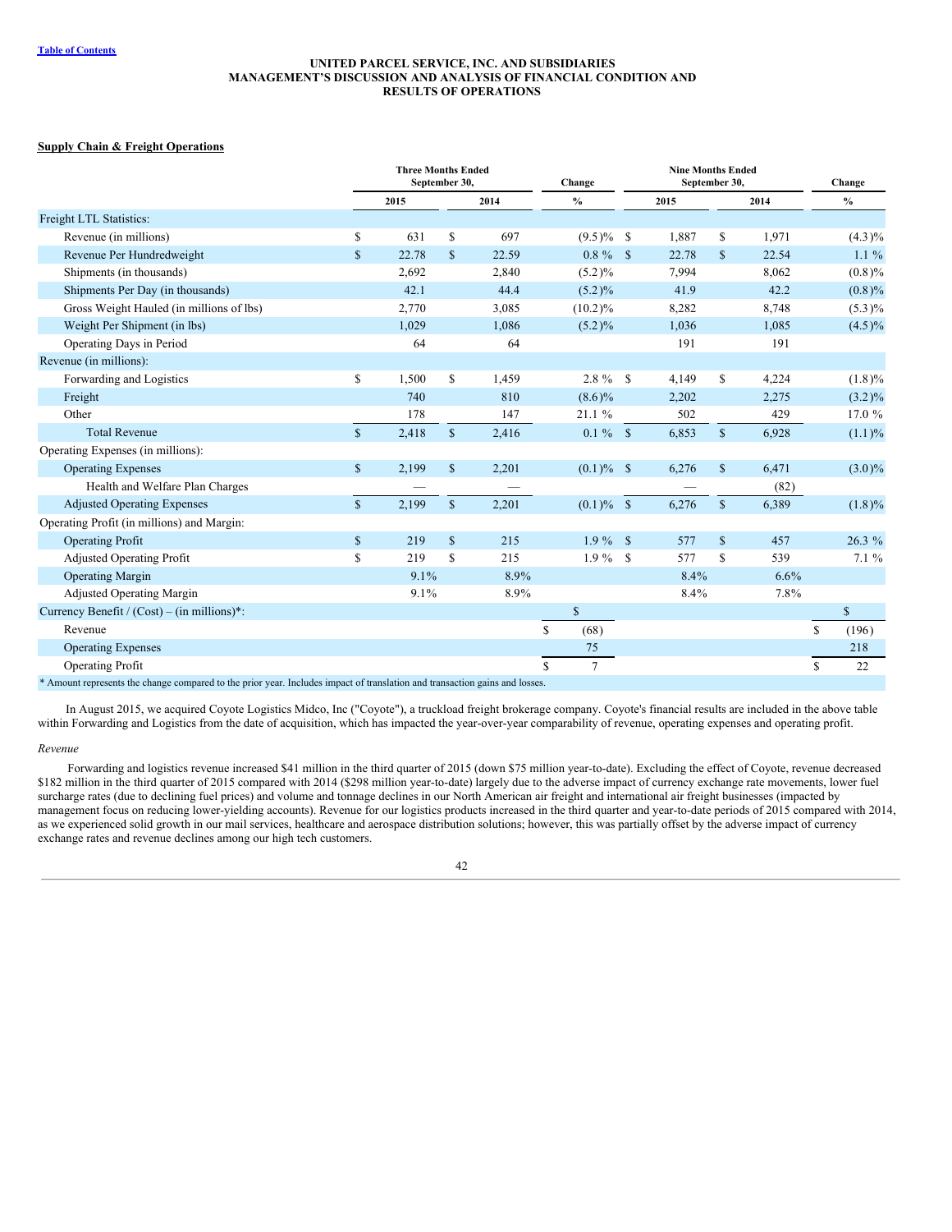UNITED PARCEL SERVICE, INC. AND SUBSIDIARIES
MANAGEMENT'S DISCUSSION AND ANALYSIS OF FINANCIAL CONDITION AND RESULTS OF OPERATIONS

**Supply Chain & Freight Operations**

| | Three Months Ended September 30, | | Change | Nine Months Ended September 30, | | Change |
|---|---|---|---|---|---|---|
| | 2015 | 2014 | % | 2015 | 2014 | % |
| Freight LTL Statistics: | | | | | | |
| Revenue (in millions) | $ 631 | $ 697 | (9.5)% | $ 1,887 | $ 1,971 | (4.3)% |
| Revenue Per Hundredweight | $ 22.78 | $ 22.59 | 0.8 % | $ 22.78 | $ 22.54 | 1.1 % |
| Shipments (in thousands) | 2,692 | 2,840 | (5.2)% | 7,994 | 8,062 | (0.8)% |
| Shipments Per Day (in thousands) | 42.1 | 44.4 | (5.2)% | 41.9 | 42.2 | (0.8)% |
| Gross Weight Hauled (in millions of lbs) | 2,770 | 3,085 | (10.2)% | 8,282 | 8,748 | (5.3)% |
| Weight Per Shipment (in lbs) | 1,029 | 1,086 | (5.2)% | 1,036 | 1,085 | (4.5)% |
| Operating Days in Period | 64 | 64 | | 191 | 191 | |
| Revenue (in millions): | | | | | | |
| Forwarding and Logistics | $ 1,500 | $ 1,459 | 2.8 % | $ 4,149 | $ 4,224 | (1.8)% |
| Freight | 740 | 810 | (8.6)% | 2,202 | 2,275 | (3.2)% |
| Other | 178 | 147 | 21.1 % | 502 | 429 | 17.0 % |
| Total Revenue | $ 2,418 | $ 2,416 | 0.1 % | $ 6,853 | $ 6,928 | (1.1)% |
| Operating Expenses (in millions): | | | | | | |
| Operating Expenses | $ 2,199 | $ 2,201 | (0.1)% | $ 6,276 | $ 6,471 | (3.0)% |
| Health and Welfare Plan Charges | — | — | | — | (82) | |
| Adjusted Operating Expenses | $ 2,199 | $ 2,201 | (0.1)% | $ 6,276 | $ 6,389 | (1.8)% |
| Operating Profit (in millions) and Margin: | | | | | | |
| Operating Profit | $ 219 | $ 215 | 1.9 % | $ 577 | $ 457 | 26.3 % |
| Adjusted Operating Profit | $ 219 | $ 215 | 1.9 % | $ 577 | $ 539 | 7.1 % |
| Operating Margin | 9.1% | 8.9% | | 8.4% | 6.6% | |
| Adjusted Operating Margin | 9.1% | 8.9% | | 8.4% | 7.8% | |
| Currency Benefit / (Cost) – (in millions)*: | | | $ | | | $ |
| Revenue | | | $ (68) | | | $ (196) |
| Operating Expenses | | | 75 | | | 218 |
| Operating Profit | | | $ 7 | | | $ 22 |

\* Amount represents the change compared to the prior year. Includes impact of translation and transaction gains and losses.

In August 2015, we acquired Coyote Logistics Midco, Inc ("Coyote"), a truckload freight brokerage company. Coyote's financial results are included in the above table within Forwarding and Logistics from the date of acquisition, which has impacted the year-over-year comparability of revenue, operating expenses and operating profit.

*Revenue*

Forwarding and logistics revenue increased $41 million in the third quarter of 2015 (down $75 million year-to-date). Excluding the effect of Coyote, revenue decreased $182 million in the third quarter of 2015 compared with 2014 ($298 million year-to-date) largely due to the adverse impact of currency exchange rate movements, lower fuel surcharge rates (due to declining fuel prices) and volume and tonnage declines in our North American air freight and international air freight businesses (impacted by management focus on reducing lower-yielding accounts). Revenue for our logistics products increased in the third quarter and year-to-date periods of 2015 compared with 2014, as we experienced solid growth in our mail services, healthcare and aerospace distribution solutions; however, this was partially offset by the adverse impact of currency exchange rates and revenue declines among our high tech customers.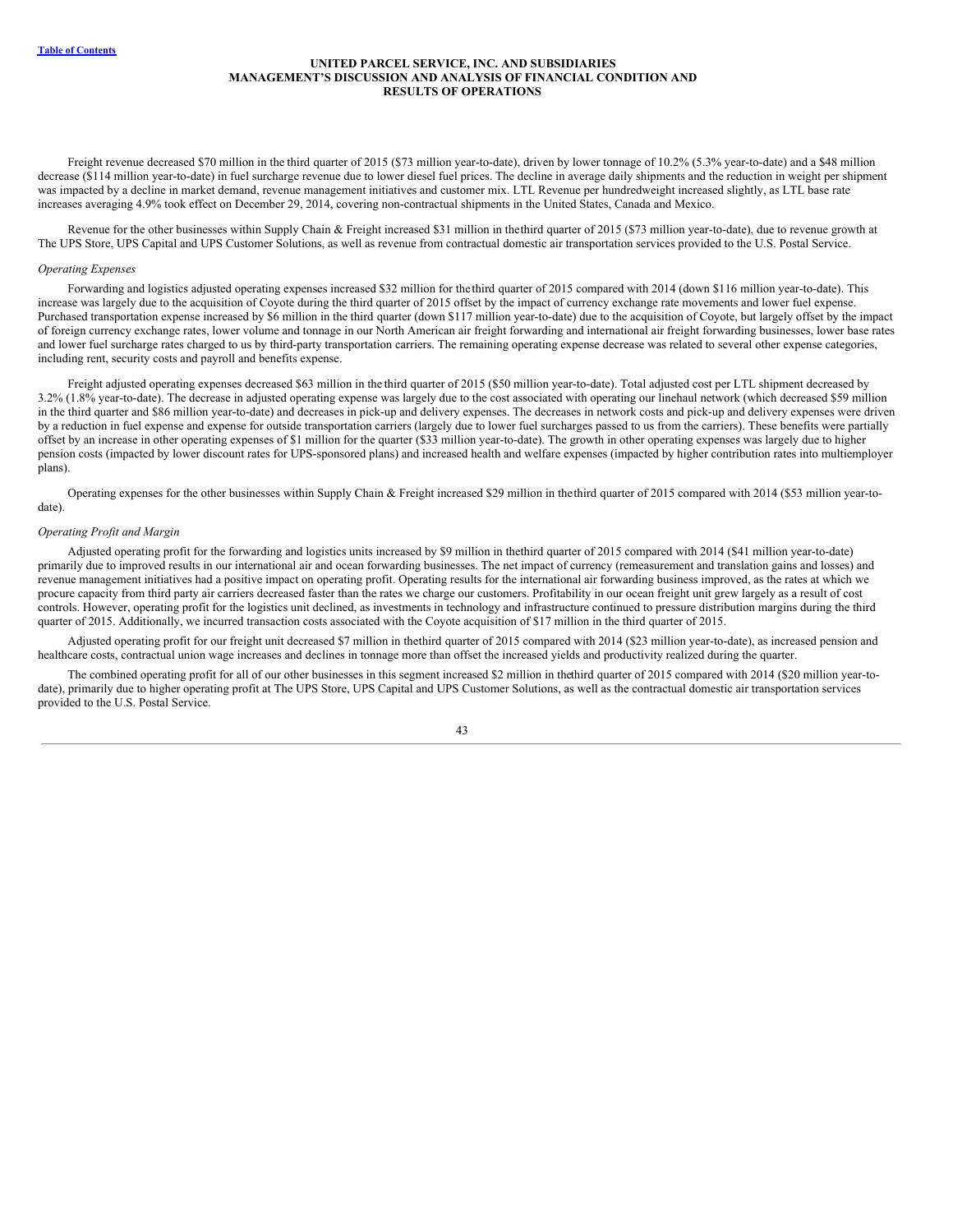Freight revenue decreased $70 million in the third quarter of 2015 ($73 million year-to-date), driven by lower tonnage of 10.2% (5.3% year-to-date) and a $48 million decrease ($114 million year-to-date) in fuel surcharge revenue due to lower diesel fuel prices. The decline in average daily shipments and the reduction in weight per shipment was impacted by a decline in market demand, revenue management initiatives and customer mix. LTL Revenue per hundredweight increased slightly, as LTL base rate increases averaging 4.9% took effect on December 29, 2014, covering non-contractual shipments in the United States, Canada and Mexico.

Revenue for the other businesses within Supply Chain & Freight increased $31 million in the third quarter of 2015 ($73 million year-to-date), due to revenue growth at The UPS Store, UPS Capital and UPS Customer Solutions, as well as revenue from contractual domestic air transportation services provided to the U.S. Postal Service.

*Operating Expenses*

Forwarding and logistics adjusted operating expenses increased $32 million for the third quarter of 2015 compared with 2014 (down $116 million year-to-date). This increase was largely due to the acquisition of Coyote during the third quarter of 2015 offset by the impact of currency exchange rate movements and lower fuel expense. Purchased transportation expense increased by $6 million in the third quarter (down $117 million year-to-date) due to the acquisition of Coyote, but largely offset by the impact of foreign currency exchange rates, lower volume and tonnage in our North American air freight forwarding and international air freight forwarding businesses, lower base rates and lower fuel surcharge rates charged to us by third-party transportation carriers. The remaining operating expense decrease was related to several other expense categories, including rent, security costs and payroll and benefits expense.

Freight adjusted operating expenses decreased $63 million in the third quarter of 2015 ($50 million year-to-date). Total adjusted cost per LTL shipment decreased by 3.2% (1.8% year-to-date). The decrease in adjusted operating expense was largely due to the cost associated with operating our linehaul network (which decreased $59 million in the third quarter and $86 million year-to-date) and decreases in pick-up and delivery expenses. The decreases in network costs and pick-up and delivery expenses were driven by a reduction in fuel expense and expense for outside transportation carriers (largely due to lower fuel surcharges passed to us from the carriers). These benefits were partially offset by an increase in other operating expenses of $1 million for the quarter ($33 million year-to-date). The growth in other operating expenses was largely due to higher pension costs (impacted by lower discount rates for UPS-sponsored plans) and increased health and welfare expenses (impacted by higher contribution rates into multiemployer plans).

Operating expenses for the other businesses within Supply Chain & Freight increased $29 million in the third quarter of 2015 compared with 2014 ($53 million year-to-date).

*Operating Profit and Margin*

Adjusted operating profit for the forwarding and logistics units increased by $9 million in the third quarter of 2015 compared with 2014 ($41 million year-to-date) primarily due to improved results in our international air and ocean forwarding businesses. The net impact of currency (remeasurement and translation gains and losses) and revenue management initiatives had a positive impact on operating profit. Operating results for the international air forwarding business improved, as the rates at which we procure capacity from third party air carriers decreased faster than the rates we charge our customers. Profitability in our ocean freight unit grew largely as a result of cost controls. However, operating profit for the logistics unit declined, as investments in technology and infrastructure continued to pressure distribution margins during the third quarter of 2015. Additionally, we incurred transaction costs associated with the Coyote acquisition of $17 million in the third quarter of 2015.

Adjusted operating profit for our freight unit decreased $7 million in the third quarter of 2015 compared with 2014 ($23 million year-to-date), as increased pension and healthcare costs, contractual union wage increases and declines in tonnage more than offset the increased yields and productivity realized during the quarter.

The combined operating profit for all of our other businesses in this segment increased $2 million in the third quarter of 2015 compared with 2014 ($20 million year-to-date), primarily due to higher operating profit at The UPS Store, UPS Capital and UPS Customer Solutions, as well as the contractual domestic air transportation services provided to the U.S. Postal Service.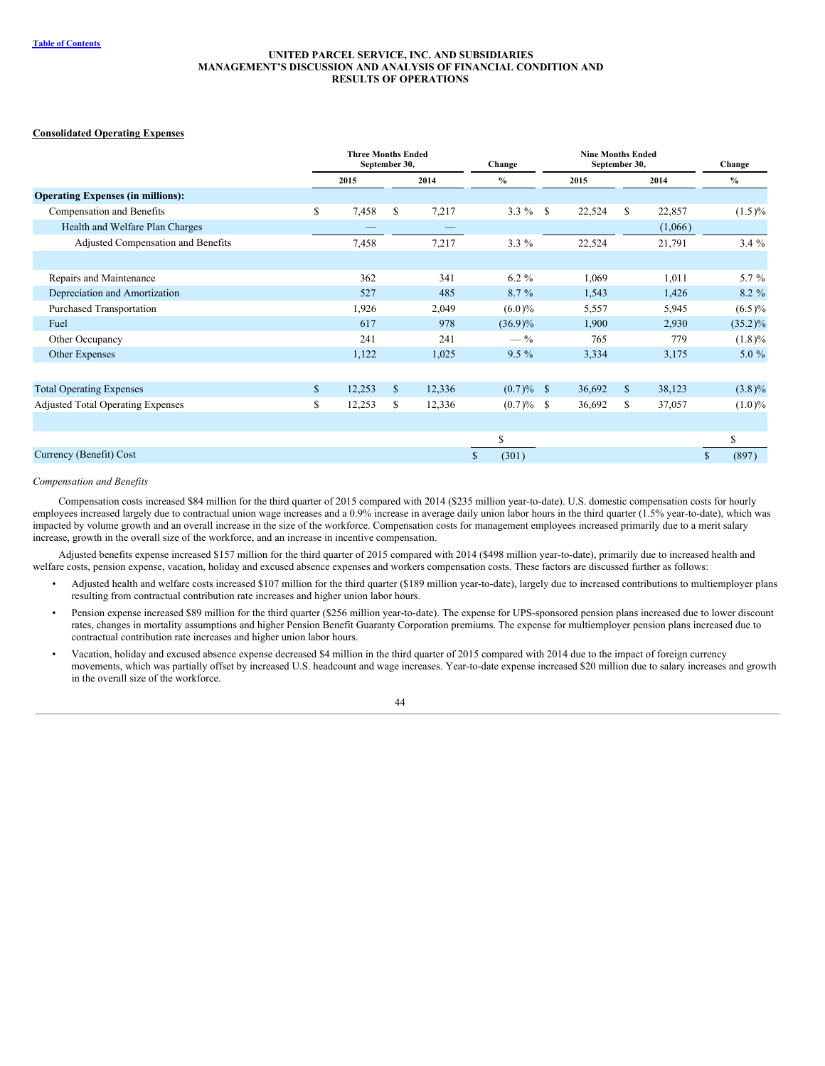**Consolidated Operating Expenses**

| | Three Months Ended September 30, | | Change | Nine Months Ended September 30, | | Change |
|---|---|---|---|---|---|---|
| | 2015 | 2014 | % | 2015 | 2014 | % |
| **Operating Expenses (in millions):** | | | | | | |
| Compensation and Benefits | $ 7,458 | $ 7,217 | 3.3 % | $ 22,524 | $ 22,857 | (1.5)% |
| Health and Welfare Plan Charges | — | — | | | (1,066) | |
| Adjusted Compensation and Benefits | 7,458 | 7,217 | 3.3 % | 22,524 | 21,791 | 3.4 % |
| | | | | | | |
| Repairs and Maintenance | 362 | 341 | 6.2 % | 1,069 | 1,011 | 5.7 % |
| Depreciation and Amortization | 527 | 485 | 8.7 % | 1,543 | 1,426 | 8.2 % |
| Purchased Transportation | 1,926 | 2,049 | (6.0)% | 5,557 | 5,945 | (6.5)% |
| Fuel | 617 | 978 | (36.9)% | 1,900 | 2,930 | (35.2)% |
| Other Occupancy | 241 | 241 | — % | 765 | 779 | (1.8)% |
| Other Expenses | 1,122 | 1,025 | 9.5 % | 3,334 | 3,175 | 5.0 % |
| | | | | | | |
| Total Operating Expenses | $ 12,253 | $ 12,336 | (0.7)% | $ 36,692 | $ 38,123 | (3.8)% |
| Adjusted Total Operating Expenses | $ 12,253 | $ 12,336 | (0.7)% | $ 36,692 | $ 37,057 | (1.0)% |
| | | | | | | |
| | | | $ | | | $ |
| Currency (Benefit) Cost | | | $ (301) | | | $ (897) |

*Compensation and Benefits*

Compensation costs increased $84 million for the third quarter of 2015 compared with 2014 ($235 million year-to-date). U.S. domestic compensation costs for hourly employees increased largely due to contractual union wage increases and a 0.9% increase in average daily union labor hours in the third quarter (1.5% year-to-date), which was impacted by volume growth and an overall increase in the size of the workforce. Compensation costs for management employees increased primarily due to a merit salary increase, growth in the overall size of the workforce, and an increase in incentive compensation.

Adjusted benefits expense increased $157 million for the third quarter of 2015 compared with 2014 ($498 million year-to-date), primarily due to increased health and welfare costs, pension expense, vacation, holiday and excused absence expenses and workers compensation costs. These factors are discussed further as follows:

- Adjusted health and welfare costs increased $107 million for the third quarter ($189 million year-to-date), largely due to increased contributions to multiemployer plans resulting from contractual contribution rate increases and higher union labor hours.
- Pension expense increased $89 million for the third quarter ($256 million year-to-date). The expense for UPS-sponsored pension plans increased due to lower discount rates, changes in mortality assumptions and higher Pension Benefit Guaranty Corporation premiums. The expense for multiemployer pension plans increased due to contractual contribution rate increases and higher union labor hours.
- Vacation, holiday and excused absence expense decreased $4 million in the third quarter of 2015 compared with 2014 due to the impact of foreign currency movements, which was partially offset by increased U.S. headcount and wage increases. Year-to-date expense increased $20 million due to salary increases and growth in the overall size of the workforce.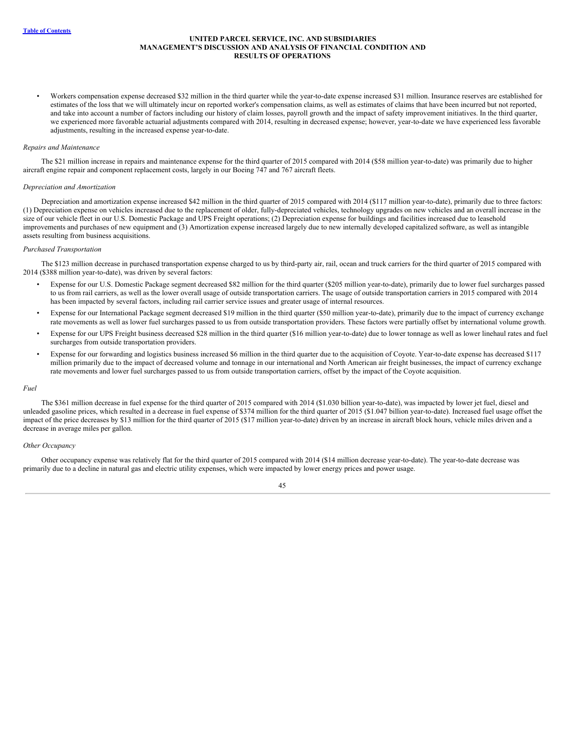- Workers compensation expense decreased $32 million in the third quarter while the year-to-date expense increased $31 million. Insurance reserves are established for estimates of the loss that we will ultimately incur on reported worker's compensation claims, as well as estimates of claims that have been incurred but not reported, and take into account a number of factors including our history of claim losses, payroll growth and the impact of safety improvement initiatives. In the third quarter, we experienced more favorable actuarial adjustments compared with 2014, resulting in decreased expense; however, year-to-date we have experienced less favorable adjustments, resulting in the increased expense year-to-date.

*Repairs and Maintenance*

The $21 million increase in repairs and maintenance expense for the third quarter of 2015 compared with 2014 ($58 million year-to-date) was primarily due to higher aircraft engine repair and component replacement costs, largely in our Boeing 747 and 767 aircraft fleets.

*Depreciation and Amortization*

Depreciation and amortization expense increased $42 million in the third quarter of 2015 compared with 2014 ($117 million year-to-date), primarily due to three factors: (1) Depreciation expense on vehicles increased due to the replacement of older, fully-depreciated vehicles, technology upgrades on new vehicles and an overall increase in the size of our vehicle fleet in our U.S. Domestic Package and UPS Freight operations; (2) Depreciation expense for buildings and facilities increased due to leasehold improvements and purchases of new equipment and (3) Amortization expense increased largely due to new internally developed capitalized software, as well as intangible assets resulting from business acquisitions.

*Purchased Transportation*

The $123 million decrease in purchased transportation expense charged to us by third-party air, rail, ocean and truck carriers for the third quarter of 2015 compared with 2014 ($388 million year-to-date), was driven by several factors:

- Expense for our U.S. Domestic Package segment decreased $82 million for the third quarter ($205 million year-to-date), primarily due to lower fuel surcharges passed to us from rail carriers, as well as the lower overall usage of outside transportation carriers. The usage of outside transportation carriers in 2015 compared with 2014 has been impacted by several factors, including rail carrier service issues and greater usage of internal resources.
- Expense for our International Package segment decreased $19 million in the third quarter ($50 million year-to-date), primarily due to the impact of currency exchange rate movements as well as lower fuel surcharges passed to us from outside transportation providers. These factors were partially offset by international volume growth.
- Expense for our UPS Freight business decreased $28 million in the third quarter ($16 million year-to-date) due to lower tonnage as well as lower linehaul rates and fuel surcharges from outside transportation providers.
- Expense for our forwarding and logistics business increased $6 million in the third quarter due to the acquisition of Coyote. Year-to-date expense has decreased $117 million primarily due to the impact of decreased volume and tonnage in our international and North American air freight businesses, the impact of currency exchange rate movements and lower fuel surcharges passed to us from outside transportation carriers, offset by the impact of the Coyote acquisition.

*Fuel*

The $361 million decrease in fuel expense for the third quarter of 2015 compared with 2014 ($1.030 billion year-to-date), was impacted by lower jet fuel, diesel and unleaded gasoline prices, which resulted in a decrease in fuel expense of $374 million for the third quarter of 2015 ($1.047 billion year-to-date). Increased fuel usage offset the impact of the price decreases by $13 million for the third quarter of 2015 ($17 million year-to-date) driven by an increase in aircraft block hours, vehicle miles driven and a decrease in average miles per gallon.

*Other Occupancy*

Other occupancy expense was relatively flat for the third quarter of 2015 compared with 2014 ($14 million decrease year-to-date). The year-to-date decrease was primarily due to a decline in natural gas and electric utility expenses, which were impacted by lower energy prices and power usage.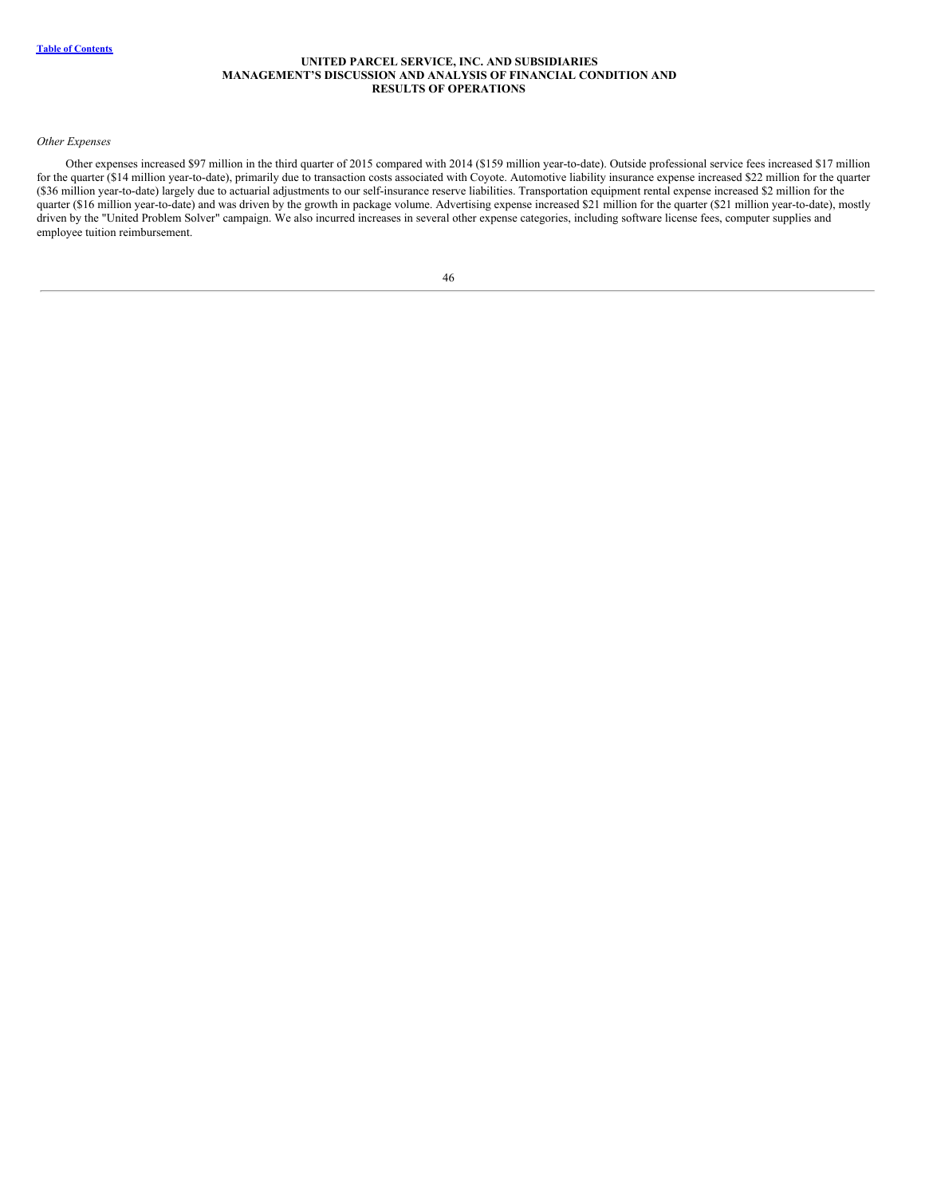*Other Expenses*

Other expenses increased $97 million in the third quarter of 2015 compared with 2014 ($159 million year-to-date). Outside professional service fees increased $17 million for the quarter ($14 million year-to-date), primarily due to transaction costs associated with Coyote. Automotive liability insurance expense increased $22 million for the quarter ($36 million year-to-date) largely due to actuarial adjustments to our self-insurance reserve liabilities. Transportation equipment rental expense increased $2 million for the quarter ($16 million year-to-date) and was driven by the growth in package volume. Advertising expense increased $21 million for the quarter ($21 million year-to-date), mostly driven by the "United Problem Solver" campaign. We also incurred increases in several other expense categories, including software license fees, computer supplies and employee tuition reimbursement.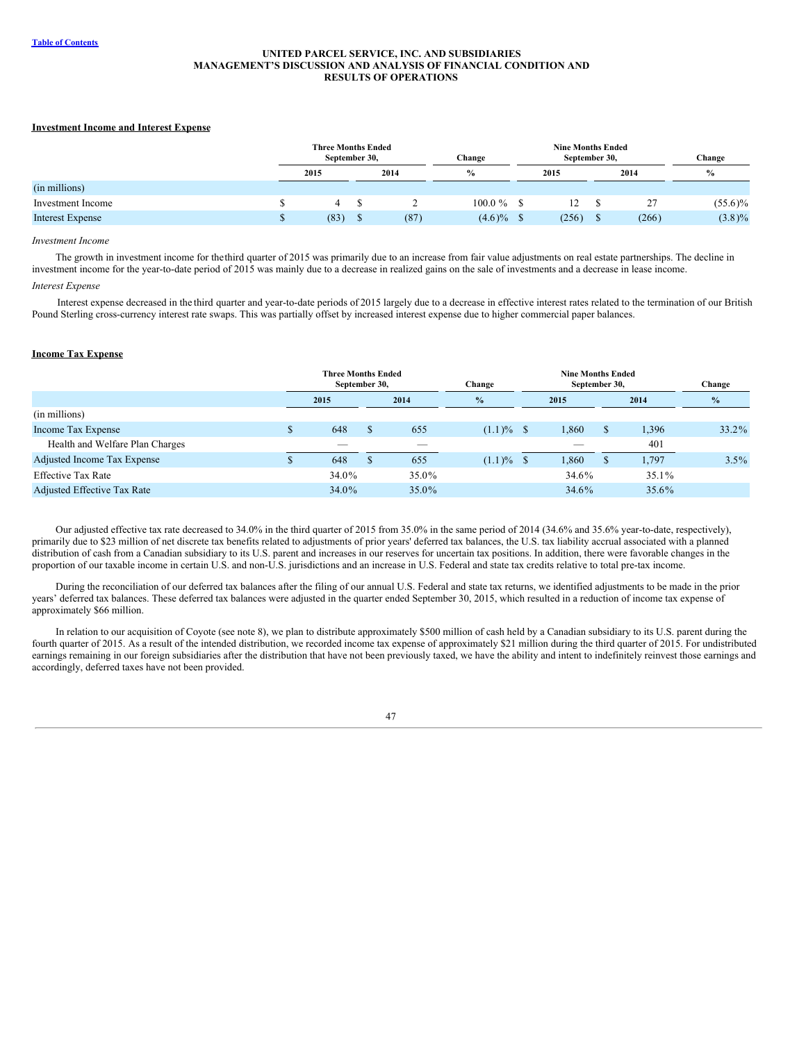UNITED PARCEL SERVICE, INC. AND SUBSIDIARIES
MANAGEMENT'S DISCUSSION AND ANALYSIS OF FINANCIAL CONDITION AND RESULTS OF OPERATIONS

**Investment Income and Interest Expense**

| | Three Months Ended September 30, | | Change | Nine Months Ended September 30, | | Change |
|---|---|---|---|---|---|---|
| | 2015 | 2014 | % | 2015 | 2014 | % |
| (in millions) | | | | | | |
| Investment Income | $ 4 | $ 2 | 100.0 % | $ 12 | $ 27 | (55.6)% |
| Interest Expense | $ (83) | $ (87) | (4.6)% | $ (256) | $ (266) | (3.8)% |

*Investment Income*

The growth in investment income for the third quarter of 2015 was primarily due to an increase from fair value adjustments on real estate partnerships. The decline in investment income for the year-to-date period of 2015 was mainly due to a decrease in realized gains on the sale of investments and a decrease in lease income.

*Interest Expense*

Interest expense decreased in the third quarter and year-to-date periods of 2015 largely due to a decrease in effective interest rates related to the termination of our British Pound Sterling cross-currency interest rate swaps. This was partially offset by increased interest expense due to higher commercial paper balances.

**Income Tax Expense**

| | Three Months Ended September 30, | | Change | Nine Months Ended September 30, | | Change |
|---|---|---|---|---|---|---|
| | 2015 | 2014 | % | 2015 | 2014 | % |
| (in millions) | | | | | | |
| Income Tax Expense | $ 648 | $ 655 | (1.1)% | $ 1,860 | $ 1,396 | 33.2% |
| Health and Welfare Plan Charges | — | — | | — | 401 | |
| Adjusted Income Tax Expense | $ 648 | $ 655 | (1.1)% | $ 1,860 | $ 1,797 | 3.5% |
| Effective Tax Rate | 34.0% | 35.0% | | 34.6% | 35.1% | |
| Adjusted Effective Tax Rate | 34.0% | 35.0% | | 34.6% | 35.6% | |

Our adjusted effective tax rate decreased to 34.0% in the third quarter of 2015 from 35.0% in the same period of 2014 (34.6% and 35.6% year-to-date, respectively), primarily due to $23 million of net discrete tax benefits related to adjustments of prior years' deferred tax balances, the U.S. tax liability accrual associated with a planned distribution of cash from a Canadian subsidiary to its U.S. parent and increases in our reserves for uncertain tax positions. In addition, there were favorable changes in the proportion of our taxable income in certain U.S. and non-U.S. jurisdictions and an increase in U.S. Federal and state tax credits relative to total pre-tax income.

During the reconciliation of our deferred tax balances after the filing of our annual U.S. Federal and state tax returns, we identified adjustments to be made in the prior years' deferred tax balances. These deferred tax balances were adjusted in the quarter ended September 30, 2015, which resulted in a reduction of income tax expense of approximately $66 million.

In relation to our acquisition of Coyote (see note 8), we plan to distribute approximately $500 million of cash held by a Canadian subsidiary to its U.S. parent during the fourth quarter of 2015. As a result of the intended distribution, we recorded income tax expense of approximately $21 million during the third quarter of 2015. For undistributed earnings remaining in our foreign subsidiaries after the distribution that have not been previously taxed, we have the ability and intent to indefinitely reinvest those earnings and accordingly, deferred taxes have not been provided.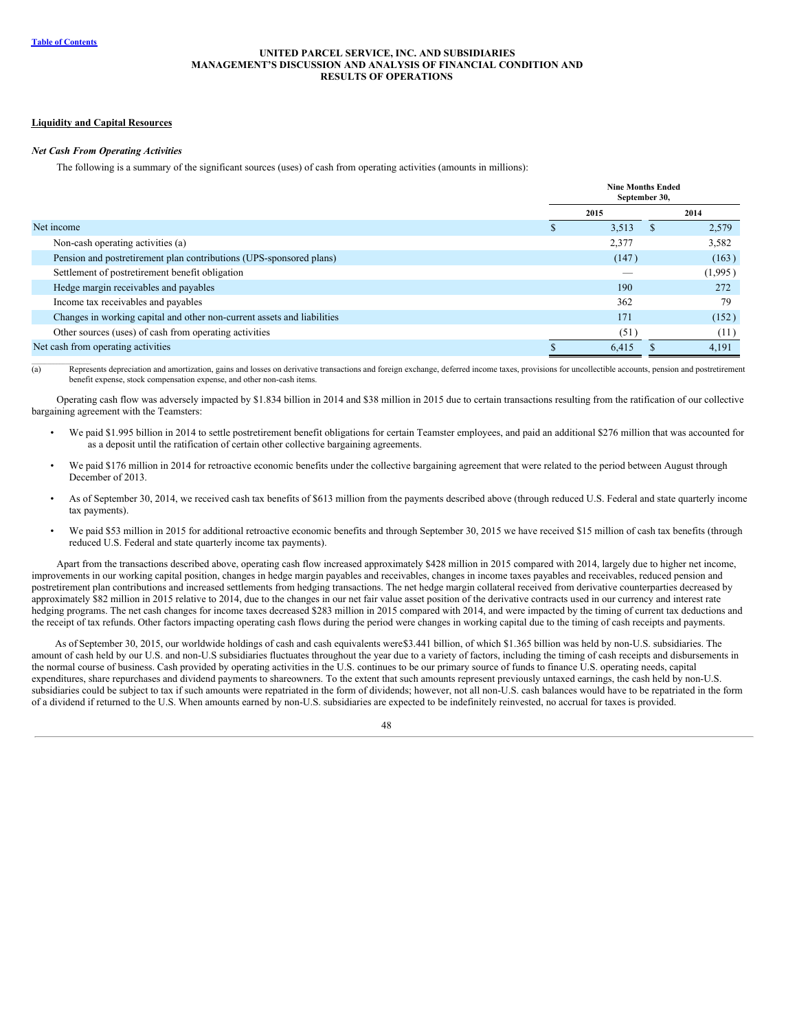## Liquidity and Capital Resources

### *Net Cash From Operating Activities*

The following is a summary of the significant sources (uses) of cash from operating activities (amounts in millions):

| | Nine Months Ended September 30, | |
|---|---|---|
| | 2015 | 2014 |
| Net income | $ 3,513 | $ 2,579 |
| Non-cash operating activities (a) | 2,377 | 3,582 |
| Pension and postretirement plan contributions (UPS-sponsored plans) | (147) | (163) |
| Settlement of postretirement benefit obligation | — | (1,995) |
| Hedge margin receivables and payables | 190 | 272 |
| Income tax receivables and payables | 362 | 79 |
| Changes in working capital and other non-current assets and liabilities | 171 | (152) |
| Other sources (uses) of cash from operating activities | (51) | (11) |
| Net cash from operating activities | $ 6,415 | $ 4,191 |

(a) Represents depreciation and amortization, gains and losses on derivative transactions and foreign exchange, deferred income taxes, provisions for uncollectible accounts, pension and postretirement benefit expense, stock compensation expense, and other non-cash items.

Operating cash flow was adversely impacted by $1.834 billion in 2014 and $38 million in 2015 due to certain transactions resulting from the ratification of our collective bargaining agreement with the Teamsters:

- We paid $1.995 billion in 2014 to settle postretirement benefit obligations for certain Teamster employees, and paid an additional $276 million that was accounted for as a deposit until the ratification of certain other collective bargaining agreements.
- We paid $176 million in 2014 for retroactive economic benefits under the collective bargaining agreement that were related to the period between August through December of 2013.
- As of September 30, 2014, we received cash tax benefits of $613 million from the payments described above (through reduced U.S. Federal and state quarterly income tax payments).
- We paid $53 million in 2015 for additional retroactive economic benefits and through September 30, 2015 we have received $15 million of cash tax benefits (through reduced U.S. Federal and state quarterly income tax payments).

Apart from the transactions described above, operating cash flow increased approximately $428 million in 2015 compared with 2014, largely due to higher net income, improvements in our working capital position, changes in hedge margin payables and receivables, changes in income taxes payables and receivables, reduced pension and postretirement plan contributions and increased settlements from hedging transactions. The net hedge margin collateral received from derivative counterparties decreased by approximately $82 million in 2015 relative to 2014, due to the changes in our net fair value asset position of the derivative contracts used in our currency and interest rate hedging programs. The net cash changes for income taxes decreased $283 million in 2015 compared with 2014, and were impacted by the timing of current tax deductions and the receipt of tax refunds. Other factors impacting operating cash flows during the period were changes in working capital due to the timing of cash receipts and payments.

As of September 30, 2015, our worldwide holdings of cash and cash equivalents were$3.441 billion, of which $1.365 billion was held by non-U.S. subsidiaries. The amount of cash held by our U.S. and non-U.S subsidiaries fluctuates throughout the year due to a variety of factors, including the timing of cash receipts and disbursements in the normal course of business. Cash provided by operating activities in the U.S. continues to be our primary source of funds to finance U.S. operating needs, capital expenditures, share repurchases and dividend payments to shareowners. To the extent that such amounts represent previously untaxed earnings, the cash held by non-U.S. subsidiaries could be subject to tax if such amounts were repatriated in the form of dividends; however, not all non-U.S. cash balances would have to be repatriated in the form of a dividend if returned to the U.S. When amounts earned by non-U.S. subsidiaries are expected to be indefinitely reinvested, no accrual for taxes is provided.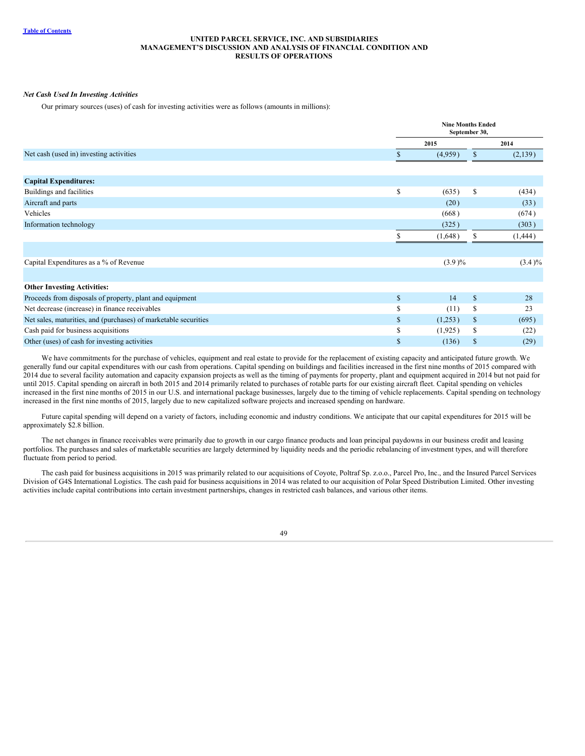*Net Cash Used In Investing Activities*

Our primary sources (uses) of cash for investing activities were as follows (amounts in millions):

| | Nine Months Ended September 30, | |
|---|---|---|
| | 2015 | 2014 |
| Net cash (used in) investing activities | $ (4,959) | $ (2,139) |
| | | |
| **Capital Expenditures:** | | |
| Buildings and facilities | $ (635) | $ (434) |
| Aircraft and parts | (20) | (33) |
| Vehicles | (668) | (674) |
| Information technology | (325) | (303) |
| | $ (1,648) | $ (1,444) |
| | | |
| Capital Expenditures as a % of Revenue | (3.9)% | (3.4)% |
| | | |
| **Other Investing Activities:** | | |
| Proceeds from disposals of property, plant and equipment | $ 14 | $ 28 |
| Net decrease (increase) in finance receivables | $ (11) | $ 23 |
| Net sales, maturities, and (purchases) of marketable securities | $ (1,253) | $ (695) |
| Cash paid for business acquisitions | $ (1,925) | $ (22) |
| Other (uses) of cash for investing activities | $ (136) | $ (29) |

We have commitments for the purchase of vehicles, equipment and real estate to provide for the replacement of existing capacity and anticipated future growth. We generally fund our capital expenditures with our cash from operations. Capital spending on buildings and facilities increased in the first nine months of 2015 compared with 2014 due to several facility automation and capacity expansion projects as well as the timing of payments for property, plant and equipment acquired in 2014 but not paid for until 2015. Capital spending on aircraft in both 2015 and 2014 primarily related to purchases of rotable parts for our existing aircraft fleet. Capital spending on vehicles increased in the first nine months of 2015 in our U.S. and international package businesses, largely due to the timing of vehicle replacements. Capital spending on technology increased in the first nine months of 2015, largely due to new capitalized software projects and increased spending on hardware.

Future capital spending will depend on a variety of factors, including economic and industry conditions. We anticipate that our capital expenditures for 2015 will be approximately $2.8 billion.

The net changes in finance receivables were primarily due to growth in our cargo finance products and loan principal paydowns in our business credit and leasing portfolios. The purchases and sales of marketable securities are largely determined by liquidity needs and the periodic rebalancing of investment types, and will therefore fluctuate from period to period.

The cash paid for business acquisitions in 2015 was primarily related to our acquisitions of Coyote, Poltraf Sp. z.o.o., Parcel Pro, Inc., and the Insured Parcel Services Division of G4S International Logistics. The cash paid for business acquisitions in 2014 was related to our acquisition of Polar Speed Distribution Limited. Other investing activities include capital contributions into certain investment partnerships, changes in restricted cash balances, and various other items.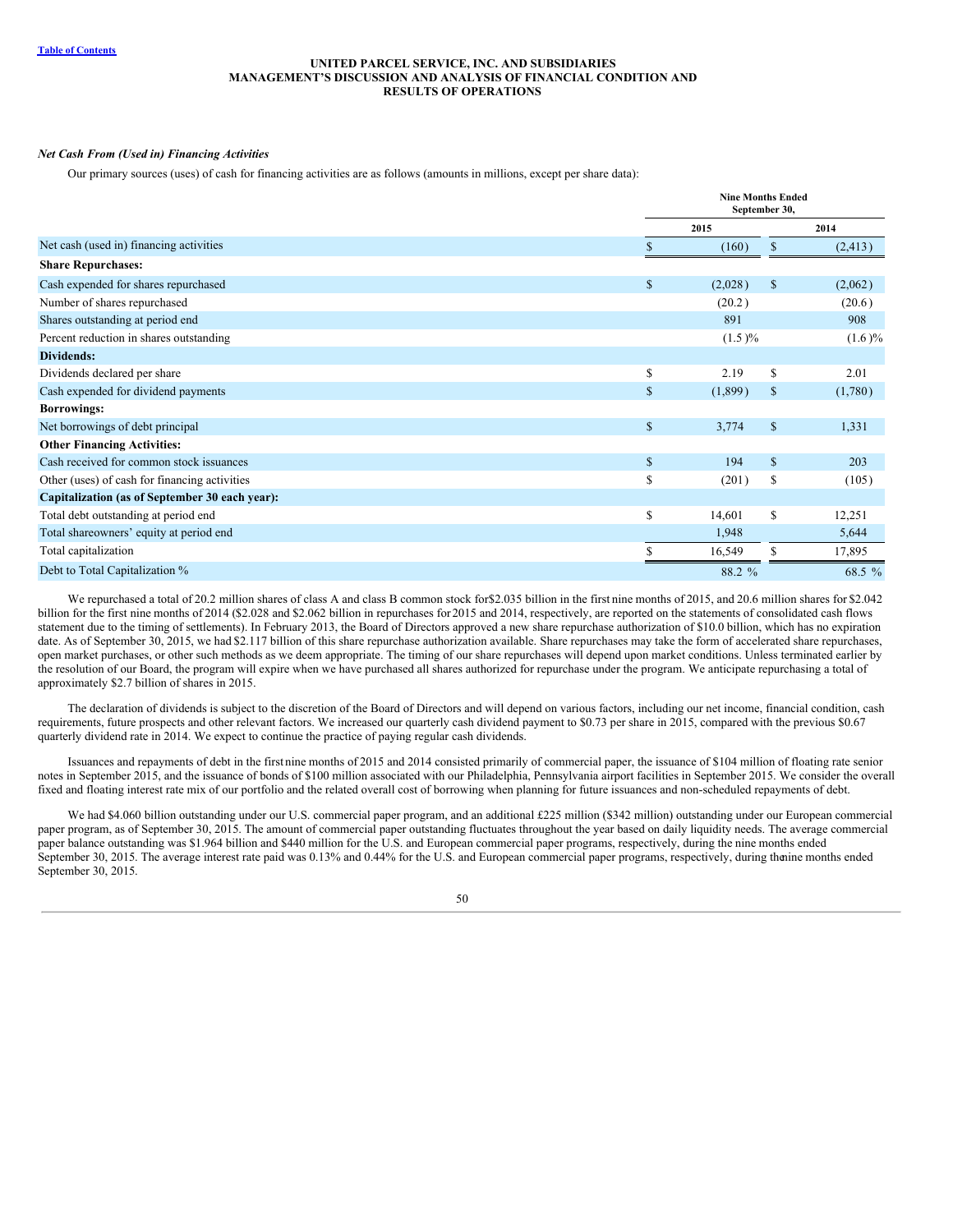***Net Cash From (Used in) Financing Activities***

Our primary sources (uses) of cash for financing activities are as follows (amounts in millions, except per share data):

| | Nine Months Ended September 30, | |
|---|---|---|
| | 2015 | 2014 |
| Net cash (used in) financing activities | $ (160) | $ (2,413) |
| **Share Repurchases:** | | |
| Cash expended for shares repurchased | $ (2,028) | $ (2,062) |
| Number of shares repurchased | (20.2) | (20.6) |
| Shares outstanding at period end | 891 | 908 |
| Percent reduction in shares outstanding | (1.5)% | (1.6)% |
| **Dividends:** | | |
| Dividends declared per share | $ 2.19 | $ 2.01 |
| Cash expended for dividend payments | $ (1,899) | $ (1,780) |
| **Borrowings:** | | |
| Net borrowings of debt principal | $ 3,774 | $ 1,331 |
| **Other Financing Activities:** | | |
| Cash received for common stock issuances | $ 194 | $ 203 |
| Other (uses) of cash for financing activities | $ (201) | $ (105) |
| **Capitalization (as of September 30 each year):** | | |
| Total debt outstanding at period end | $ 14,601 | $ 12,251 |
| Total shareowners' equity at period end | 1,948 | 5,644 |
| Total capitalization | $ 16,549 | $ 17,895 |
| Debt to Total Capitalization % | 88.2 % | 68.5 % |

We repurchased a total of 20.2 million shares of class A and class B common stock for $2.035 billion in the first nine months of 2015, and 20.6 million shares for $2.042 billion for the first nine months of 2014 ($2.028 and $2.062 billion in repurchases for 2015 and 2014, respectively, are reported on the statements of consolidated cash flows statement due to the timing of settlements). In February 2013, the Board of Directors approved a new share repurchase authorization of $10.0 billion, which has no expiration date. As of September 30, 2015, we had $2.117 billion of this share repurchase authorization available. Share repurchases may take the form of accelerated share repurchases, open market purchases, or other such methods as we deem appropriate. The timing of our share repurchases will depend upon market conditions. Unless terminated earlier by the resolution of our Board, the program will expire when we have purchased all shares authorized for repurchase under the program. We anticipate repurchasing a total of approximately $2.7 billion of shares in 2015.

The declaration of dividends is subject to the discretion of the Board of Directors and will depend on various factors, including our net income, financial condition, cash requirements, future prospects and other relevant factors. We increased our quarterly cash dividend payment to $0.73 per share in 2015, compared with the previous $0.67 quarterly dividend rate in 2014. We expect to continue the practice of paying regular cash dividends.

Issuances and repayments of debt in the first nine months of 2015 and 2014 consisted primarily of commercial paper, the issuance of $104 million of floating rate senior notes in September 2015, and the issuance of bonds of $100 million associated with our Philadelphia, Pennsylvania airport facilities in September 2015. We consider the overall fixed and floating interest rate mix of our portfolio and the related overall cost of borrowing when planning for future issuances and non-scheduled repayments of debt.

We had $4.060 billion outstanding under our U.S. commercial paper program, and an additional £225 million ($342 million) outstanding under our European commercial paper program, as of September 30, 2015. The amount of commercial paper outstanding fluctuates throughout the year based on daily liquidity needs. The average commercial paper balance outstanding was $1.964 billion and $440 million for the U.S. and European commercial paper programs, respectively, during the nine months ended September 30, 2015. The average interest rate paid was 0.13% and 0.44% for the U.S. and European commercial paper programs, respectively, during the nine months ended September 30, 2015.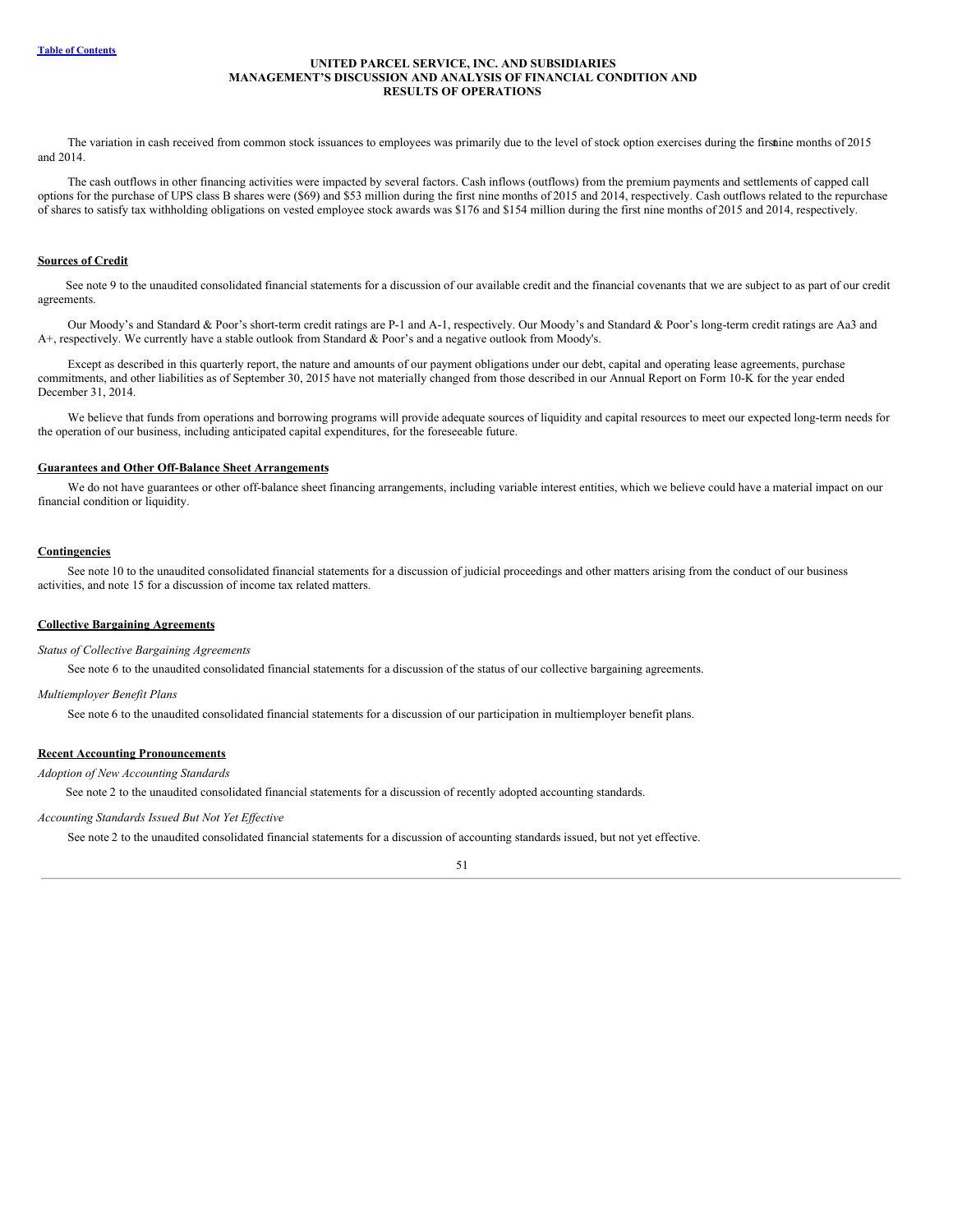The variation in cash received from common stock issuances to employees was primarily due to the level of stock option exercises during the first nine months of 2015 and 2014.

The cash outflows in other financing activities were impacted by several factors. Cash inflows (outflows) from the premium payments and settlements of capped call options for the purchase of UPS class B shares were ($69) and $53 million during the first nine months of 2015 and 2014, respectively. Cash outflows related to the repurchase of shares to satisfy tax withholding obligations on vested employee stock awards was $176 and $154 million during the first nine months of 2015 and 2014, respectively.

## Sources of Credit

See note 9 to the unaudited consolidated financial statements for a discussion of our available credit and the financial covenants that we are subject to as part of our credit agreements.

Our Moody's and Standard & Poor's short-term credit ratings are P-1 and A-1, respectively. Our Moody's and Standard & Poor's long-term credit ratings are Aa3 and A+, respectively. We currently have a stable outlook from Standard & Poor's and a negative outlook from Moody's.

Except as described in this quarterly report, the nature and amounts of our payment obligations under our debt, capital and operating lease agreements, purchase commitments, and other liabilities as of September 30, 2015 have not materially changed from those described in our Annual Report on Form 10-K for the year ended December 31, 2014.

We believe that funds from operations and borrowing programs will provide adequate sources of liquidity and capital resources to meet our expected long-term needs for the operation of our business, including anticipated capital expenditures, for the foreseeable future.

## Guarantees and Other Off-Balance Sheet Arrangements

We do not have guarantees or other off-balance sheet financing arrangements, including variable interest entities, which we believe could have a material impact on our financial condition or liquidity.

## Contingencies

See note 10 to the unaudited consolidated financial statements for a discussion of judicial proceedings and other matters arising from the conduct of our business activities, and note 15 for a discussion of income tax related matters.

## Collective Bargaining Agreements

*Status of Collective Bargaining Agreements*

See note 6 to the unaudited consolidated financial statements for a discussion of the status of our collective bargaining agreements.

*Multiemployer Benefit Plans*

See note 6 to the unaudited consolidated financial statements for a discussion of our participation in multiemployer benefit plans.

## Recent Accounting Pronouncements

*Adoption of New Accounting Standards*

See note 2 to the unaudited consolidated financial statements for a discussion of recently adopted accounting standards.

*Accounting Standards Issued But Not Yet Effective*

See note 2 to the unaudited consolidated financial statements for a discussion of accounting standards issued, but not yet effective.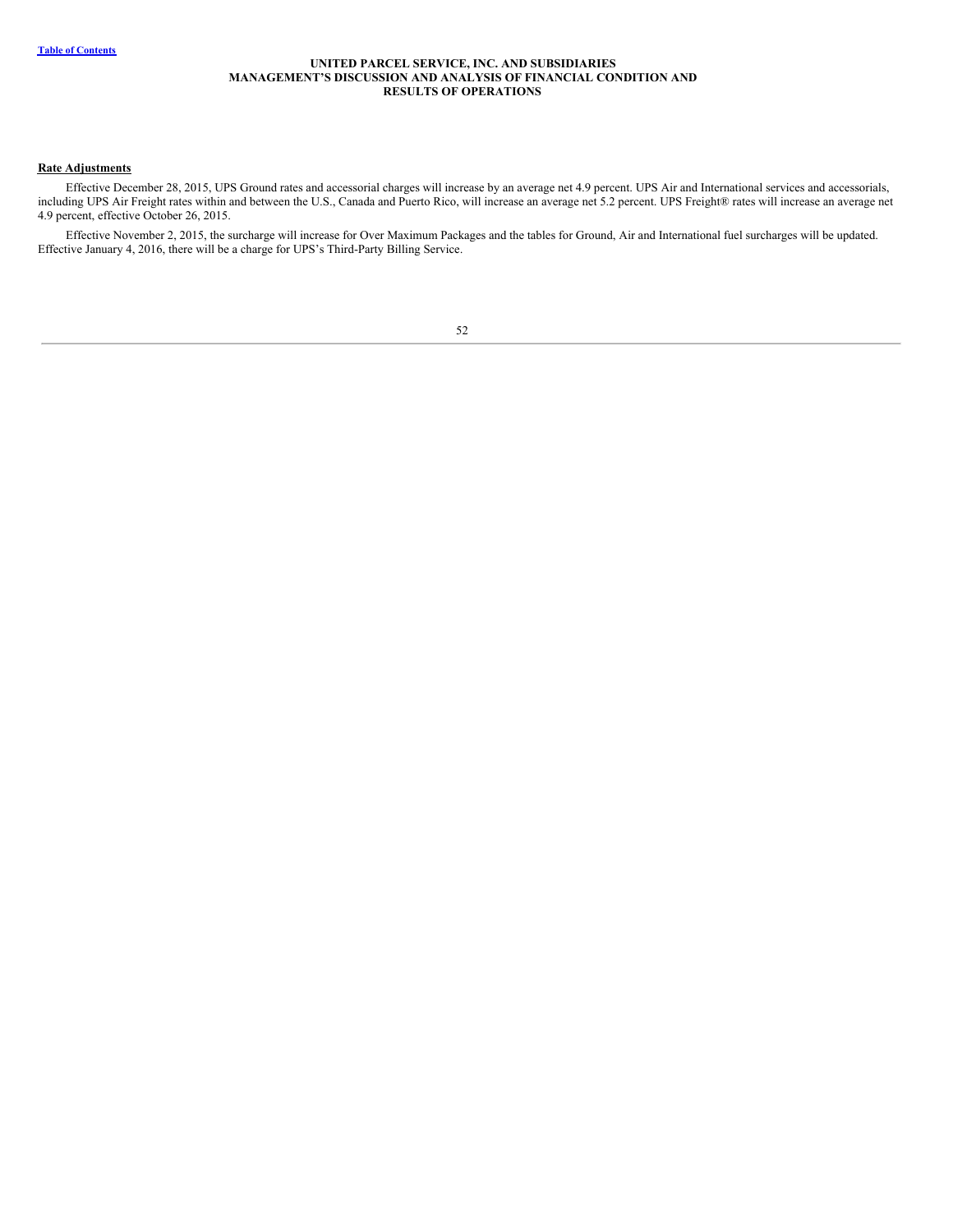## Rate Adjustments

Effective December 28, 2015, UPS Ground rates and accessorial charges will increase by an average net 4.9 percent. UPS Air and International services and accessorials, including UPS Air Freight rates within and between the U.S., Canada and Puerto Rico, will increase an average net 5.2 percent. UPS Freight® rates will increase an average net 4.9 percent, effective October 26, 2015.

Effective November 2, 2015, the surcharge will increase for Over Maximum Packages and the tables for Ground, Air and International fuel surcharges will be updated. Effective January 4, 2016, there will be a charge for UPS's Third-Party Billing Service.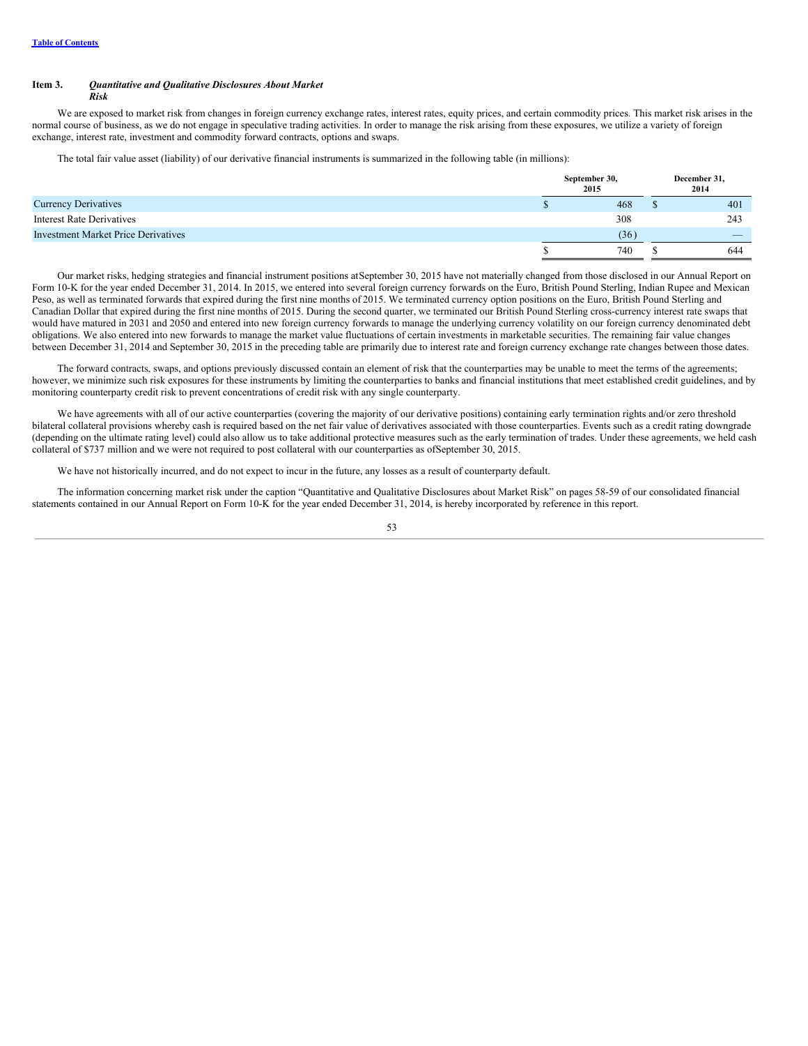## Item 3. *Quantitative and Qualitative Disclosures About Market Risk*

We are exposed to market risk from changes in foreign currency exchange rates, interest rates, equity prices, and certain commodity prices. This market risk arises in the normal course of business, as we do not engage in speculative trading activities. In order to manage the risk arising from these exposures, we utilize a variety of foreign exchange, interest rate, investment and commodity forward contracts, options and swaps.

The total fair value asset (liability) of our derivative financial instruments is summarized in the following table (in millions):

| | September 30, 2015 | December 31, 2014 |
|---|---|---|
| Currency Derivatives | $ 468 | $ 401 |
| Interest Rate Derivatives | 308 | 243 |
| Investment Market Price Derivatives | (36) | — |
| | $ 740 | $ 644 |

Our market risks, hedging strategies and financial instrument positions at September 30, 2015 have not materially changed from those disclosed in our Annual Report on Form 10-K for the year ended December 31, 2014. In 2015, we entered into several foreign currency forwards on the Euro, British Pound Sterling, Indian Rupee and Mexican Peso, as well as terminated forwards that expired during the first nine months of 2015. We terminated currency option positions on the Euro, British Pound Sterling and Canadian Dollar that expired during the first nine months of 2015. During the second quarter, we terminated our British Pound Sterling cross-currency interest rate swaps that would have matured in 2031 and 2050 and entered into new foreign currency forwards to manage the underlying currency volatility on our foreign currency denominated debt obligations. We also entered into new forwards to manage the market value fluctuations of certain investments in marketable securities. The remaining fair value changes between December 31, 2014 and September 30, 2015 in the preceding table are primarily due to interest rate and foreign currency exchange rate changes between those dates.

The forward contracts, swaps, and options previously discussed contain an element of risk that the counterparties may be unable to meet the terms of the agreements; however, we minimize such risk exposures for these instruments by limiting the counterparties to banks and financial institutions that meet established credit guidelines, and by monitoring counterparty credit risk to prevent concentrations of credit risk with any single counterparty.

We have agreements with all of our active counterparties (covering the majority of our derivative positions) containing early termination rights and/or zero threshold bilateral collateral provisions whereby cash is required based on the net fair value of derivatives associated with those counterparties. Events such as a credit rating downgrade (depending on the ultimate rating level) could also allow us to take additional protective measures such as the early termination of trades. Under these agreements, we held cash collateral of $737 million and we were not required to post collateral with our counterparties as of September 30, 2015.

We have not historically incurred, and do not expect to incur in the future, any losses as a result of counterparty default.

The information concerning market risk under the caption "Quantitative and Qualitative Disclosures about Market Risk" on pages 58-59 of our consolidated financial statements contained in our Annual Report on Form 10-K for the year ended December 31, 2014, is hereby incorporated by reference in this report.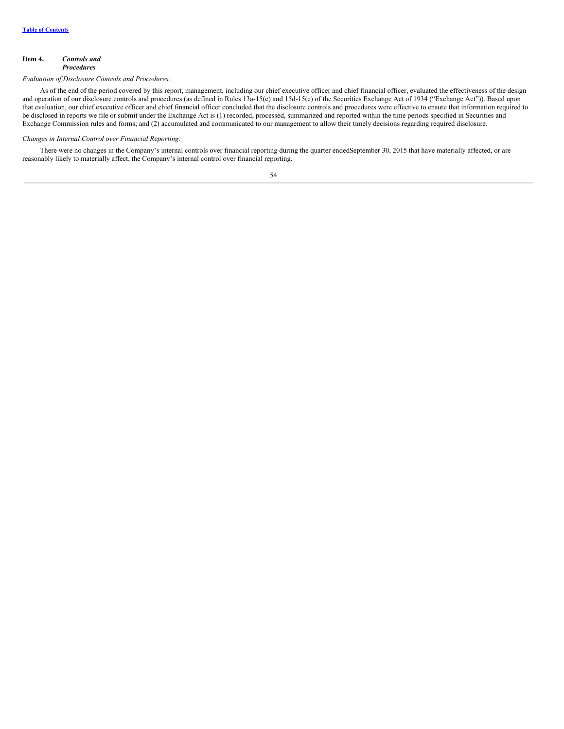## Item 4. *Controls and Procedures*

*Evaluation of Disclosure Controls and Procedures:*

As of the end of the period covered by this report, management, including our chief executive officer and chief financial officer, evaluated the effectiveness of the design and operation of our disclosure controls and procedures (as defined in Rules 13a-15(e) and 15d-15(e) of the Securities Exchange Act of 1934 ("Exchange Act")). Based upon that evaluation, our chief executive officer and chief financial officer concluded that the disclosure controls and procedures were effective to ensure that information required to be disclosed in reports we file or submit under the Exchange Act is (1) recorded, processed, summarized and reported within the time periods specified in Securities and Exchange Commission rules and forms; and (2) accumulated and communicated to our management to allow their timely decisions regarding required disclosure.

*Changes in Internal Control over Financial Reporting:*

There were no changes in the Company's internal controls over financial reporting during the quarter endedSeptember 30, 2015 that have materially affected, or are reasonably likely to materially affect, the Company's internal control over financial reporting.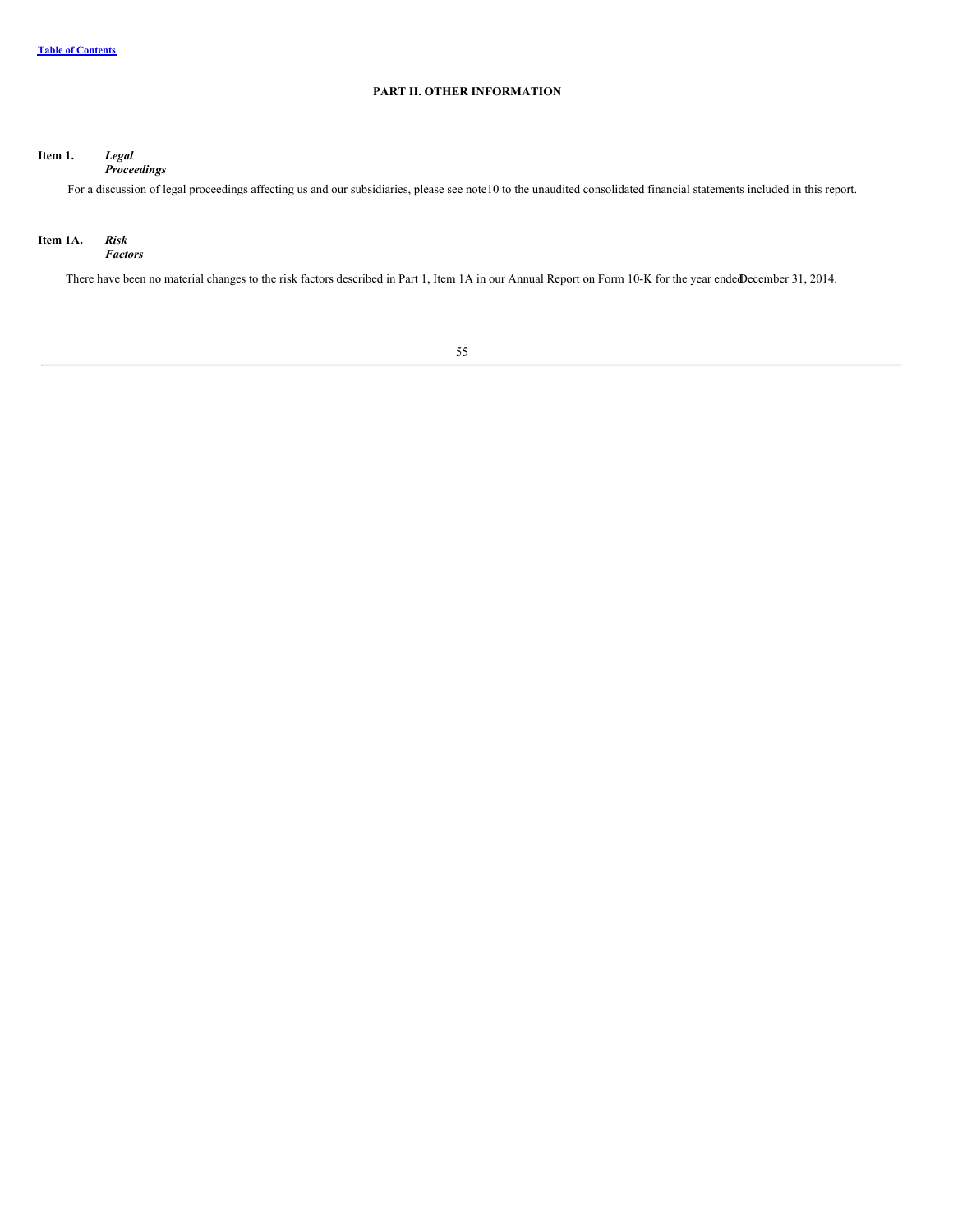# PART II. OTHER INFORMATION

**Item 1.** ***Legal Proceedings***

For a discussion of legal proceedings affecting us and our subsidiaries, please see note10 to the unaudited consolidated financial statements included in this report.

**Item 1A.** ***Risk Factors***

There have been no material changes to the risk factors described in Part 1, Item 1A in our Annual Report on Form 10-K for the year ended December 31, 2014.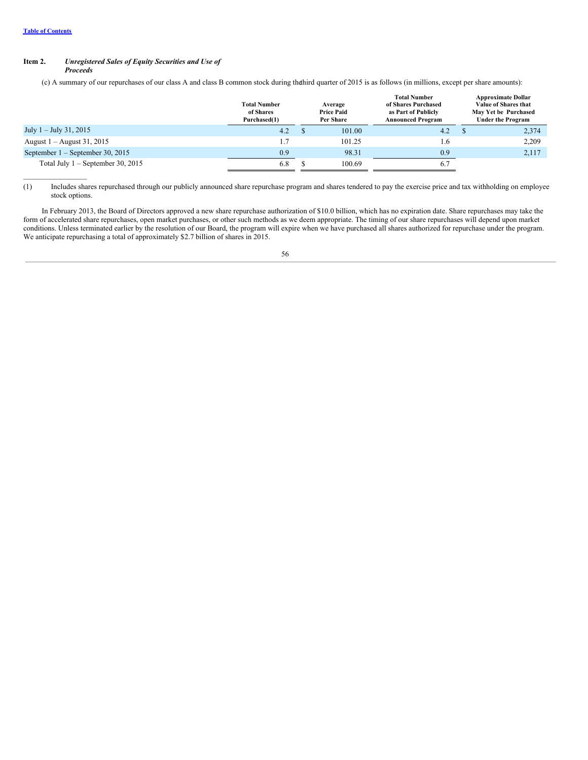[Table of Contents](#)

**Item 2.** ***Unregistered Sales of Equity Securities and Use of Proceeds***

(c) A summary of our repurchases of our class A and class B common stock during the third quarter of 2015 is as follows (in millions, except per share amounts):

| | Total Number of Shares Purchased(1) | Average Price Paid Per Share | Total Number of Shares Purchased as Part of Publicly Announced Program | Approximate Dollar Value of Shares that May Yet be Purchased Under the Program |
|---|---|---|---|---|
| July 1 – July 31, 2015 | 4.2 | $ 101.00 | 4.2 | $ 2,374 |
| August 1 – August 31, 2015 | 1.7 | 101.25 | 1.6 | 2,209 |
| September 1 – September 30, 2015 | 0.9 | 98.31 | 0.9 | 2,117 |
| Total July 1 – September 30, 2015 | 6.8 | $ 100.69 | 6.7 | |

(1) Includes shares repurchased through our publicly announced share repurchase program and shares tendered to pay the exercise price and tax withholding on employee stock options.

In February 2013, the Board of Directors approved a new share repurchase authorization of $10.0 billion, which has no expiration date. Share repurchases may take the form of accelerated share repurchases, open market purchases, or other such methods as we deem appropriate. The timing of our share repurchases will depend upon market conditions. Unless terminated earlier by the resolution of our Board, the program will expire when we have purchased all shares authorized for repurchase under the program. We anticipate repurchasing a total of approximately $2.7 billion of shares in 2015.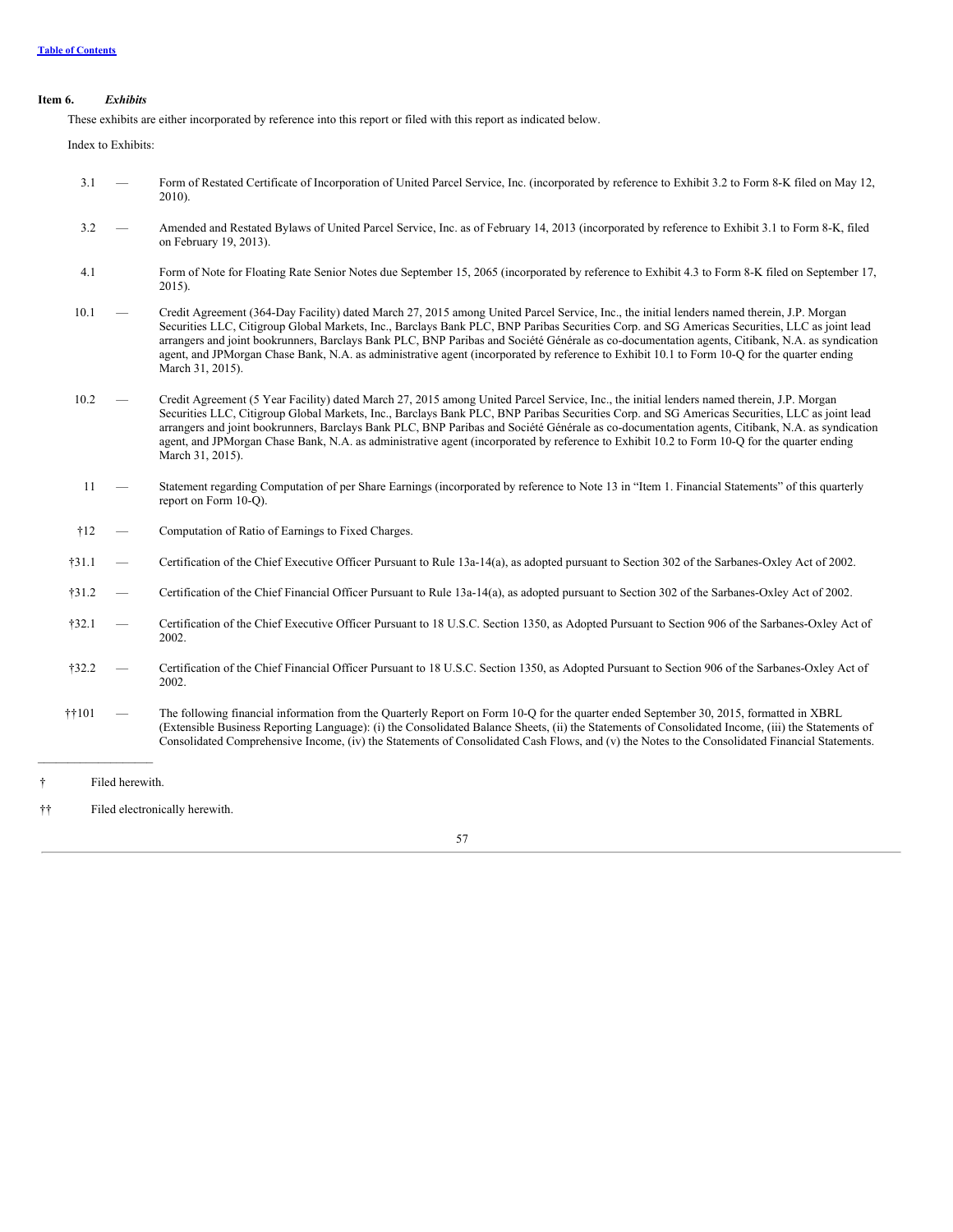**Item 6.** ***Exhibits***

These exhibits are either incorporated by reference into this report or filed with this report as indicated below.

Index to Exhibits:

| | | |
|---|---|---|
| 3.1 | — | Form of Restated Certificate of Incorporation of United Parcel Service, Inc. (incorporated by reference to Exhibit 3.2 to Form 8-K filed on May 12, 2010). |
| 3.2 | — | Amended and Restated Bylaws of United Parcel Service, Inc. as of February 14, 2013 (incorporated by reference to Exhibit 3.1 to Form 8-K, filed on February 19, 2013). |
| 4.1 | | Form of Note for Floating Rate Senior Notes due September 15, 2065 (incorporated by reference to Exhibit 4.3 to Form 8-K filed on September 17, 2015). |
| 10.1 | — | Credit Agreement (364-Day Facility) dated March 27, 2015 among United Parcel Service, Inc., the initial lenders named therein, J.P. Morgan Securities LLC, Citigroup Global Markets, Inc., Barclays Bank PLC, BNP Paribas Securities Corp. and SG Americas Securities, LLC as joint lead arrangers and joint bookrunners, Barclays Bank PLC, BNP Paribas and Société Générale as co-documentation agents, Citibank, N.A. as syndication agent, and JPMorgan Chase Bank, N.A. as administrative agent (incorporated by reference to Exhibit 10.1 to Form 10-Q for the quarter ending March 31, 2015). |
| 10.2 | — | Credit Agreement (5 Year Facility) dated March 27, 2015 among United Parcel Service, Inc., the initial lenders named therein, J.P. Morgan Securities LLC, Citigroup Global Markets, Inc., Barclays Bank PLC, BNP Paribas Securities Corp. and SG Americas Securities, LLC as joint lead arrangers and joint bookrunners, Barclays Bank PLC, BNP Paribas and Société Générale as co-documentation agents, Citibank, N.A. as syndication agent, and JPMorgan Chase Bank, N.A. as administrative agent (incorporated by reference to Exhibit 10.2 to Form 10-Q for the quarter ending March 31, 2015). |
| 11 | — | Statement regarding Computation of per Share Earnings (incorporated by reference to Note 13 in "Item 1. Financial Statements" of this quarterly report on Form 10-Q). |
| †12 | — | Computation of Ratio of Earnings to Fixed Charges. |
| †31.1 | — | Certification of the Chief Executive Officer Pursuant to Rule 13a-14(a), as adopted pursuant to Section 302 of the Sarbanes-Oxley Act of 2002. |
| †31.2 | — | Certification of the Chief Financial Officer Pursuant to Rule 13a-14(a), as adopted pursuant to Section 302 of the Sarbanes-Oxley Act of 2002. |
| †32.1 | — | Certification of the Chief Executive Officer Pursuant to 18 U.S.C. Section 1350, as Adopted Pursuant to Section 906 of the Sarbanes-Oxley Act of 2002. |
| †32.2 | — | Certification of the Chief Financial Officer Pursuant to 18 U.S.C. Section 1350, as Adopted Pursuant to Section 906 of the Sarbanes-Oxley Act of 2002. |
| ††101 | — | The following financial information from the Quarterly Report on Form 10-Q for the quarter ended September 30, 2015, formatted in XBRL (Extensible Business Reporting Language): (i) the Consolidated Balance Sheets, (ii) the Statements of Consolidated Income, (iii) the Statements of Consolidated Comprehensive Income, (iv) the Statements of Consolidated Cash Flows, and (v) the Notes to the Consolidated Financial Statements. |

---

† Filed herewith.

†† Filed electronically herewith.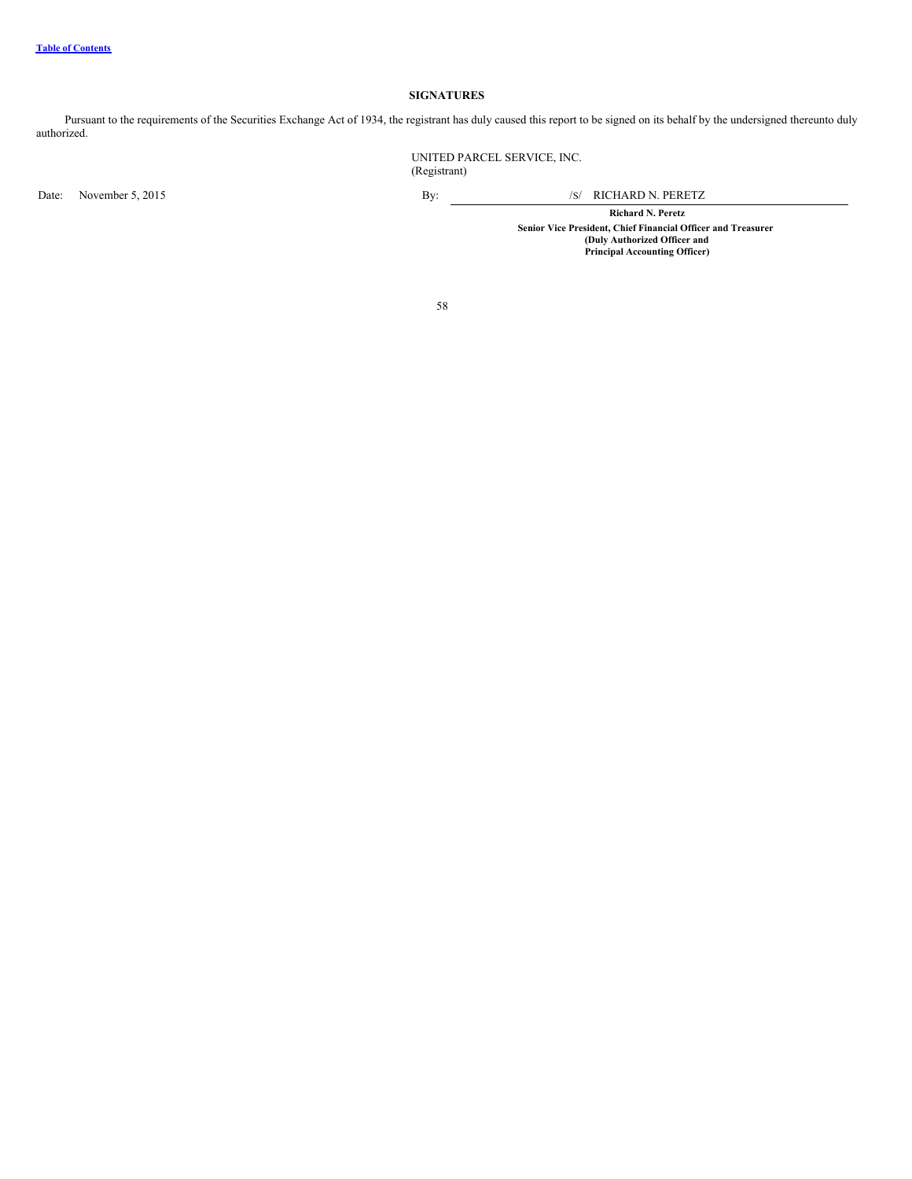## SIGNATURES

Pursuant to the requirements of the Securities Exchange Act of 1934, the registrant has duly caused this report to be signed on its behalf by the undersigned thereunto duly authorized.

UNITED PARCEL SERVICE, INC.
(Registrant)

Date: November 5, 2015

By: /S/ RICHARD N. PERETZ

**Richard N. Peretz**
**Senior Vice President, Chief Financial Officer and Treasurer**
**(Duly Authorized Officer and**
**Principal Accounting Officer)**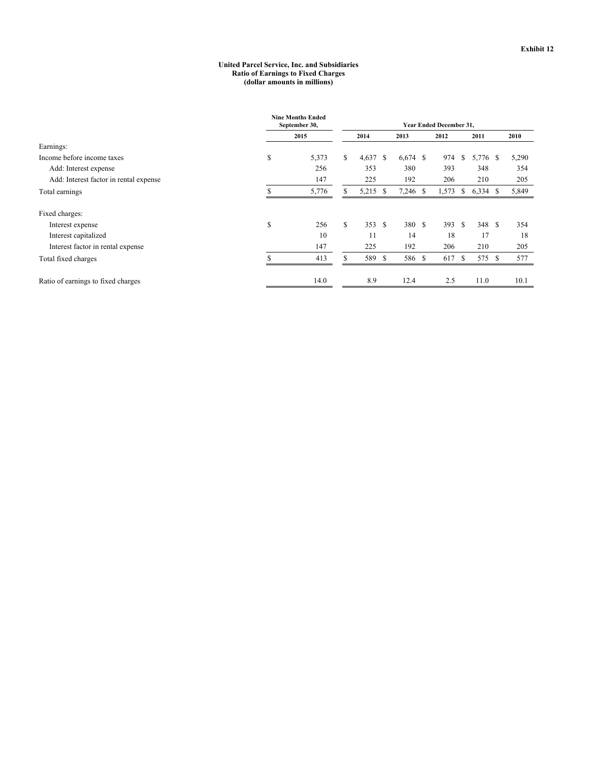**Exhibit 12**

**United Parcel Service, Inc. and Subsidiaries**
**Ratio of Earnings to Fixed Charges**
**(dollar amounts in millions)**

| | Nine Months Ended September 30, | Year Ended December 31, | | | | |
|---|---|---|---|---|---|---|
| | 2015 | 2014 | 2013 | 2012 | 2011 | 2010 |
| Earnings: | | | | | | |
| Income before income taxes | $ 5,373 | $ 4,637 | $ 6,674 | $ 974 | $ 5,776 | $ 5,290 |
| Add: Interest expense | 256 | 353 | 380 | 393 | 348 | 354 |
| Add: Interest factor in rental expense | 147 | 225 | 192 | 206 | 210 | 205 |
| Total earnings | $ 5,776 | $ 5,215 | $ 7,246 | $ 1,573 | $ 6,334 | $ 5,849 |
| Fixed charges: | | | | | | |
| Interest expense | $ 256 | $ 353 | $ 380 | $ 393 | $ 348 | $ 354 |
| Interest capitalized | 10 | 11 | 14 | 18 | 17 | 18 |
| Interest factor in rental expense | 147 | 225 | 192 | 206 | 210 | 205 |
| Total fixed charges | $ 413 | $ 589 | $ 586 | $ 617 | $ 575 | $ 577 |
| Ratio of earnings to fixed charges | 14.0 | 8.9 | 12.4 | 2.5 | 11.0 | 10.1 |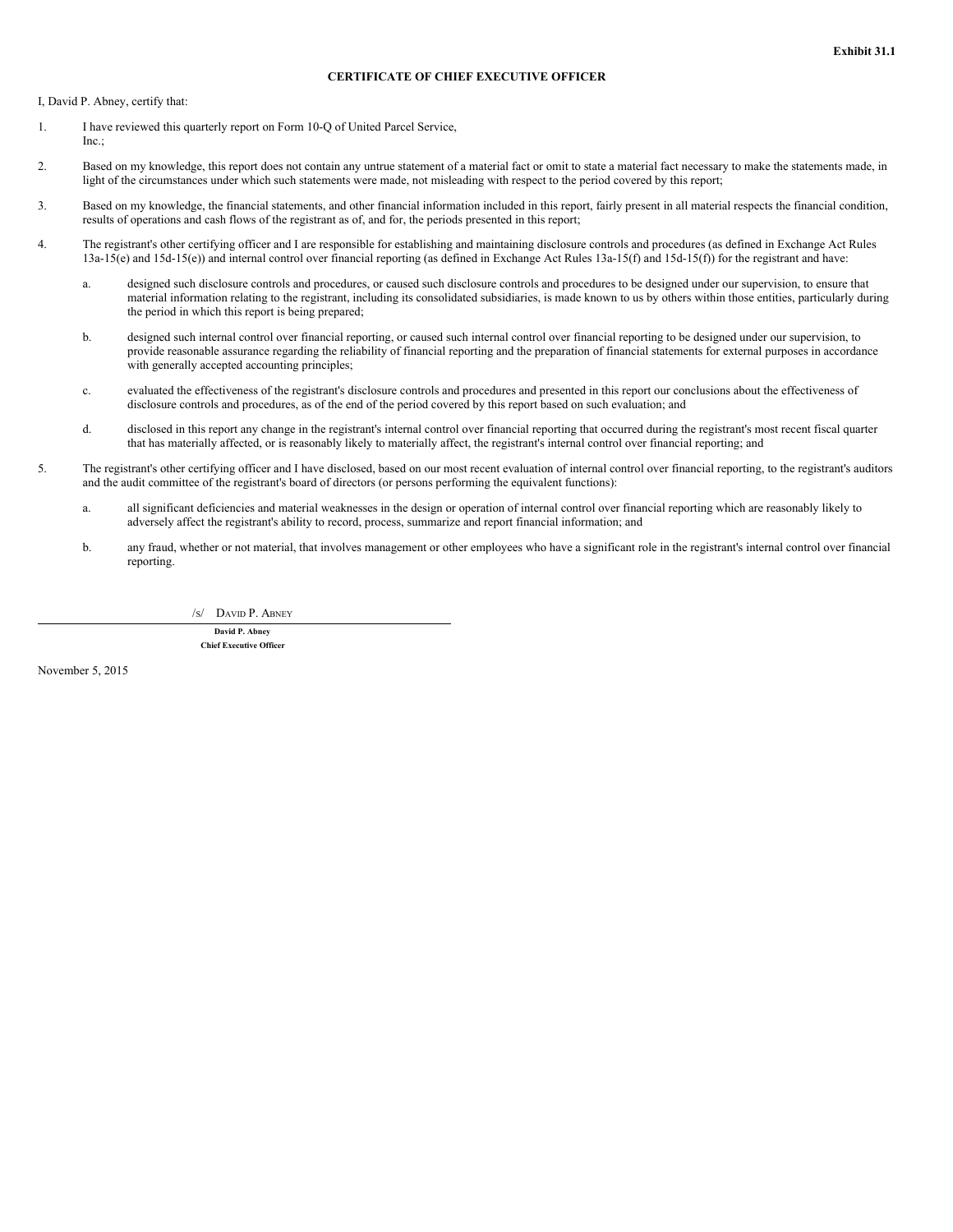**Exhibit 31.1**

# CERTIFICATE OF CHIEF EXECUTIVE OFFICER

I, David P. Abney, certify that:

1. I have reviewed this quarterly report on Form 10-Q of United Parcel Service, Inc.;

2. Based on my knowledge, this report does not contain any untrue statement of a material fact or omit to state a material fact necessary to make the statements made, in light of the circumstances under which such statements were made, not misleading with respect to the period covered by this report;

3. Based on my knowledge, the financial statements, and other financial information included in this report, fairly present in all material respects the financial condition, results of operations and cash flows of the registrant as of, and for, the periods presented in this report;

4. The registrant's other certifying officer and I are responsible for establishing and maintaining disclosure controls and procedures (as defined in Exchange Act Rules 13a-15(e) and 15d-15(e)) and internal control over financial reporting (as defined in Exchange Act Rules 13a-15(f) and 15d-15(f)) for the registrant and have:

   a. designed such disclosure controls and procedures, or caused such disclosure controls and procedures to be designed under our supervision, to ensure that material information relating to the registrant, including its consolidated subsidiaries, is made known to us by others within those entities, particularly during the period in which this report is being prepared;

   b. designed such internal control over financial reporting, or caused such internal control over financial reporting to be designed under our supervision, to provide reasonable assurance regarding the reliability of financial reporting and the preparation of financial statements for external purposes in accordance with generally accepted accounting principles;

   c. evaluated the effectiveness of the registrant's disclosure controls and procedures and presented in this report our conclusions about the effectiveness of disclosure controls and procedures, as of the end of the period covered by this report based on such evaluation; and

   d. disclosed in this report any change in the registrant's internal control over financial reporting that occurred during the registrant's most recent fiscal quarter that has materially affected, or is reasonably likely to materially affect, the registrant's internal control over financial reporting; and

5. The registrant's other certifying officer and I have disclosed, based on our most recent evaluation of internal control over financial reporting, to the registrant's auditors and the audit committee of the registrant's board of directors (or persons performing the equivalent functions):

   a. all significant deficiencies and material weaknesses in the design or operation of internal control over financial reporting which are reasonably likely to adversely affect the registrant's ability to record, process, summarize and report financial information; and

   b. any fraud, whether or not material, that involves management or other employees who have a significant role in the registrant's internal control over financial reporting.

/s/ DAVID P. ABNEY

**David P. Abney**
**Chief Executive Officer**

November 5, 2015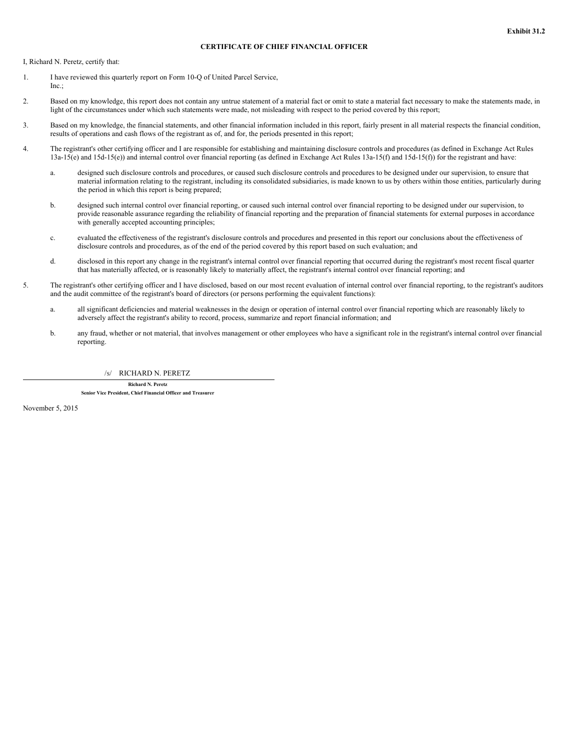**Exhibit 31.2**

**CERTIFICATE OF CHIEF FINANCIAL OFFICER**

I, Richard N. Peretz, certify that:

1. I have reviewed this quarterly report on Form 10-Q of United Parcel Service, Inc.;

2. Based on my knowledge, this report does not contain any untrue statement of a material fact or omit to state a material fact necessary to make the statements made, in light of the circumstances under which such statements were made, not misleading with respect to the period covered by this report;

3. Based on my knowledge, the financial statements, and other financial information included in this report, fairly present in all material respects the financial condition, results of operations and cash flows of the registrant as of, and for, the periods presented in this report;

4. The registrant's other certifying officer and I are responsible for establishing and maintaining disclosure controls and procedures (as defined in Exchange Act Rules 13a-15(e) and 15d-15(e)) and internal control over financial reporting (as defined in Exchange Act Rules 13a-15(f) and 15d-15(f)) for the registrant and have:

   a. designed such disclosure controls and procedures, or caused such disclosure controls and procedures to be designed under our supervision, to ensure that material information relating to the registrant, including its consolidated subsidiaries, is made known to us by others within those entities, particularly during the period in which this report is being prepared;

   b. designed such internal control over financial reporting, or caused such internal control over financial reporting to be designed under our supervision, to provide reasonable assurance regarding the reliability of financial reporting and the preparation of financial statements for external purposes in accordance with generally accepted accounting principles;

   c. evaluated the effectiveness of the registrant's disclosure controls and procedures and presented in this report our conclusions about the effectiveness of disclosure controls and procedures, as of the end of the period covered by this report based on such evaluation; and

   d. disclosed in this report any change in the registrant's internal control over financial reporting that occurred during the registrant's most recent fiscal quarter that has materially affected, or is reasonably likely to materially affect, the registrant's internal control over financial reporting; and

5. The registrant's other certifying officer and I have disclosed, based on our most recent evaluation of internal control over financial reporting, to the registrant's auditors and the audit committee of the registrant's board of directors (or persons performing the equivalent functions):

   a. all significant deficiencies and material weaknesses in the design or operation of internal control over financial reporting which are reasonably likely to adversely affect the registrant's ability to record, process, summarize and report financial information; and

   b. any fraud, whether or not material, that involves management or other employees who have a significant role in the registrant's internal control over financial reporting.

/s/ RICHARD N. PERETZ

**Richard N. Peretz**
**Senior Vice President, Chief Financial Officer and Treasurer**

November 5, 2015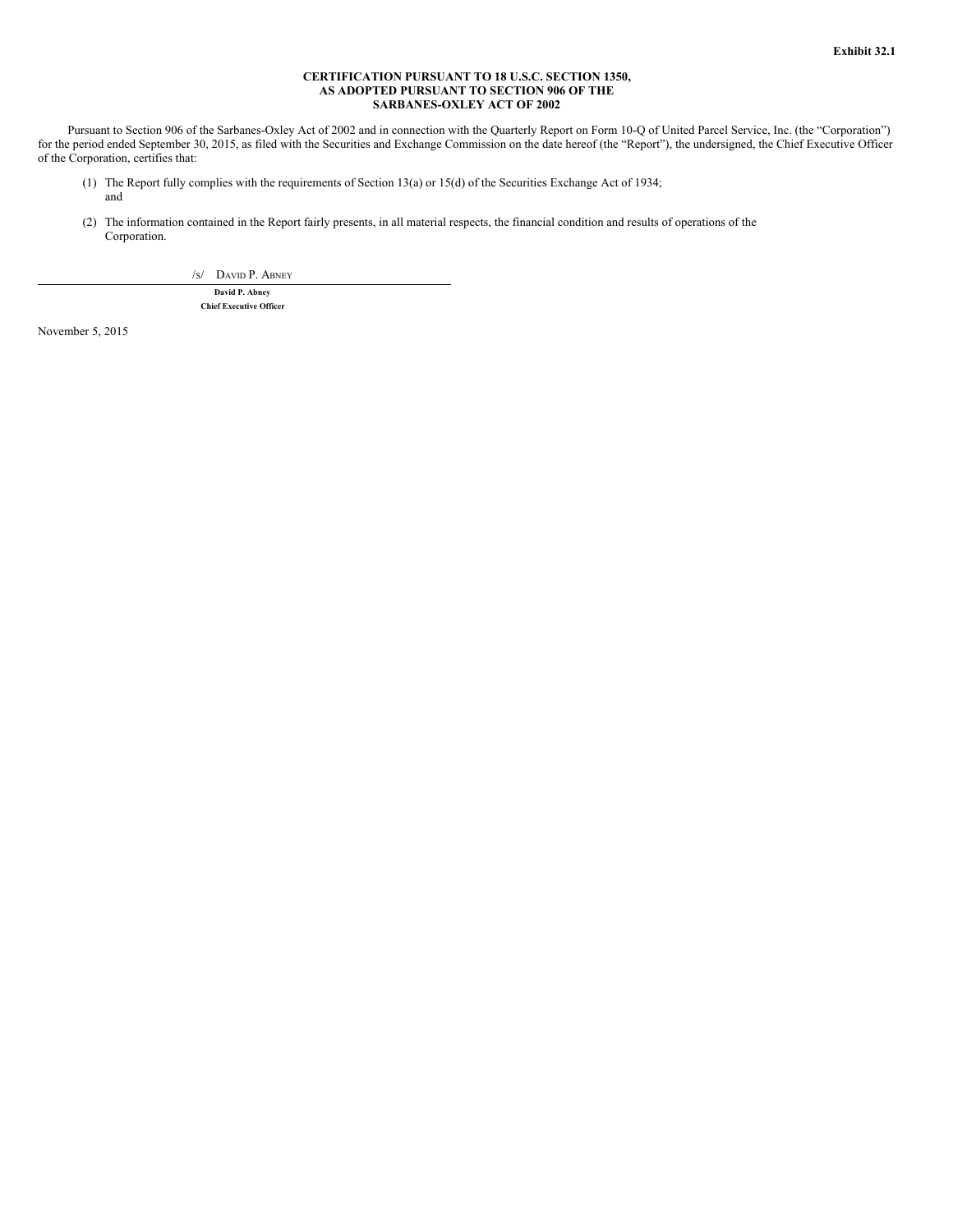**Exhibit 32.1**

**CERTIFICATION PURSUANT TO 18 U.S.C. SECTION 1350,
AS ADOPTED PURSUANT TO SECTION 906 OF THE
SARBANES-OXLEY ACT OF 2002**

Pursuant to Section 906 of the Sarbanes-Oxley Act of 2002 and in connection with the Quarterly Report on Form 10-Q of United Parcel Service, Inc. (the "Corporation") for the period ended September 30, 2015, as filed with the Securities and Exchange Commission on the date hereof (the "Report"), the undersigned, the Chief Executive Officer of the Corporation, certifies that:

(1) The Report fully complies with the requirements of Section 13(a) or 15(d) of the Securities Exchange Act of 1934; and

(2) The information contained in the Report fairly presents, in all material respects, the financial condition and results of operations of the Corporation.

/s/ David P. Abney

**David P. Abney**
**Chief Executive Officer**

November 5, 2015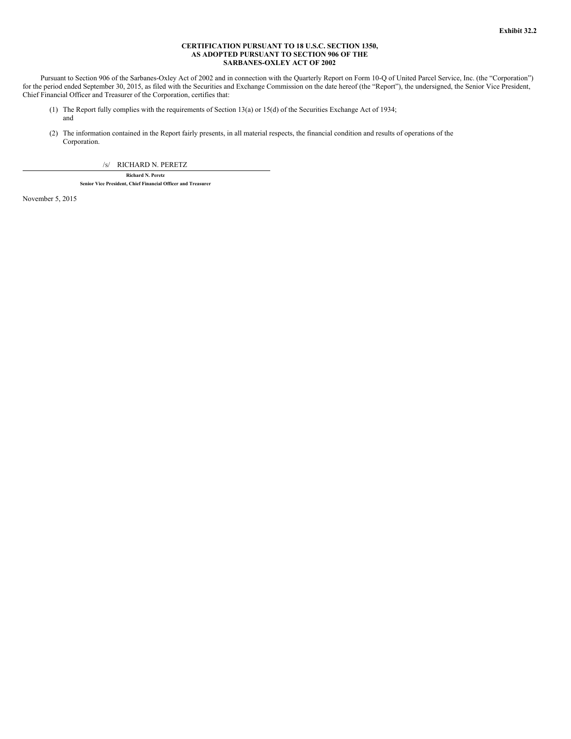Exhibit 32.2

**CERTIFICATION PURSUANT TO 18 U.S.C. SECTION 1350,
AS ADOPTED PURSUANT TO SECTION 906 OF THE
SARBANES-OXLEY ACT OF 2002**

Pursuant to Section 906 of the Sarbanes-Oxley Act of 2002 and in connection with the Quarterly Report on Form 10-Q of United Parcel Service, Inc. (the "Corporation") for the period ended September 30, 2015, as filed with the Securities and Exchange Commission on the date hereof (the "Report"), the undersigned, the Senior Vice President, Chief Financial Officer and Treasurer of the Corporation, certifies that:

(1) The Report fully complies with the requirements of Section 13(a) or 15(d) of the Securities Exchange Act of 1934; and

(2) The information contained in the Report fairly presents, in all material respects, the financial condition and results of operations of the Corporation.

/s/ RICHARD N. PERETZ

**Richard N. Peretz**
**Senior Vice President, Chief Financial Officer and Treasurer**

November 5, 2015